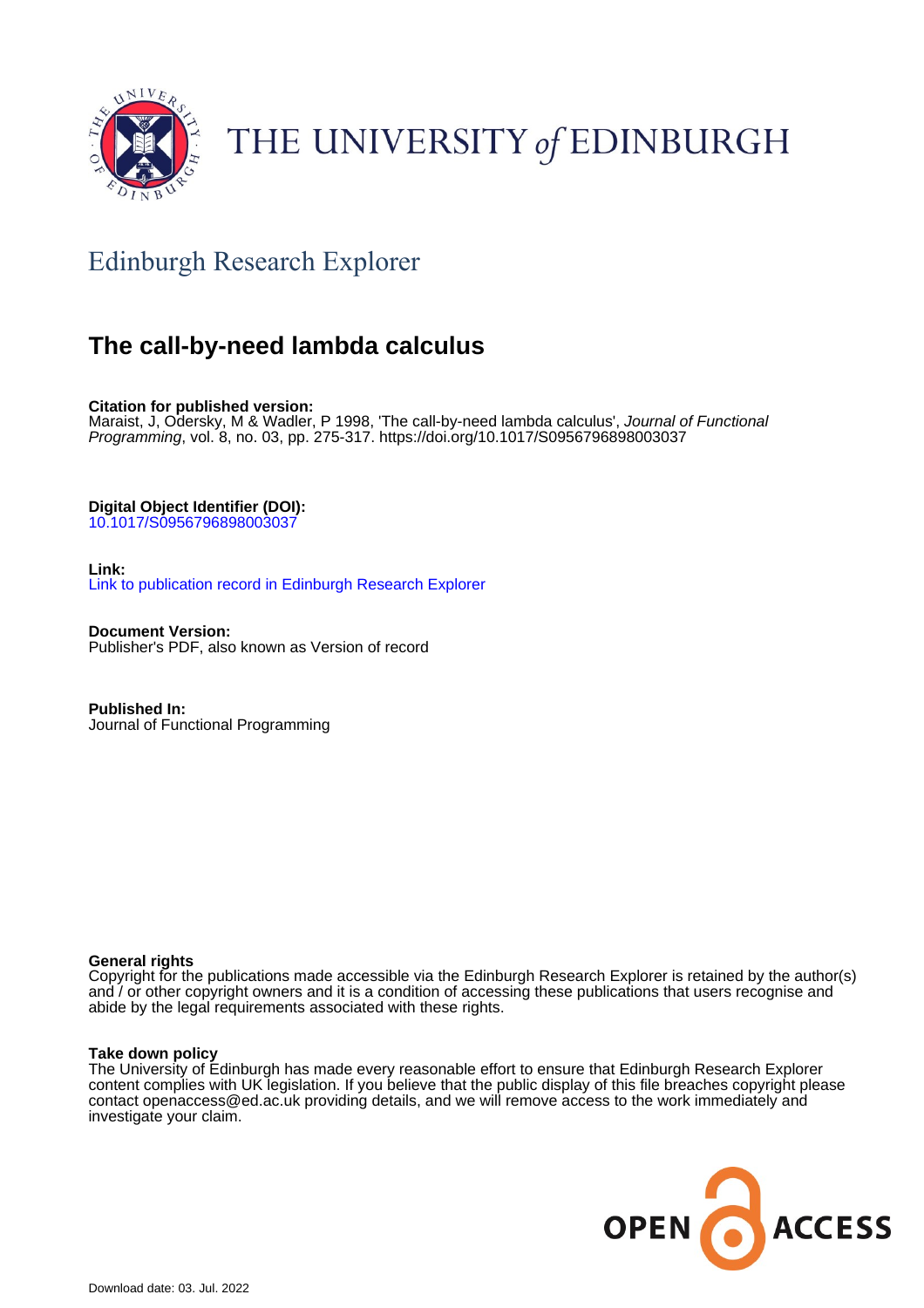THE UNIVERSITY *of* EDINBURGH

## Edinburgh Research Explorer

# The call-by-need lambda calculus

**Citation for published version:**
Maraist, J, Odersky, M & Wadler, P 1998, 'The call-by-need lambda calculus', *Journal of Functional Programming*, vol. 8, no. 03, pp. 275-317. https://doi.org/10.1017/S0956796898003037

**Digital Object Identifier (DOI):**
10.1017/S0956796898003037

**Link:**
Link to publication record in Edinburgh Research Explorer

**Document Version:**
Publisher's PDF, also known as Version of record

**Published In:**
Journal of Functional Programming

**General rights**
Copyright for the publications made accessible via the Edinburgh Research Explorer is retained by the author(s) and / or other copyright owners and it is a condition of accessing these publications that users recognise and abide by the legal requirements associated with these rights.

**Take down policy**
The University of Edinburgh has made every reasonable effort to ensure that Edinburgh Research Explorer content complies with UK legislation. If you believe that the public display of this file breaches copyright please contact openaccess@ed.ac.uk providing details, and we will remove access to the work immediately and investigate your claim.

OPEN ACCESS

Download date: 03. Jul. 2022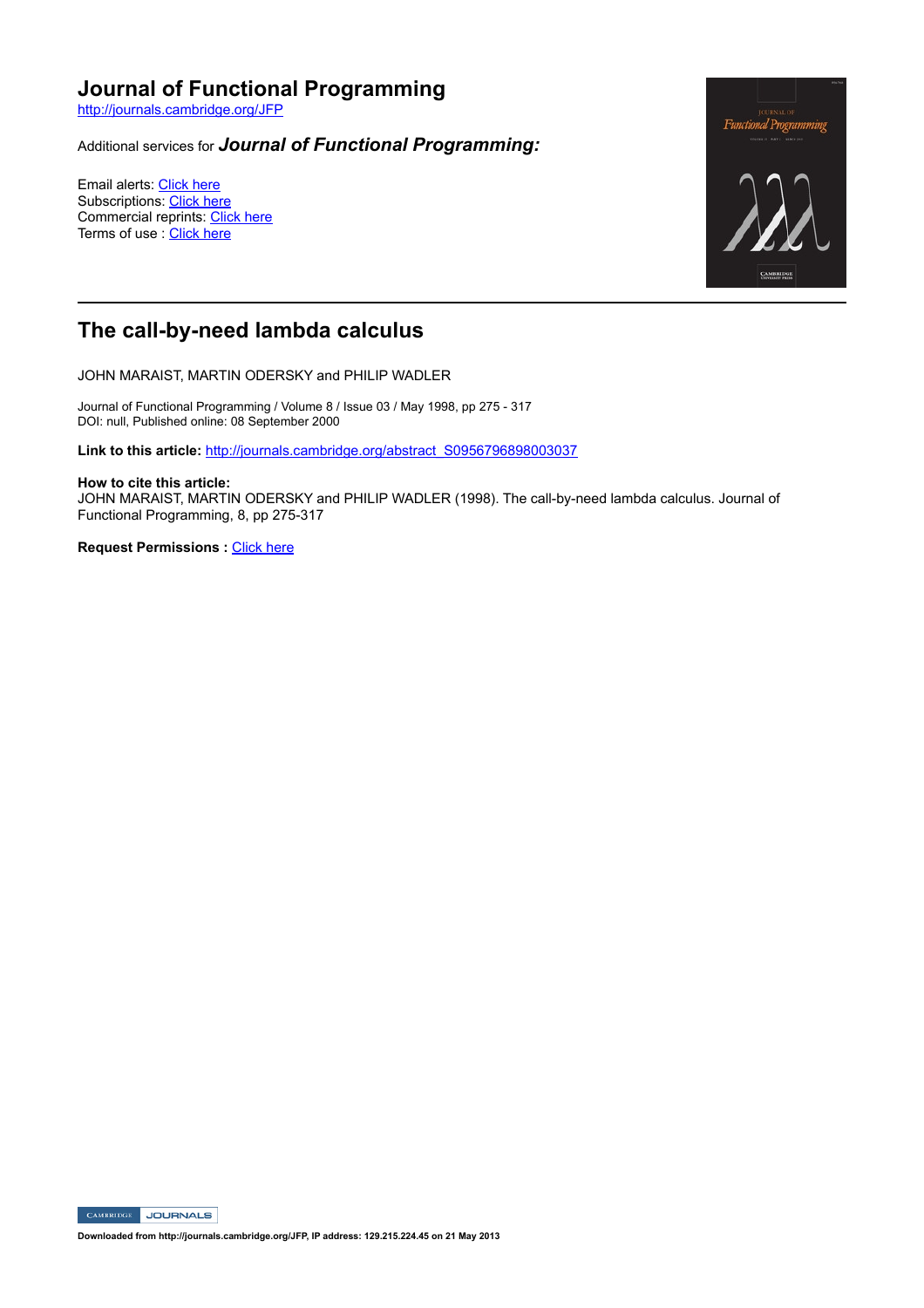# Journal of Functional Programming

http://journals.cambridge.org/JFP

Additional services for ***Journal of Functional Programming:***

Email alerts: Click here
Subscriptions: Click here
Commercial reprints: Click here
Terms of use : Click here

## The call-by-need lambda calculus

JOHN MARAIST, MARTIN ODERSKY and PHILIP WADLER

Journal of Functional Programming / Volume 8 / Issue 03 / May 1998, pp 275 - 317
DOI: null, Published online: 08 September 2000

**Link to this article:** http://journals.cambridge.org/abstract_S0956796898003037

**How to cite this article:**
JOHN MARAIST, MARTIN ODERSKY and PHILIP WADLER (1998). The call-by-need lambda calculus. Journal of Functional Programming, 8, pp 275-317

**Request Permissions :** Click here

**Downloaded from http://journals.cambridge.org/JFP, IP address: 129.215.224.45 on 21 May 2013**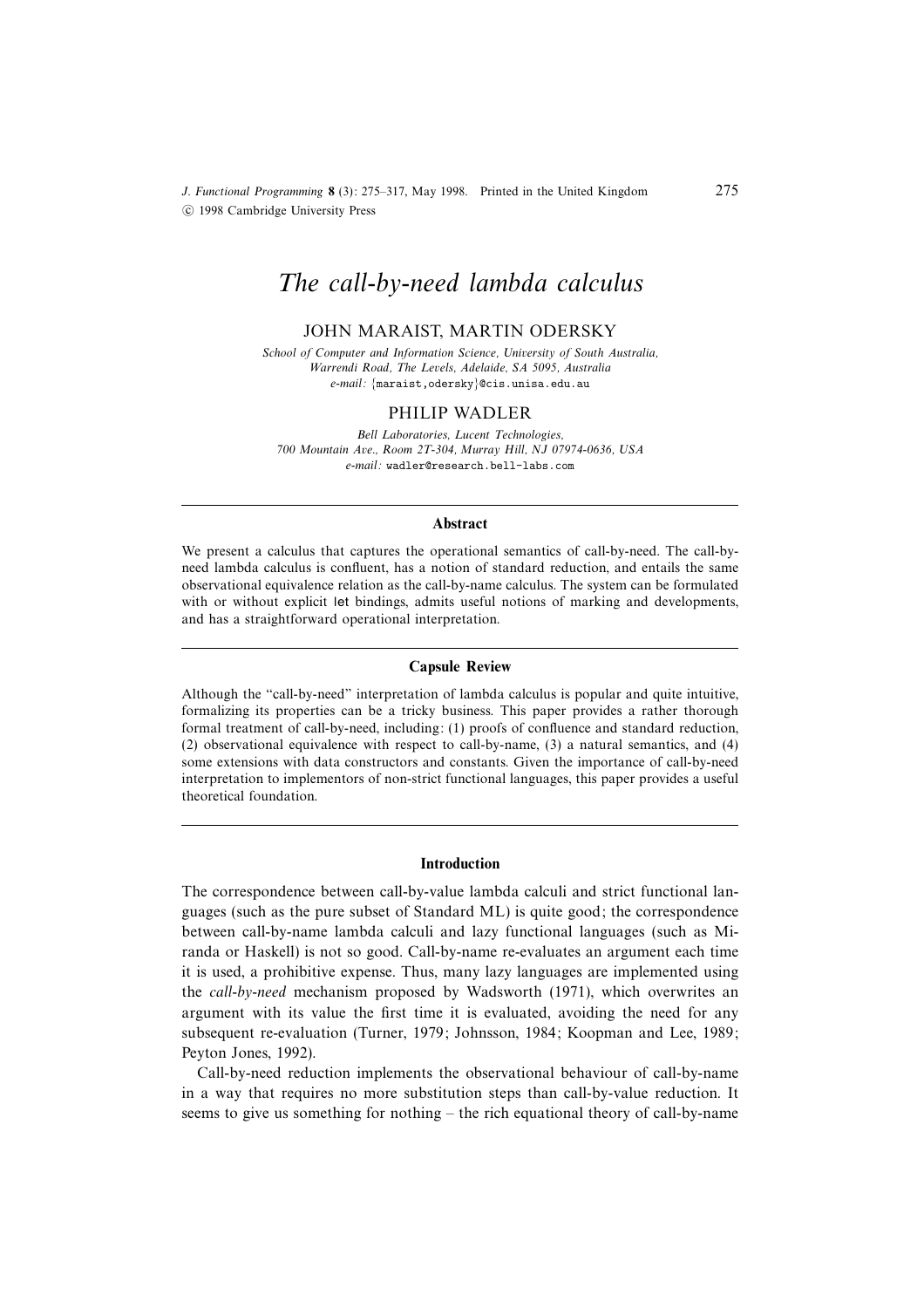# The call-by-need lambda calculus

JOHN MARAIST, MARTIN ODERSKY

*School of Computer and Information Science, University of South Australia, Warrendi Road, The Levels, Adelaide, SA 5095, Australia*
*e-mail:* {maraist,odersky}@cis.unisa.edu.au

PHILIP WADLER

*Bell Laboratories, Lucent Technologies, 700 Mountain Ave., Room 2T-304, Murray Hill, NJ 07974-0636, USA*
*e-mail:* wadler@research.bell-labs.com

---

### Abstract

We present a calculus that captures the operational semantics of call-by-need. The call-by-need lambda calculus is confluent, has a notion of standard reduction, and entails the same observational equivalence relation as the call-by-name calculus. The system can be formulated with or without explicit let bindings, admits useful notions of marking and developments, and has a straightforward operational interpretation.

---

### Capsule Review

Although the "call-by-need" interpretation of lambda calculus is popular and quite intuitive, formalizing its properties can be a tricky business. This paper provides a rather thorough formal treatment of call-by-need, including: (1) proofs of confluence and standard reduction, (2) observational equivalence with respect to call-by-name, (3) a natural semantics, and (4) some extensions with data constructors and constants. Given the importance of call-by-need interpretation to implementors of non-strict functional languages, this paper provides a useful theoretical foundation.

---

### Introduction

The correspondence between call-by-value lambda calculi and strict functional languages (such as the pure subset of Standard ML) is quite good; the correspondence between call-by-name lambda calculi and lazy functional languages (such as Miranda or Haskell) is not so good. Call-by-name re-evaluates an argument each time it is used, a prohibitive expense. Thus, many lazy languages are implemented using the *call-by-need* mechanism proposed by Wadsworth (1971), which overwrites an argument with its value the first time it is evaluated, avoiding the need for any subsequent re-evaluation (Turner, 1979; Johnsson, 1984; Koopman and Lee, 1989; Peyton Jones, 1992).

Call-by-need reduction implements the observational behaviour of call-by-name in a way that requires no more substitution steps than call-by-value reduction. It seems to give us something for nothing – the rich equational theory of call-by-name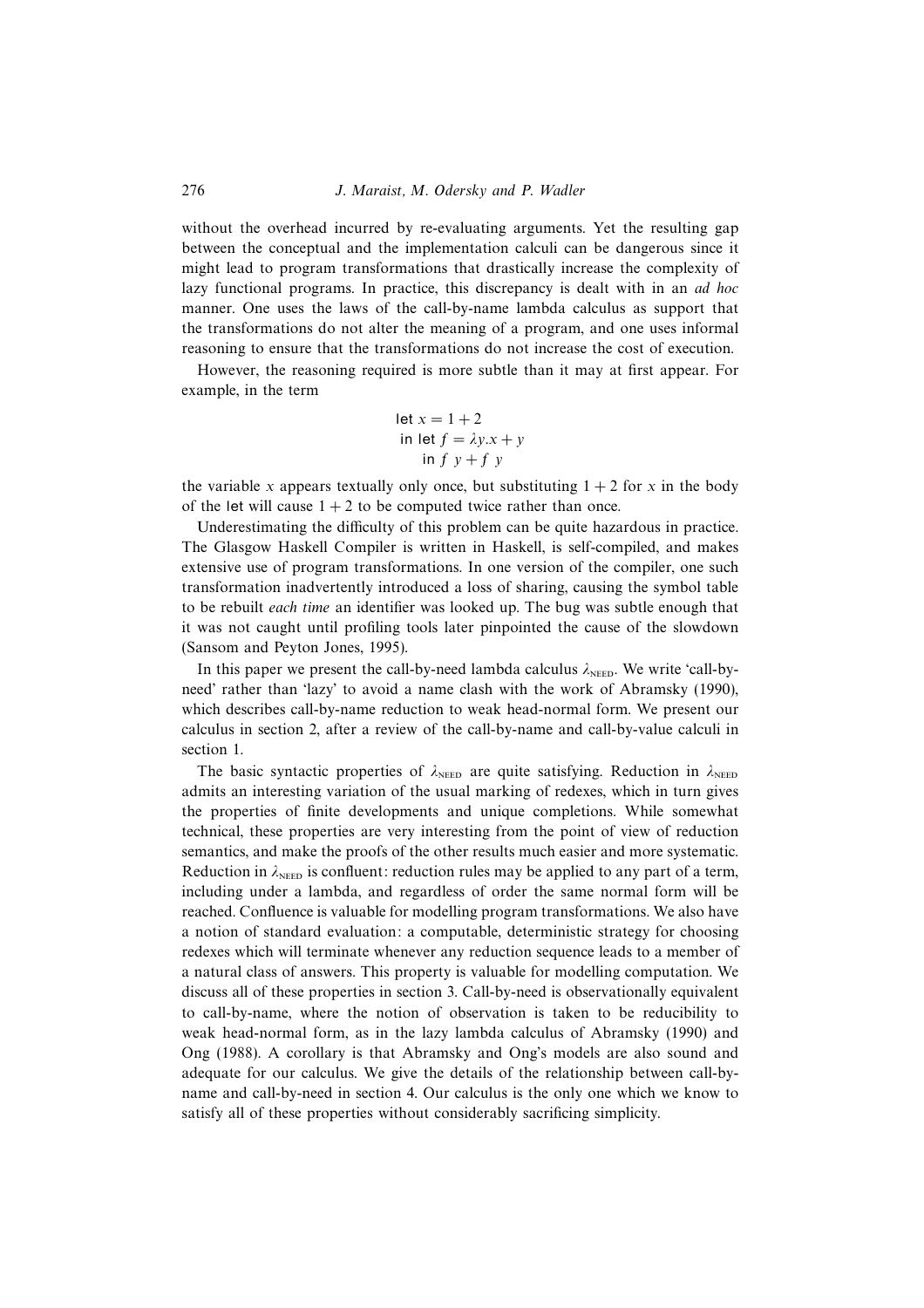without the overhead incurred by re-evaluating arguments. Yet the resulting gap between the conceptual and the implementation calculi can be dangerous since it might lead to program transformations that drastically increase the complexity of lazy functional programs. In practice, this discrepancy is dealt with in an *ad hoc* manner. One uses the laws of the call-by-name lambda calculus as support that the transformations do not alter the meaning of a program, and one uses informal reasoning to ensure that the transformations do not increase the cost of execution.

However, the reasoning required is more subtle than it may at first appear. For example, in the term

$$\begin{array}{l} \mathsf{let}\ x = 1 + 2 \\ \ \ \mathsf{in\ let}\ f = \lambda y.x + y \\ \ \ \ \ \ \ \mathsf{in}\ f\ y + f\ y \end{array}$$

the variable $x$ appears textually only once, but substituting $1 + 2$ for $x$ in the body of the let will cause $1 + 2$ to be computed twice rather than once.

Underestimating the difficulty of this problem can be quite hazardous in practice. The Glasgow Haskell Compiler is written in Haskell, is self-compiled, and makes extensive use of program transformations. In one version of the compiler, one such transformation inadvertently introduced a loss of sharing, causing the symbol table to be rebuilt *each time* an identifier was looked up. The bug was subtle enough that it was not caught until profiling tools later pinpointed the cause of the slowdown (Sansom and Peyton Jones, 1995).

In this paper we present the call-by-need lambda calculus $\lambda_{\text{NEED}}$. We write 'call-by-need' rather than 'lazy' to avoid a name clash with the work of Abramsky (1990), which describes call-by-name reduction to weak head-normal form. We present our calculus in section 2, after a review of the call-by-name and call-by-value calculi in section 1.

The basic syntactic properties of $\lambda_{\text{NEED}}$ are quite satisfying. Reduction in $\lambda_{\text{NEED}}$ admits an interesting variation of the usual marking of redexes, which in turn gives the properties of finite developments and unique completions. While somewhat technical, these properties are very interesting from the point of view of reduction semantics, and make the proofs of the other results much easier and more systematic. Reduction in $\lambda_{\text{NEED}}$ is confluent: reduction rules may be applied to any part of a term, including under a lambda, and regardless of order the same normal form will be reached. Confluence is valuable for modelling program transformations. We also have a notion of standard evaluation: a computable, deterministic strategy for choosing redexes which will terminate whenever any reduction sequence leads to a member of a natural class of answers. This property is valuable for modelling computation. We discuss all of these properties in section 3. Call-by-need is observationally equivalent to call-by-name, where the notion of observation is taken to be reducibility to weak head-normal form, as in the lazy lambda calculus of Abramsky (1990) and Ong (1988). A corollary is that Abramsky and Ong's models are also sound and adequate for our calculus. We give the details of the relationship between call-by-name and call-by-need in section 4. Our calculus is the only one which we know to satisfy all of these properties without considerably sacrificing simplicity.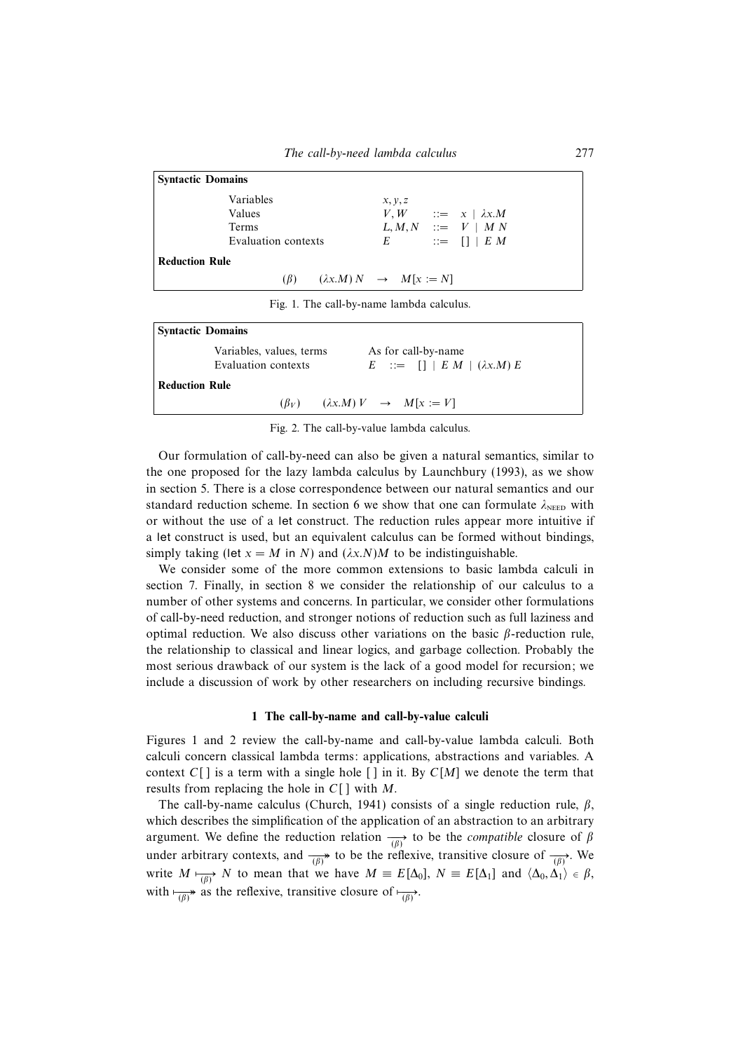**Syntactic Domains**

| | | |
|---|---|---|
| Variables | $x, y, z$ | |
| Values | $V, W$ | $::= \; x \mid \lambda x.M$ |
| Terms | $L, M, N$ | $::= \; V \mid M\,N$ |
| Evaluation contexts | $E$ | $::= \; [\,] \mid E\,M$ |

**Reduction Rule**

$$(\beta) \qquad (\lambda x.M)\,N \;\rightarrow\; M[x := N]$$

Fig. 1. The call-by-name lambda calculus.

**Syntactic Domains**

| | |
|---|---|
| Variables, values, terms | As for call-by-name |
| Evaluation contexts | $E \; ::= \; [\,] \mid E\,M \mid (\lambda x.M)\,E$ |

**Reduction Rule**

$$(\beta_V) \qquad (\lambda x.M)\,V \;\rightarrow\; M[x := V]$$

Fig. 2. The call-by-value lambda calculus.

Our formulation of call-by-need can also be given a natural semantics, similar to the one proposed for the lazy lambda calculus by Launchbury (1993), as we show in section 5. There is a close correspondence between our natural semantics and our standard reduction scheme. In section 6 we show that one can formulate $\lambda_{\text{NEED}}$ with or without the use of a let construct. The reduction rules appear more intuitive if a let construct is used, but an equivalent calculus can be formed without bindings, simply taking ($\mathsf{let}\ x = M\ \mathsf{in}\ N$) and $(\lambda x.N)M$ to be indistinguishable.

We consider some of the more common extensions to basic lambda calculi in section 7. Finally, in section 8 we consider the relationship of our calculus to a number of other systems and concerns. In particular, we consider other formulations of call-by-need reduction, and stronger notions of reduction such as full laziness and optimal reduction. We also discuss other variations on the basic $\beta$-reduction rule, the relationship to classical and linear logics, and garbage collection. Probably the most serious drawback of our system is the lack of a good model for recursion; we include a discussion of work by other researchers on including recursive bindings.

## 1 The call-by-name and call-by-value calculi

Figures 1 and 2 review the call-by-name and call-by-value lambda calculi. Both calculi concern classical lambda terms: applications, abstractions and variables. A context $C[\,]$ is a term with a single hole $[\,]$ in it. By $C[M]$ we denote the term that results from replacing the hole in $C[\,]$ with $M$.

The call-by-name calculus (Church, 1941) consists of a single reduction rule, $\beta$, which describes the simplification of the application of an abstraction to an arbitrary argument. We define the reduction relation $\xrightarrow[(\beta)]{}$ to be the *compatible* closure of $\beta$ under arbitrary contexts, and $\xrightarrow[(\beta)]{}\!\!\!\!\!\!\rightarrow$ to be the reflexive, transitive closure of $\xrightarrow[(\beta)]{}$. We write $M \underset{(\beta)}{\longmapsto} N$ to mean that we have $M \equiv E[\Delta_0]$, $N \equiv E[\Delta_1]$ and $\langle \Delta_0, \Delta_1 \rangle \in \beta$, with $\underset{(\beta)}{\longmapsto\!\!\!\!\rightarrow}$ as the reflexive, transitive closure of $\underset{(\beta)}{\longmapsto}$.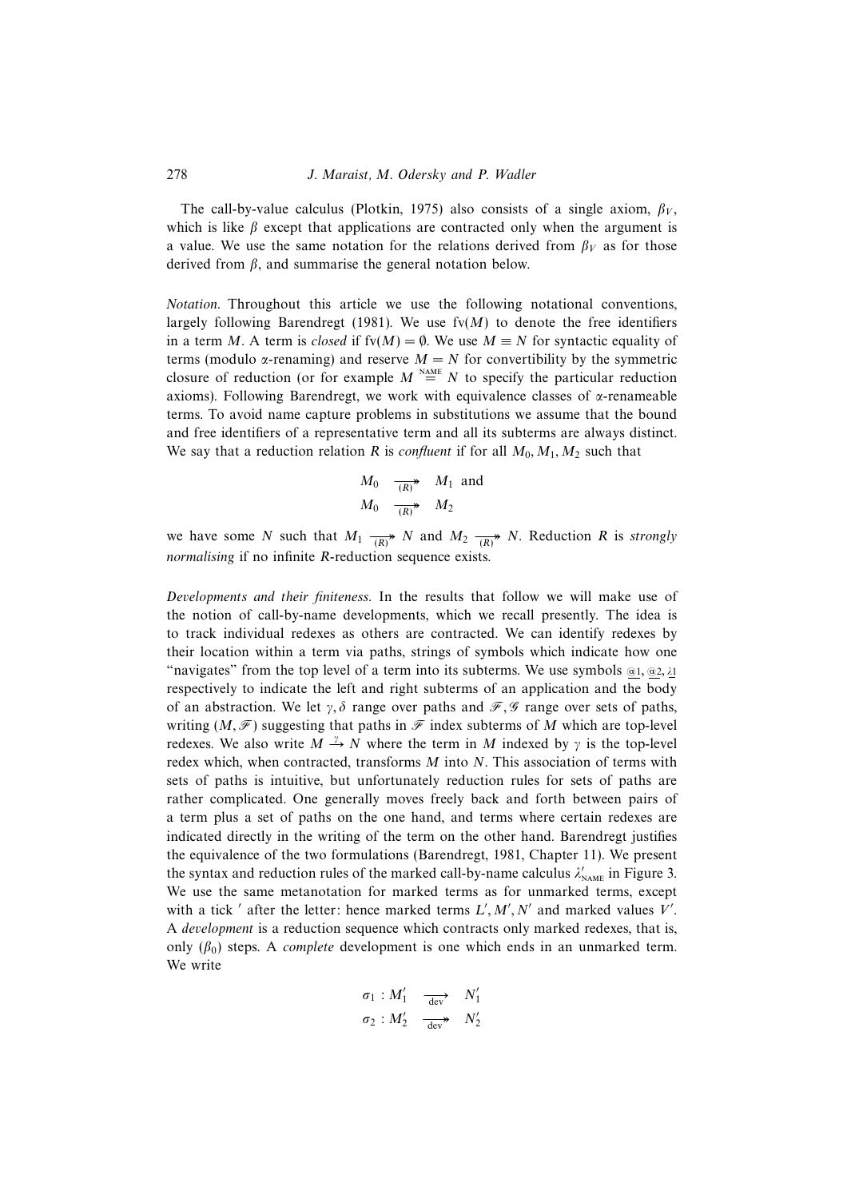The call-by-value calculus (Plotkin, 1975) also consists of a single axiom, $\beta_V$, which is like $\beta$ except that applications are contracted only when the argument is a value. We use the same notation for the relations derived from $\beta_V$ as for those derived from $\beta$, and summarise the general notation below.

*Notation.* Throughout this article we use the following notational conventions, largely following Barendregt (1981). We use $\text{fv}(M)$ to denote the free identifiers in a term $M$. A term is *closed* if $\text{fv}(M) = \emptyset$. We use $M \equiv N$ for syntactic equality of terms (modulo $\alpha$-renaming) and reserve $M = N$ for convertibility by the symmetric closure of reduction (or for example $M \overset{\text{NAME}}{=} N$ to specify the particular reduction axioms). Following Barendregt, we work with equivalence classes of $\alpha$-renameable terms. To avoid name capture problems in substitutions we assume that the bound and free identifiers of a representative term and all its subterms are always distinct. We say that a reduction relation $R$ is *confluent* if for all $M_0, M_1, M_2$ such that

$$\begin{aligned} M_0 &\underset{(R)}{\twoheadrightarrow} M_1 \text{ and} \\ M_0 &\underset{(R)}{\twoheadrightarrow} M_2 \end{aligned}$$

we have some $N$ such that $M_1 \underset{(R)}{\twoheadrightarrow} N$ and $M_2 \underset{(R)}{\twoheadrightarrow} N$. Reduction $R$ is *strongly normalising* if no infinite $R$-reduction sequence exists.

*Developments and their finiteness.* In the results that follow we will make use of the notion of call-by-name developments, which we recall presently. The idea is to track individual redexes as others are contracted. We can identify redexes by their location within a term via paths, strings of symbols which indicate how one "navigates" from the top level of a term into its subterms. We use symbols $\underline{@1}, \underline{@2}, \underline{\lambda 1}$ respectively to indicate the left and right subterms of an application and the body of an abstraction. We let $\gamma, \delta$ range over paths and $\mathscr{F}, \mathscr{G}$ range over sets of paths, writing $(M, \mathscr{F})$ suggesting that paths in $\mathscr{F}$ index subterms of $M$ which are top-level redexes. We also write $M \xrightarrow{\gamma} N$ where the term in $M$ indexed by $\gamma$ is the top-level redex which, when contracted, transforms $M$ into $N$. This association of terms with sets of paths is intuitive, but unfortunately reduction rules for sets of paths are rather complicated. One generally moves freely back and forth between pairs of a term plus a set of paths on the one hand, and terms where certain redexes are indicated directly in the writing of the term on the other hand. Barendregt justifies the equivalence of the two formulations (Barendregt, 1981, Chapter 11). We present the syntax and reduction rules of the marked call-by-name calculus $\lambda'_{\text{NAME}}$ in Figure 3. We use the same metanotation for marked terms as for unmarked terms, except with a tick $'$ after the letter: hence marked terms $L', M', N'$ and marked values $V'$. A *development* is a reduction sequence which contracts only marked redexes, that is, only $(\beta_0)$ steps. A *complete* development is one which ends in an unmarked term. We write

$$\begin{aligned} \sigma_1 : M'_1 &\underset{\text{dev}}{\twoheadrightarrow} N'_1 \\ \sigma_2 : M'_2 &\underset{\text{dev}}{\twoheadrightarrow} N'_2 \end{aligned}$$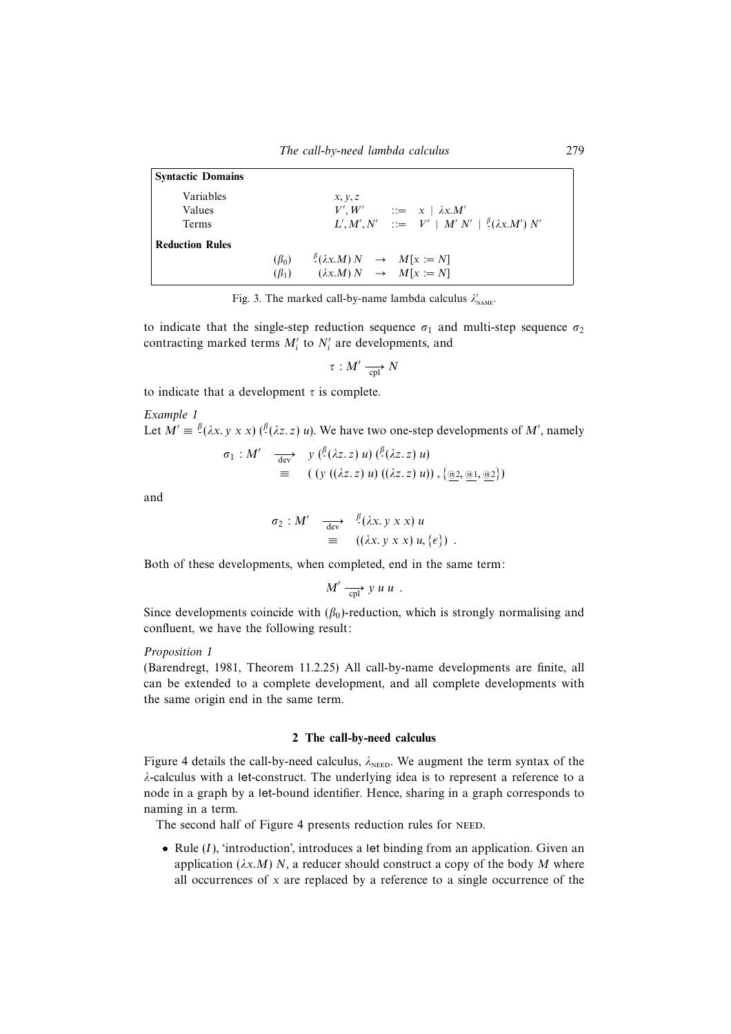**Syntactic Domains**

| | | |
|---|---|---|
| Variables | $x, y, z$ | |
| Values | $V', W'$ | $::= \ x \ \mid \ \lambda x.M'$ |
| Terms | $L', M', N'$ | $::= \ V' \ \mid \ M'\,N' \ \mid \ \underline{{}^{\beta}}(\lambda x.M')\,N'$ |

**Reduction Rules**

$$
\begin{array}{lrcl}
(\beta_0) & \underline{{}^{\beta}}(\lambda x.M)\,N & \to & M[x := N] \\
(\beta_1) & (\lambda x.M)\,N & \to & M[x := N]
\end{array}
$$

Fig. 3. The marked call-by-name lambda calculus $\lambda'_{\text{NAME}}$.

to indicate that the single-step reduction sequence $\sigma_1$ and multi-step sequence $\sigma_2$ contracting marked terms $M'_i$ to $N'_i$ are developments, and

$$\tau : M' \xrightarrow[\text{cpl}]{} N$$

to indicate that a development $\tau$ is complete.

*Example 1*
Let $M' \equiv \underline{{}^{\beta}}(\lambda x.\, y\ x\ x)\ (\underline{{}^{\beta}}(\lambda z.\, z)\ u)$. We have two one-step developments of $M'$, namely

$$
\begin{array}{rcl}
\sigma_1 : M' & \xrightarrow[\text{dev}]{} & y\ (\underline{{}^{\beta}}(\lambda z.\, z)\ u)\ (\underline{{}^{\beta}}(\lambda z.\, z)\ u) \\
& \equiv & (\ (y\ ((\lambda z.\, z)\ u)\ ((\lambda z.\, z)\ u))\ , \{\underline{@2}, \underline{@1}, \underline{@2}\})
\end{array}
$$

and

$$
\begin{array}{rcl}
\sigma_2 : M' & \xrightarrow[\text{dev}]{} & \underline{{}^{\beta}}(\lambda x.\, y\ x\ x)\ u \\
& \equiv & ((\lambda x.\, y\ x\ x)\ u, \{\epsilon\})\ .
\end{array}
$$

Both of these developments, when completed, end in the same term:

$$M' \xrightarrow[\text{cpl}]{} y\ u\ u\ .$$

Since developments coincide with $(\beta_0)$-reduction, which is strongly normalising and confluent, we have the following result:

*Proposition 1*
(Barendregt, 1981, Theorem 11.2.25) All call-by-name developments are finite, all can be extended to a complete development, and all complete developments with the same origin end in the same term.

## 2 The call-by-need calculus

Figure 4 details the call-by-need calculus, $\lambda_{\text{NEED}}$. We augment the term syntax of the $\lambda$-calculus with a let-construct. The underlying idea is to represent a reference to a node in a graph by a let-bound identifier. Hence, sharing in a graph corresponds to naming in a term.

The second half of Figure 4 presents reduction rules for NEED.

- Rule $(I)$, 'introduction', introduces a let binding from an application. Given an application $(\lambda x.M)\ N$, a reducer should construct a copy of the body $M$ where all occurrences of $x$ are replaced by a reference to a single occurrence of the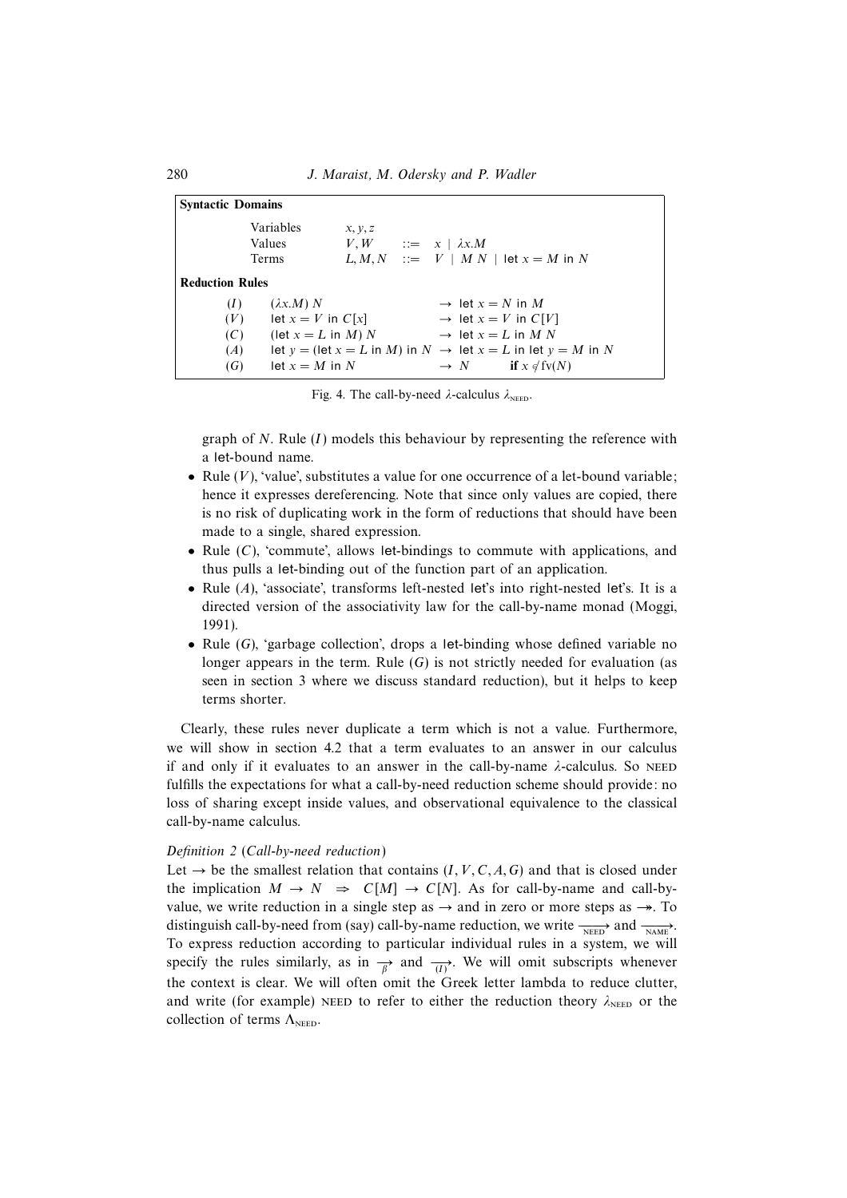**Syntactic Domains**

| | | | |
|---|---|---|---|
| Variables | $x, y, z$ | | |
| Values | $V, W$ | $::=$ | $x \mid \lambda x.M$ |
| Terms | $L, M, N$ | $::=$ | $V \mid M\ N \mid \mathsf{let}\ x = M\ \mathsf{in}\ N$ |

**Reduction Rules**

| | | | |
|---|---|---|---|
| $(I)$ | $(\lambda x.M)\ N$ | $\rightarrow$ | $\mathsf{let}\ x = N\ \mathsf{in}\ M$ |
| $(V)$ | $\mathsf{let}\ x = V\ \mathsf{in}\ C[x]$ | $\rightarrow$ | $\mathsf{let}\ x = V\ \mathsf{in}\ C[V]$ |
| $(C)$ | $(\mathsf{let}\ x = L\ \mathsf{in}\ M)\ N$ | $\rightarrow$ | $\mathsf{let}\ x = L\ \mathsf{in}\ M\ N$ |
| $(A)$ | $\mathsf{let}\ y = (\mathsf{let}\ x = L\ \mathsf{in}\ M)\ \mathsf{in}\ N$ | $\rightarrow$ | $\mathsf{let}\ x = L\ \mathsf{in}\ \mathsf{let}\ y = M\ \mathsf{in}\ N$ |
| $(G)$ | $\mathsf{let}\ x = M\ \mathsf{in}\ N$ | $\rightarrow$ | $N$ **if** $x \notin \mathrm{fv}(N)$ |

Fig. 4. The call-by-need $\lambda$-calculus $\lambda_{\text{NEED}}$.

graph of $N$. Rule $(I)$ models this behaviour by representing the reference with a let-bound name.

- Rule $(V)$, 'value', substitutes a value for one occurrence of a let-bound variable; hence it expresses dereferencing. Note that since only values are copied, there is no risk of duplicating work in the form of reductions that should have been made to a single, shared expression.
- Rule $(C)$, 'commute', allows let-bindings to commute with applications, and thus pulls a let-binding out of the function part of an application.
- Rule $(A)$, 'associate', transforms left-nested let's into right-nested let's. It is a directed version of the associativity law for the call-by-name monad (Moggi, 1991).
- Rule $(G)$, 'garbage collection', drops a let-binding whose defined variable no longer appears in the term. Rule $(G)$ is not strictly needed for evaluation (as seen in section 3 where we discuss standard reduction), but it helps to keep terms shorter.

Clearly, these rules never duplicate a term which is not a value. Furthermore, we will show in section 4.2 that a term evaluates to an answer in our calculus if and only if it evaluates to an answer in the call-by-name $\lambda$-calculus. So NEED fulfills the expectations for what a call-by-need reduction scheme should provide: no loss of sharing except inside values, and observational equivalence to the classical call-by-name calculus.

*Definition 2* (*Call-by-need reduction*)
Let $\rightarrow$ be the smallest relation that contains $(I, V, C, A, G)$ and that is closed under the implication $M \rightarrow N \;\Rightarrow\; C[M] \rightarrow C[N]$. As for call-by-name and call-by-value, we write reduction in a single step as $\rightarrow$ and in zero or more steps as $\twoheadrightarrow$. To distinguish call-by-need from (say) call-by-name reduction, we write $\xrightarrow[\text{NEED}]{}$ and $\xrightarrow[\text{NAME}]{}$. To express reduction according to particular individual rules in a system, we will specify the rules similarly, as in $\xrightarrow[\beta]{}$ and $\xrightarrow[(I)]{}$. We will omit subscripts whenever the context is clear. We will often omit the Greek letter lambda to reduce clutter, and write (for example) NEED to refer to either the reduction theory $\lambda_{\text{NEED}}$ or the collection of terms $\Lambda_{\text{NEED}}$.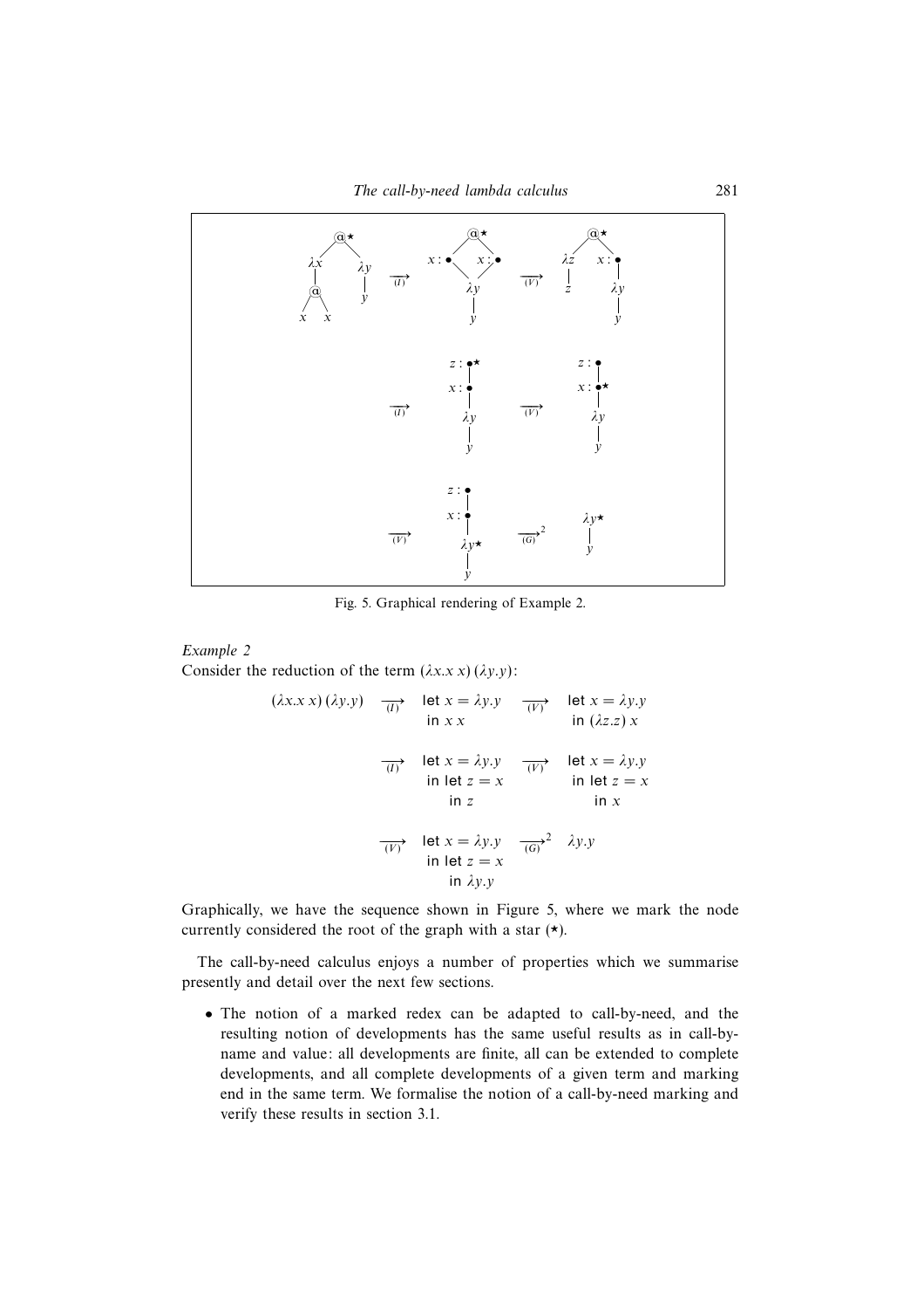Fig. 5. Graphical rendering of Example 2.

*Example 2*

Consider the reduction of the term $(\lambda x.x\,x)\,(\lambda y.y)$:

$$
\begin{array}{lll}
(\lambda x.x\,x)\,(\lambda y.y) & \xrightarrow[(I)]{} \begin{array}{l}\mathsf{let}\ x = \lambda y.y \\ \mathsf{in}\ x\,x\end{array} & \xrightarrow[(V)]{} \begin{array}{l}\mathsf{let}\ x = \lambda y.y \\ \mathsf{in}\ (\lambda z.z)\,x\end{array} \\[2ex]
& \xrightarrow[(I)]{} \begin{array}{l}\mathsf{let}\ x = \lambda y.y \\ \mathsf{in}\ \mathsf{let}\ z = x \\ \quad \mathsf{in}\ z\end{array} & \xrightarrow[(V)]{} \begin{array}{l}\mathsf{let}\ x = \lambda y.y \\ \mathsf{in}\ \mathsf{let}\ z = x \\ \quad \mathsf{in}\ x\end{array} \\[2ex]
& \xrightarrow[(V)]{} \begin{array}{l}\mathsf{let}\ x = \lambda y.y \\ \mathsf{in}\ \mathsf{let}\ z = x \\ \quad \mathsf{in}\ \lambda y.y\end{array} & \xrightarrow[(G)]{}^{2} \ \lambda y.y
\end{array}
$$

Graphically, we have the sequence shown in Figure 5, where we mark the node currently considered the root of the graph with a star ($\star$).

The call-by-need calculus enjoys a number of properties which we summarise presently and detail over the next few sections.

- The notion of a marked redex can be adapted to call-by-need, and the resulting notion of developments has the same useful results as in call-by-name and value: all developments are finite, all can be extended to complete developments, and all complete developments of a given term and marking end in the same term. We formalise the notion of a call-by-need marking and verify these results in section 3.1.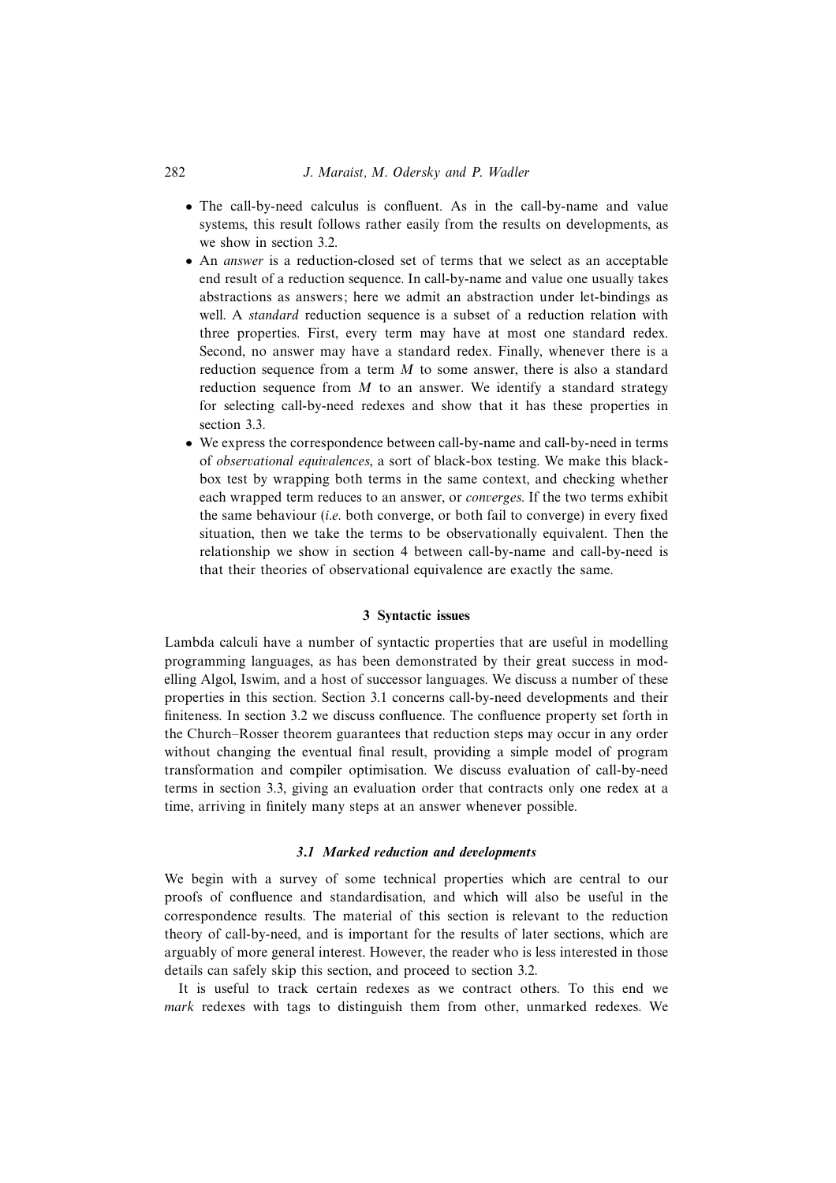- The call-by-need calculus is confluent. As in the call-by-name and value systems, this result follows rather easily from the results on developments, as we show in section 3.2.
- An *answer* is a reduction-closed set of terms that we select as an acceptable end result of a reduction sequence. In call-by-name and value one usually takes abstractions as answers; here we admit an abstraction under let-bindings as well. A *standard* reduction sequence is a subset of a reduction relation with three properties. First, every term may have at most one standard redex. Second, no answer may have a standard redex. Finally, whenever there is a reduction sequence from a term $M$ to some answer, there is also a standard reduction sequence from $M$ to an answer. We identify a standard strategy for selecting call-by-need redexes and show that it has these properties in section 3.3.
- We express the correspondence between call-by-name and call-by-need in terms of *observational equivalences*, a sort of black-box testing. We make this black-box test by wrapping both terms in the same context, and checking whether each wrapped term reduces to an answer, or *converges*. If the two terms exhibit the same behaviour (*i.e.* both converge, or both fail to converge) in every fixed situation, then we take the terms to be observationally equivalent. Then the relationship we show in section 4 between call-by-name and call-by-need is that their theories of observational equivalence are exactly the same.

## 3 Syntactic issues

Lambda calculi have a number of syntactic properties that are useful in modelling programming languages, as has been demonstrated by their great success in modelling Algol, Iswim, and a host of successor languages. We discuss a number of these properties in this section. Section 3.1 concerns call-by-need developments and their finiteness. In section 3.2 we discuss confluence. The confluence property set forth in the Church–Rosser theorem guarantees that reduction steps may occur in any order without changing the eventual final result, providing a simple model of program transformation and compiler optimisation. We discuss evaluation of call-by-need terms in section 3.3, giving an evaluation order that contracts only one redex at a time, arriving in finitely many steps at an answer whenever possible.

### 3.1 Marked reduction and developments

We begin with a survey of some technical properties which are central to our proofs of confluence and standardisation, and which will also be useful in the correspondence results. The material of this section is relevant to the reduction theory of call-by-need, and is important for the results of later sections, which are arguably of more general interest. However, the reader who is less interested in those details can safely skip this section, and proceed to section 3.2.

It is useful to track certain redexes as we contract others. To this end we *mark* redexes with tags to distinguish them from other, unmarked redexes. We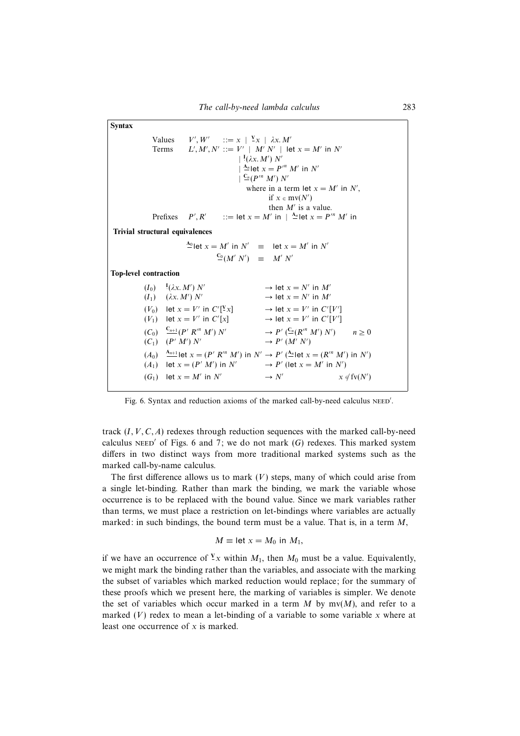**Syntax**

$$
\begin{array}{llcl}
\text{Values} & V', W' & ::= & x \mid \underline{{}^{\mathbf{V}}}x \mid \lambda x.\, M' \\
\text{Terms} & L', M', N' & ::= & V' \mid M'\, N' \mid \mathsf{let}\ x = M'\ \mathsf{in}\ N' \\
 & & \mid & \underline{{}^{\mathbf{I}}}(\lambda x.\, M')\, N' \\
 & & \mid & \underline{{}^{\mathbf{A}_n}}\mathsf{let}\ x = P'^n\ M'\ \mathsf{in}\ N' \\
 & & \mid & \underline{{}^{\mathbf{C}_n}}(P'^n\ M')\, N' \\
 & & & \text{where in a term } \mathsf{let}\ x = M'\ \mathsf{in}\ N', \\
 & & & \quad \text{if } x \in \mathrm{mv}(N') \\
 & & & \quad \text{then } M' \text{ is a value.} \\
\text{Prefixes} & P', R' & ::= & \mathsf{let}\ x = M'\ \mathsf{in} \mid \underline{{}^{\mathbf{A}_n}}\mathsf{let}\ x = P'^n\ M'\ \mathsf{in}
\end{array}
$$

**Trivial structural equivalences**

$$
\begin{array}{rcl}
\underline{{}^{\mathbf{A}_0}}\mathsf{let}\ x = M'\ \mathsf{in}\ N' & \equiv & \mathsf{let}\ x = M'\ \mathsf{in}\ N' \\
\underline{{}^{\mathbf{C}_0}}(M'\ N') & \equiv & M'\ N'
\end{array}
$$

**Top-level contraction**

$$
\begin{array}{lll}
(I_0) & \underline{{}^{\mathbf{I}}}(\lambda x.\, M')\, N' & \to \mathsf{let}\ x = N'\ \mathsf{in}\ M' \\
(I_1) & (\lambda x.\, M')\, N' & \to \mathsf{let}\ x = N'\ \mathsf{in}\ M' \\
(V_0) & \mathsf{let}\ x = V'\ \mathsf{in}\ C'[\underline{{}^{\mathbf{V}}}x] & \to \mathsf{let}\ x = V'\ \mathsf{in}\ C'[V'] \\
(V_1) & \mathsf{let}\ x = V'\ \mathsf{in}\ C'[x] & \to \mathsf{let}\ x = V'\ \mathsf{in}\ C'[V'] \\
(C_0) & \underline{{}^{\mathbf{C}_{n+1}}}(P'\ R'^n\ M')\, N' & \to P'\ (\underline{{}^{\mathbf{C}_n}}(R'^n\ M')\, N') \qquad n \geq 0 \\
(C_1) & (P'\ M')\, N' & \to P'\ (M'\ N') \\
(A_0) & \underline{{}^{\mathbf{A}_{n+1}}}\mathsf{let}\ x = (P'\ R'^n\ M')\ \mathsf{in}\ N' & \to P'\ (\underline{{}^{\mathbf{A}_n}}\mathsf{let}\ x = (R'^n\ M')\ \mathsf{in}\ N') \\
(A_1) & \mathsf{let}\ x = (P'\ M')\ \mathsf{in}\ N' & \to P'\ (\mathsf{let}\ x = M'\ \mathsf{in}\ N') \\
(G_1) & \mathsf{let}\ x = M'\ \mathsf{in}\ N' & \to N' \qquad x \notin \mathrm{fv}(N')
\end{array}
$$

Fig. 6. Syntax and reduction axioms of the marked call-by-need calculus NEED′.

track $(I, V, C, A)$ redexes through reduction sequences with the marked call-by-need calculus NEED′ of Figs. 6 and 7; we do not mark $(G)$ redexes. This marked system differs in two distinct ways from more traditional marked systems such as the marked call-by-name calculus.

The first difference allows us to mark $(V)$ steps, many of which could arise from a single let-binding. Rather than mark the binding, we mark the variable whose occurrence is to be replaced with the bound value. Since we mark variables rather than terms, we must place a restriction on let-bindings where variables are actually marked: in such bindings, the bound term must be a value. That is, in a term $M$,

$$M \equiv \mathsf{let}\ x = M_0\ \mathsf{in}\ M_1,$$

if we have an occurrence of $\underline{{}^{\mathbf{V}}}x$ within $M_1$, then $M_0$ must be a value. Equivalently, we might mark the binding rather than the variables, and associate with the marking the subset of variables which marked reduction would replace; for the summary of these proofs which we present here, the marking of variables is simpler. We denote the set of variables which occur marked in a term $M$ by $\mathrm{mv}(M)$, and refer to a marked $(V)$ redex to mean a let-binding of a variable to some variable $x$ where at least one occurrence of $x$ is marked.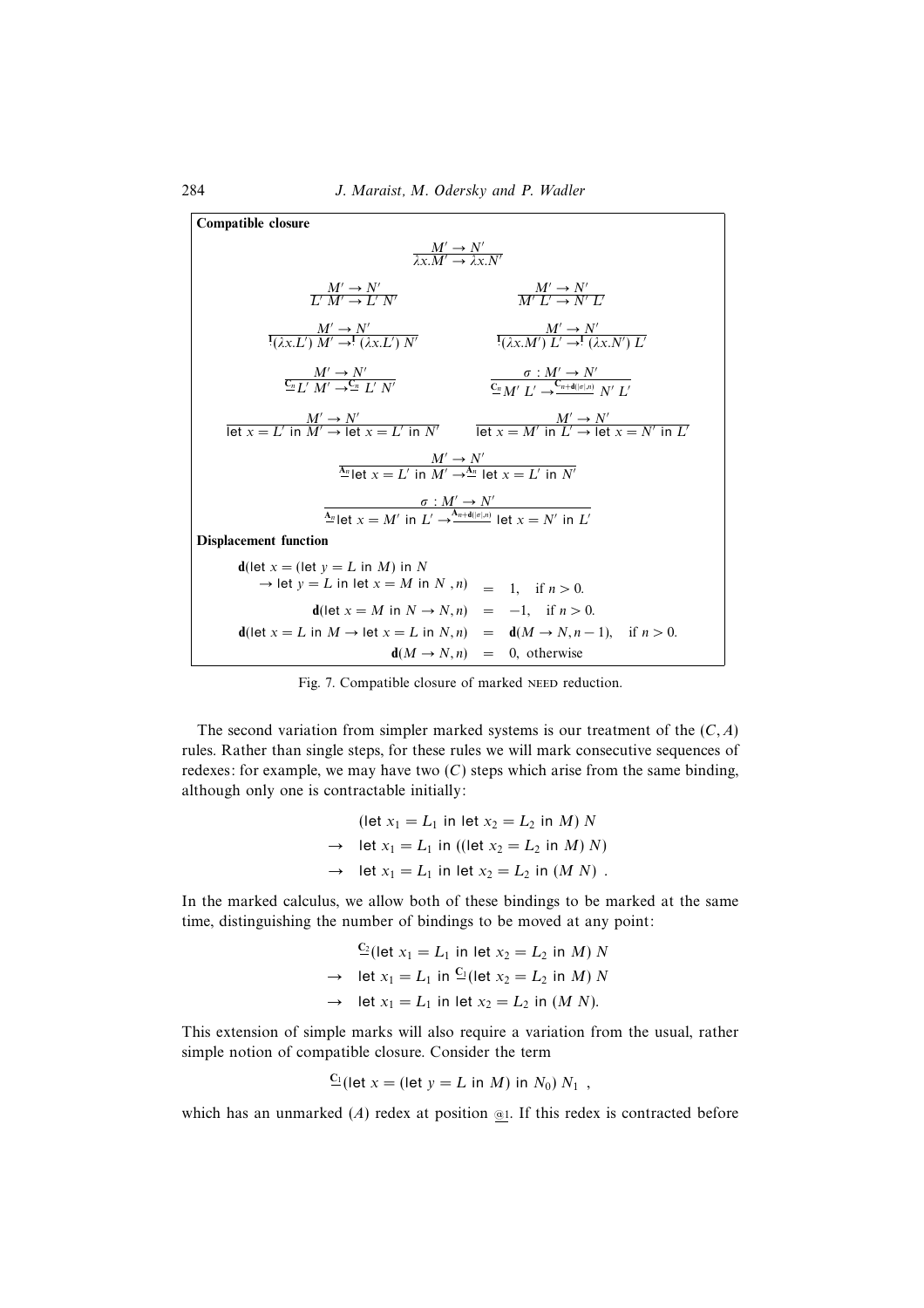**Compatible closure**

$$\frac{M' \to N'}{\lambda x.M' \to \lambda x.N'}$$

$$\frac{M' \to N'}{L'\ M' \to L'\ N'} \qquad \frac{M' \to N'}{M'\ L' \to N'\ L'}$$

$$\frac{M' \to N'}{\underline{{}^{\mathbf{I}}}(\lambda x.L')\ M' \to^{\underline{\mathbf{I}}} (\lambda x.L')\ N'} \qquad \frac{M' \to N'}{\underline{{}^{\mathbf{I}}}(\lambda x.M')\ L' \to^{\underline{\mathbf{I}}} (\lambda x.N')\ L'}$$

$$\frac{M' \to N'}{\underline{{}^{\mathbf{C}_n}}L'\ M' \to^{\underline{\mathbf{C}_n}} L'\ N'} \qquad \frac{\sigma : M' \to N'}{\underline{{}^{\mathbf{C}_n}}M'\ L' \to^{\underline{\mathbf{C}_{n+\mathbf{d}(|\sigma|,n)}}} N'\ L'}$$

$$\frac{M' \to N'}{\mathsf{let}\ x = L'\ \mathsf{in}\ M' \to \mathsf{let}\ x = L'\ \mathsf{in}\ N'} \qquad \frac{M' \to N'}{\mathsf{let}\ x = M'\ \mathsf{in}\ L' \to \mathsf{let}\ x = N'\ \mathsf{in}\ L'}$$

$$\frac{M' \to N'}{\underline{{}^{\mathbf{A}_n}}\mathsf{let}\ x = L'\ \mathsf{in}\ M' \to^{\underline{\mathbf{A}_n}} \mathsf{let}\ x = L'\ \mathsf{in}\ N'}$$

$$\frac{\sigma : M' \to N'}{\underline{{}^{\mathbf{A}_n}}\mathsf{let}\ x = M'\ \mathsf{in}\ L' \to^{\underline{\mathbf{A}_{n+\mathbf{d}(|\sigma|,n)}}} \mathsf{let}\ x = N'\ \mathsf{in}\ L'}$$

**Displacement function**

$$\begin{aligned}
\mathbf{d}(\mathsf{let}\ x = (\mathsf{let}\ y = L\ \mathsf{in}\ M)\ \mathsf{in}\ N \qquad & \\
\to \mathsf{let}\ y = L\ \mathsf{in}\ \mathsf{let}\ x = M\ \mathsf{in}\ N\ , n) &= 1, \quad \text{if } n > 0. \\
\mathbf{d}(\mathsf{let}\ x = M\ \mathsf{in}\ N \to N, n) &= -1, \quad \text{if } n > 0. \\
\mathbf{d}(\mathsf{let}\ x = L\ \mathsf{in}\ M \to \mathsf{let}\ x = L\ \mathsf{in}\ N, n) &= \mathbf{d}(M \to N, n-1), \quad \text{if } n > 0. \\
\mathbf{d}(M \to N, n) &= 0, \ \text{otherwise}
\end{aligned}$$

Fig. 7. Compatible closure of marked NEED reduction.

The second variation from simpler marked systems is our treatment of the $(C, A)$ rules. Rather than single steps, for these rules we will mark consecutive sequences of redexes: for example, we may have two $(C)$ steps which arise from the same binding, although only one is contractable initially:

$$\begin{aligned}
&(\mathsf{let}\ x_1 = L_1\ \mathsf{in}\ \mathsf{let}\ x_2 = L_2\ \mathsf{in}\ M)\ N \\
\to\ & \mathsf{let}\ x_1 = L_1\ \mathsf{in}\ ((\mathsf{let}\ x_2 = L_2\ \mathsf{in}\ M)\ N) \\
\to\ & \mathsf{let}\ x_1 = L_1\ \mathsf{in}\ \mathsf{let}\ x_2 = L_2\ \mathsf{in}\ (M\ N)\ .
\end{aligned}$$

In the marked calculus, we allow both of these bindings to be marked at the same time, distinguishing the number of bindings to be moved at any point:

$$\begin{aligned}
&\underline{{}^{\mathbf{C}_2}}(\mathsf{let}\ x_1 = L_1\ \mathsf{in}\ \mathsf{let}\ x_2 = L_2\ \mathsf{in}\ M)\ N \\
\to\ & \mathsf{let}\ x_1 = L_1\ \mathsf{in}\ \underline{{}^{\mathbf{C}_1}}(\mathsf{let}\ x_2 = L_2\ \mathsf{in}\ M)\ N \\
\to\ & \mathsf{let}\ x_1 = L_1\ \mathsf{in}\ \mathsf{let}\ x_2 = L_2\ \mathsf{in}\ (M\ N).
\end{aligned}$$

This extension of simple marks will also require a variation from the usual, rather simple notion of compatible closure. Consider the term

$$\underline{{}^{\mathbf{C}_1}}(\mathsf{let}\ x = (\mathsf{let}\ y = L\ \mathsf{in}\ M)\ \mathsf{in}\ N_0)\ N_1\ ,$$

which has an unmarked $(A)$ redex at position $\underline{@1}$. If this redex is contracted before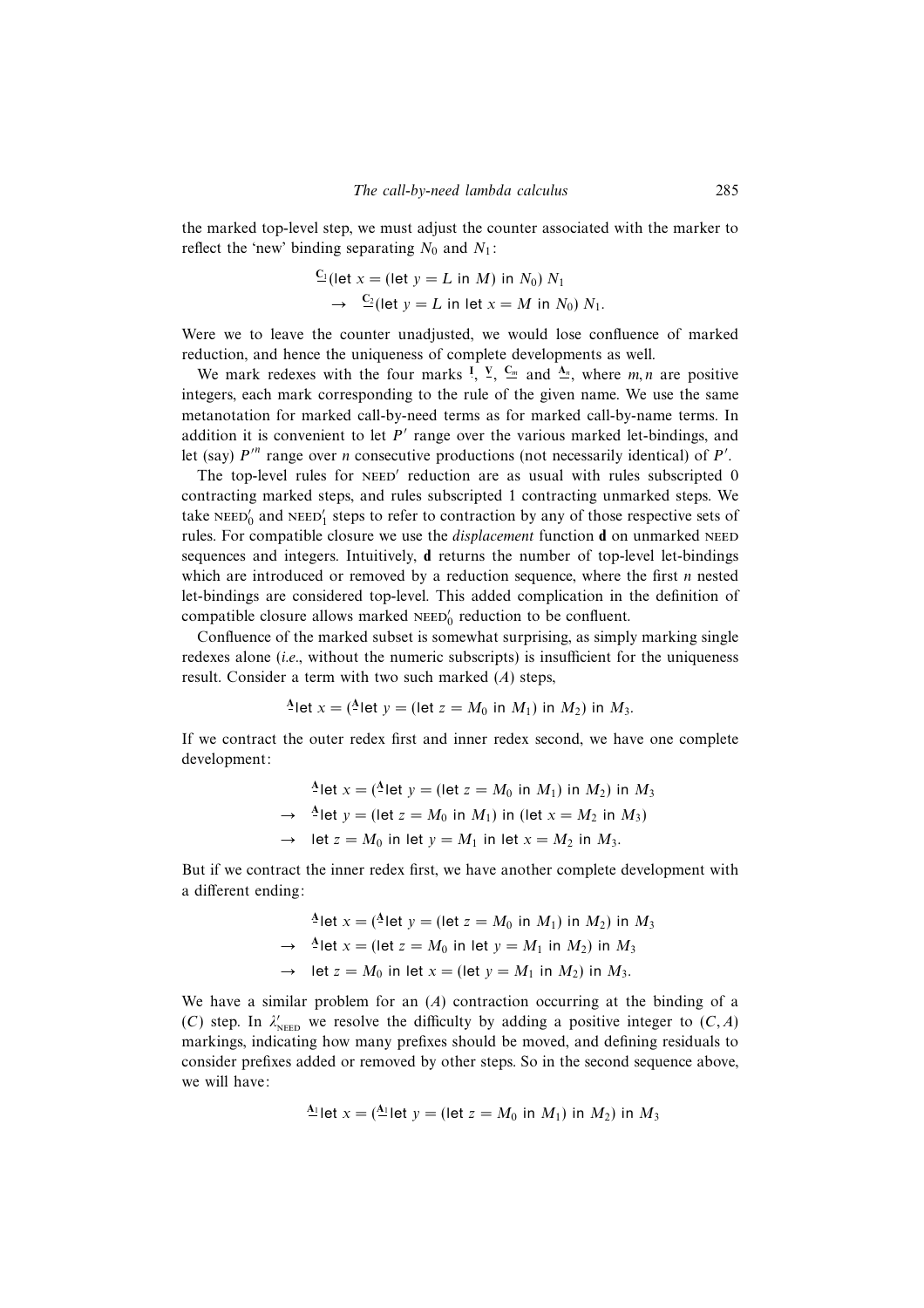the marked top-level step, we must adjust the counter associated with the marker to reflect the 'new' binding separating $N_0$ and $N_1$:

$$\underline{\mathbf{C}_1}(\mathsf{let}\ x = (\mathsf{let}\ y = L\ \mathsf{in}\ M)\ \mathsf{in}\ N_0)\ N_1$$
$$\rightarrow\ \underline{\mathbf{C}_2}(\mathsf{let}\ y = L\ \mathsf{in}\ \mathsf{let}\ x = M\ \mathsf{in}\ N_0)\ N_1.$$

Were we to leave the counter unadjusted, we would lose confluence of marked reduction, and hence the uniqueness of complete developments as well.

We mark redexes with the four marks $\underline{\mathbf{I}}$, $\underline{\mathbf{V}}$, $\underline{\mathbf{C}_m}$ and $\underline{\mathbf{A}_n}$, where $m, n$ are positive integers, each mark corresponding to the rule of the given name. We use the same metanotation for marked call-by-need terms as for marked call-by-name terms. In addition it is convenient to let $P'$ range over the various marked let-bindings, and let (say) $P'^n$ range over $n$ consecutive productions (not necessarily identical) of $P'$.

The top-level rules for NEED$'$ reduction are as usual with rules subscripted 0 contracting marked steps, and rules subscripted 1 contracting unmarked steps. We take NEED$'_0$ and NEED$'_1$ steps to refer to contraction by any of those respective sets of rules. For compatible closure we use the *displacement* function $\mathbf{d}$ on unmarked NEED sequences and integers. Intuitively, $\mathbf{d}$ returns the number of top-level let-bindings which are introduced or removed by a reduction sequence, where the first $n$ nested let-bindings are considered top-level. This added complication in the definition of compatible closure allows marked NEED$'_0$ reduction to be confluent.

Confluence of the marked subset is somewhat surprising, as simply marking single redexes alone (*i.e.*, without the numeric subscripts) is insufficient for the uniqueness result. Consider a term with two such marked ($A$) steps,

$$\underline{\mathbf{A}}\mathsf{let}\ x = (\underline{\mathbf{A}}\mathsf{let}\ y = (\mathsf{let}\ z = M_0\ \mathsf{in}\ M_1)\ \mathsf{in}\ M_2)\ \mathsf{in}\ M_3.$$

If we contract the outer redex first and inner redex second, we have one complete development:

$$\underline{\mathbf{A}}\mathsf{let}\ x = (\underline{\mathbf{A}}\mathsf{let}\ y = (\mathsf{let}\ z = M_0\ \mathsf{in}\ M_1)\ \mathsf{in}\ M_2)\ \mathsf{in}\ M_3$$
$$\rightarrow\ \underline{\mathbf{A}}\mathsf{let}\ y = (\mathsf{let}\ z = M_0\ \mathsf{in}\ M_1)\ \mathsf{in}\ (\mathsf{let}\ x = M_2\ \mathsf{in}\ M_3)$$
$$\rightarrow\ \mathsf{let}\ z = M_0\ \mathsf{in}\ \mathsf{let}\ y = M_1\ \mathsf{in}\ \mathsf{let}\ x = M_2\ \mathsf{in}\ M_3.$$

But if we contract the inner redex first, we have another complete development with a different ending:

$$\underline{\mathbf{A}}\mathsf{let}\ x = (\underline{\mathbf{A}}\mathsf{let}\ y = (\mathsf{let}\ z = M_0\ \mathsf{in}\ M_1)\ \mathsf{in}\ M_2)\ \mathsf{in}\ M_3$$
$$\rightarrow\ \underline{\mathbf{A}}\mathsf{let}\ x = (\mathsf{let}\ z = M_0\ \mathsf{in}\ \mathsf{let}\ y = M_1\ \mathsf{in}\ M_2)\ \mathsf{in}\ M_3$$
$$\rightarrow\ \mathsf{let}\ z = M_0\ \mathsf{in}\ \mathsf{let}\ x = (\mathsf{let}\ y = M_1\ \mathsf{in}\ M_2)\ \mathsf{in}\ M_3.$$

We have a similar problem for an ($A$) contraction occurring at the binding of a ($C$) step. In $\lambda'_{\text{NEED}}$ we resolve the difficulty by adding a positive integer to ($C, A$) markings, indicating how many prefixes should be moved, and defining residuals to consider prefixes added or removed by other steps. So in the second sequence above, we will have:

$$\underline{\mathbf{A}_1}\mathsf{let}\ x = (\underline{\mathbf{A}_1}\mathsf{let}\ y = (\mathsf{let}\ z = M_0\ \mathsf{in}\ M_1)\ \mathsf{in}\ M_2)\ \mathsf{in}\ M_3$$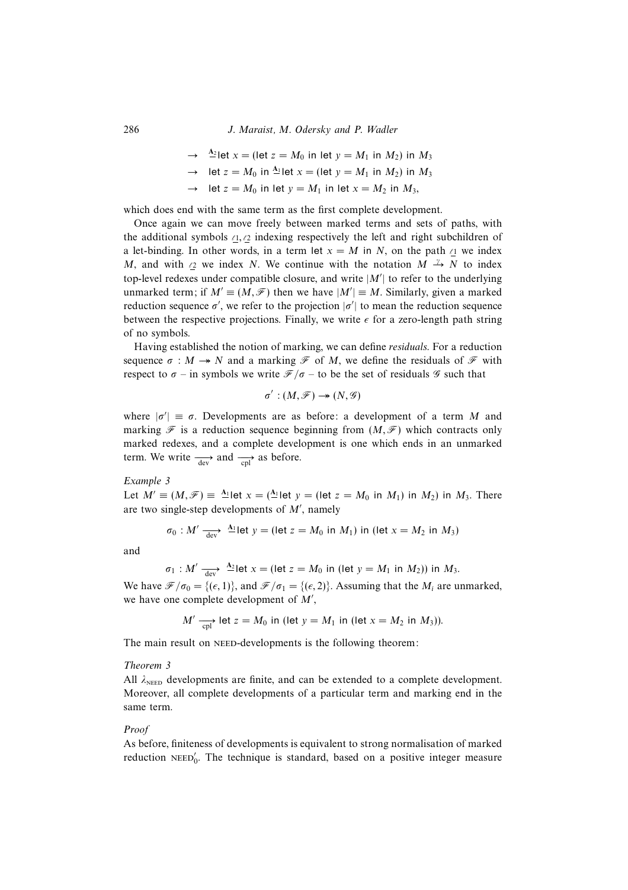$$\rightarrow \ \underline{^{\mathbf{A}_2}}\mathsf{let}\ x = (\mathsf{let}\ z = M_0\ \mathsf{in}\ \mathsf{let}\ y = M_1\ \mathsf{in}\ M_2)\ \mathsf{in}\ M_3$$

$$\rightarrow \ \mathsf{let}\ z = M_0\ \mathsf{in}\ \underline{^{\mathbf{A}_1}}\mathsf{let}\ x = (\mathsf{let}\ y = M_1\ \mathsf{in}\ M_2)\ \mathsf{in}\ M_3$$

$$\rightarrow \ \mathsf{let}\ z = M_0\ \mathsf{in}\ \mathsf{let}\ y = M_1\ \mathsf{in}\ \mathsf{let}\ x = M_2\ \mathsf{in}\ M_3,$$

which does end with the same term as the first complete development.

Once again we can move freely between marked terms and sets of paths, with the additional symbols $\underline{\ell 1}, \underline{\ell 2}$ indexing respectively the left and right subchildren of a let-binding. In other words, in a term let $x = M$ in $N$, on the path $\underline{\ell 1}$ we index $M$, and with $\underline{\ell 2}$ we index $N$. We continue with the notation $M \xrightarrow{\gamma} N$ to index top-level redexes under compatible closure, and write $|M'|$ to refer to the underlying unmarked term; if $M' \equiv (M, \mathscr{F})$ then we have $|M'| \equiv M$. Similarly, given a marked reduction sequence $\sigma'$, we refer to the projection $|\sigma'|$ to mean the reduction sequence between the respective projections. Finally, we write $\epsilon$ for a zero-length path string of no symbols.

Having established the notion of marking, we can define *residuals*. For a reduction sequence $\sigma : M \twoheadrightarrow N$ and a marking $\mathscr{F}$ of $M$, we define the residuals of $\mathscr{F}$ with respect to $\sigma$ – in symbols we write $\mathscr{F}/\sigma$ – to be the set of residuals $\mathscr{G}$ such that

$$\sigma' : (M, \mathscr{F}) \twoheadrightarrow (N, \mathscr{G})$$

where $|\sigma'| \equiv \sigma$. Developments are as before: a development of a term $M$ and marking $\mathscr{F}$ is a reduction sequence beginning from $(M, \mathscr{F})$ which contracts only marked redexes, and a complete development is one which ends in an unmarked term. We write $\xrightarrow[\text{dev}]{}$ and $\xrightarrow[\text{cpl}]{}$ as before.

*Example 3*

Let $M' \equiv (M, \mathscr{F}) \equiv \underline{^{\mathbf{A}_1}}\mathsf{let}\ x = (\underline{^{\mathbf{A}_1}}\mathsf{let}\ y = (\mathsf{let}\ z = M_0\ \mathsf{in}\ M_1)\ \mathsf{in}\ M_2)\ \mathsf{in}\ M_3$. There are two single-step developments of $M'$, namely

$$\sigma_0 : M' \xrightarrow[\text{dev}]{} \underline{^{\mathbf{A}_1}}\mathsf{let}\ y = (\mathsf{let}\ z = M_0\ \mathsf{in}\ M_1)\ \mathsf{in}\ (\mathsf{let}\ x = M_2\ \mathsf{in}\ M_3)$$

and

$$\sigma_1 : M' \xrightarrow[\text{dev}]{} \underline{^{\mathbf{A}_2}}\mathsf{let}\ x = (\mathsf{let}\ z = M_0\ \mathsf{in}\ (\mathsf{let}\ y = M_1\ \mathsf{in}\ M_2))\ \mathsf{in}\ M_3.$$

We have $\mathscr{F}/\sigma_0 = \{(\epsilon, 1)\}$, and $\mathscr{F}/\sigma_1 = \{(\epsilon, 2)\}$. Assuming that the $M_i$ are unmarked, we have one complete development of $M'$,

$$M' \xrightarrow[\text{cpl}]{} \mathsf{let}\ z = M_0\ \mathsf{in}\ (\mathsf{let}\ y = M_1\ \mathsf{in}\ (\mathsf{let}\ x = M_2\ \mathsf{in}\ M_3)).$$

The main result on NEED-developments is the following theorem:

*Theorem 3*

All $\lambda_{\text{NEED}}$ developments are finite, and can be extended to a complete development. Moreover, all complete developments of a particular term and marking end in the same term.

*Proof*

As before, finiteness of developments is equivalent to strong normalisation of marked reduction $\text{NEED}_0'$. The technique is standard, based on a positive integer measure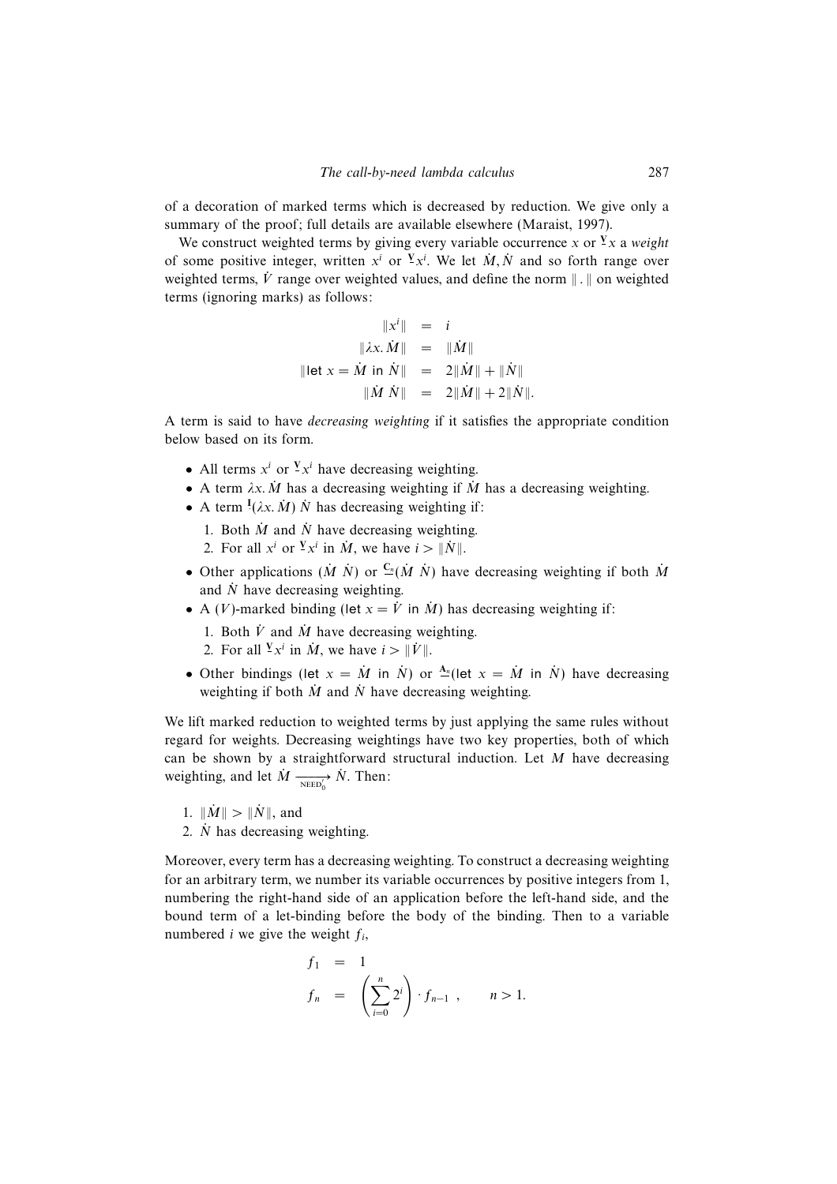of a decoration of marked terms which is decreased by reduction. We give only a summary of the proof; full details are available elsewhere (Maraist, 1997).

We construct weighted terms by giving every variable occurrence $x$ or $\underline{{}^{\mathbf{V}}}x$ a *weight* of some positive integer, written $x^i$ or $\underline{{}^{\mathbf{V}}}x^i$. We let $\dot{M}, \dot{N}$ and so forth range over weighted terms, $\dot{V}$ range over weighted values, and define the norm $\| . \|$ on weighted terms (ignoring marks) as follows:

$$
\begin{aligned}
\|x^i\| &= i \\
\|\lambda x.\, \dot{M}\| &= \|\dot{M}\| \\
\|\mathsf{let}\ x = \dot{M}\ \mathsf{in}\ \dot{N}\| &= 2\|\dot{M}\| + \|\dot{N}\| \\
\|\dot{M}\ \dot{N}\| &= 2\|\dot{M}\| + 2\|\dot{N}\|.
\end{aligned}
$$

A term is said to have *decreasing weighting* if it satisfies the appropriate condition below based on its form.

- All terms $x^i$ or $\underline{{}^{\mathbf{V}}}x^i$ have decreasing weighting.
- A term $\lambda x.\, \dot{M}$ has a decreasing weighting if $\dot{M}$ has a decreasing weighting.
- A term ${}^{\mathbf{I}}(\lambda x.\, \dot{M})\ \dot{N}$ has decreasing weighting if:
  1. Both $\dot{M}$ and $\dot{N}$ have decreasing weighting.
  2. For all $x^i$ or $\underline{{}^{\mathbf{V}}}x^i$ in $\dot{M}$, we have $i > \|\dot{N}\|$.
- Other applications $(\dot{M}\ \dot{N})$ or $\underline{{}^{\mathbf{C}_n}}(\dot{M}\ \dot{N})$ have decreasing weighting if both $\dot{M}$ and $\dot{N}$ have decreasing weighting.
- A $(V)$-marked binding $(\mathsf{let}\ x = \dot{V}\ \mathsf{in}\ \dot{M})$ has decreasing weighting if:
  1. Both $\dot{V}$ and $\dot{M}$ have decreasing weighting.
  2. For all $\underline{{}^{\mathbf{V}}}x^i$ in $\dot{M}$, we have $i > \|\dot{V}\|$.
- Other bindings $(\mathsf{let}\ x = \dot{M}\ \mathsf{in}\ \dot{N})$ or $\underline{{}^{\mathbf{A}_n}}(\mathsf{let}\ x = \dot{M}\ \mathsf{in}\ \dot{N})$ have decreasing weighting if both $\dot{M}$ and $\dot{N}$ have decreasing weighting.

We lift marked reduction to weighted terms by just applying the same rules without regard for weights. Decreasing weightings have two key properties, both of which can be shown by a straightforward structural induction. Let $M$ have decreasing weighting, and let $\dot{M} \xrightarrow[\text{NEED}_0']{} \dot{N}$. Then:

1. $\|\dot{M}\| > \|\dot{N}\|$, and
2. $\dot{N}$ has decreasing weighting.

Moreover, every term has a decreasing weighting. To construct a decreasing weighting for an arbitrary term, we number its variable occurrences by positive integers from 1, numbering the right-hand side of an application before the left-hand side, and the bound term of a let-binding before the body of the binding. Then to a variable numbered $i$ we give the weight $f_i$,

$$
\begin{aligned}
f_1 &= 1 \\
f_n &= \left( \sum_{i=0}^{n} 2^i \right) \cdot f_{n-1}\ , \qquad n > 1.
\end{aligned}
$$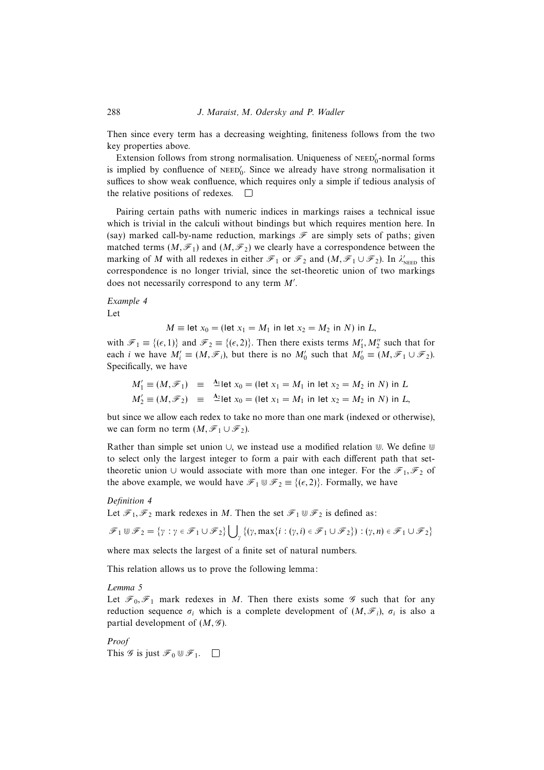Then since every term has a decreasing weighting, finiteness follows from the two key properties above.

Extension follows from strong normalisation. Uniqueness of $\text{NEED}'_0$-normal forms is implied by confluence of $\text{NEED}'_0$. Since we already have strong normalisation it suffices to show weak confluence, which requires only a simple if tedious analysis of the relative positions of redexes. □

Pairing certain paths with numeric indices in markings raises a technical issue which is trivial in the calculi without bindings but which requires mention here. In (say) marked call-by-name reduction, markings $\mathscr{F}$ are simply sets of paths; given matched terms $(M, \mathscr{F}_1)$ and $(M, \mathscr{F}_2)$ we clearly have a correspondence between the marking of $M$ with all redexes in either $\mathscr{F}_1$ or $\mathscr{F}_2$ and $(M, \mathscr{F}_1 \cup \mathscr{F}_2)$. In $\lambda'_{\text{NEED}}$ this correspondence is no longer trivial, since the set-theoretic union of two markings does not necessarily correspond to any term $M'$.

*Example 4*

Let

$$M \equiv \mathsf{let}\ x_0 = (\mathsf{let}\ x_1 = M_1\ \mathsf{in}\ \mathsf{let}\ x_2 = M_2\ \mathsf{in}\ N)\ \mathsf{in}\ L,$$

with $\mathscr{F}_1 \equiv \{(\epsilon, 1)\}$ and $\mathscr{F}_2 \equiv \{(\epsilon, 2)\}$. Then there exists terms $M'_1, M''_2$ such that for each $i$ we have $M'_i \equiv (M, \mathscr{F}_i)$, but there is no $M'_0$ such that $M'_0 \equiv (M, \mathscr{F}_1 \cup \mathscr{F}_2)$. Specifically, we have

$$\begin{aligned}
M'_1 \equiv (M, \mathscr{F}_1) &\equiv \ \stackrel{\mathbf{A}_1}{-}\mathsf{let}\ x_0 = (\mathsf{let}\ x_1 = M_1\ \mathsf{in}\ \mathsf{let}\ x_2 = M_2\ \mathsf{in}\ N)\ \mathsf{in}\ L \\
M'_2 \equiv (M, \mathscr{F}_2) &\equiv \ \stackrel{\mathbf{A}_2}{-}\mathsf{let}\ x_0 = (\mathsf{let}\ x_1 = M_1\ \mathsf{in}\ \mathsf{let}\ x_2 = M_2\ \mathsf{in}\ N)\ \mathsf{in}\ L,
\end{aligned}$$

but since we allow each redex to take no more than one mark (indexed or otherwise), we can form no term $(M, \mathscr{F}_1 \cup \mathscr{F}_2)$.

Rather than simple set union $\cup$, we instead use a modified relation $\Cup$. We define $\Cup$ to select only the largest integer to form a pair with each different path that set-theoretic union $\cup$ would associate with more than one integer. For the $\mathscr{F}_1, \mathscr{F}_2$ of the above example, we would have $\mathscr{F}_1 \Cup \mathscr{F}_2 \equiv \{(\epsilon, 2)\}$. Formally, we have

*Definition 4*

Let $\mathscr{F}_1, \mathscr{F}_2$ mark redexes in $M$. Then the set $\mathscr{F}_1 \Cup \mathscr{F}_2$ is defined as:

$$\mathscr{F}_1 \Cup \mathscr{F}_2 = \{\gamma : \gamma \in \mathscr{F}_1 \cup \mathscr{F}_2\} \bigcup_{\gamma} \{(\gamma, \max\{i : (\gamma, i) \in \mathscr{F}_1 \cup \mathscr{F}_2\}) : (\gamma, n) \in \mathscr{F}_1 \cup \mathscr{F}_2\}$$

where max selects the largest of a finite set of natural numbers.

This relation allows us to prove the following lemma:

*Lemma 5*

Let $\mathscr{F}_0, \mathscr{F}_1$ mark redexes in $M$. Then there exists some $\mathscr{G}$ such that for any reduction sequence $\sigma_i$ which is a complete development of $(M, \mathscr{F}_i)$, $\sigma_i$ is also a partial development of $(M, \mathscr{G})$.

*Proof*

This $\mathscr{G}$ is just $\mathscr{F}_0 \Cup \mathscr{F}_1$. □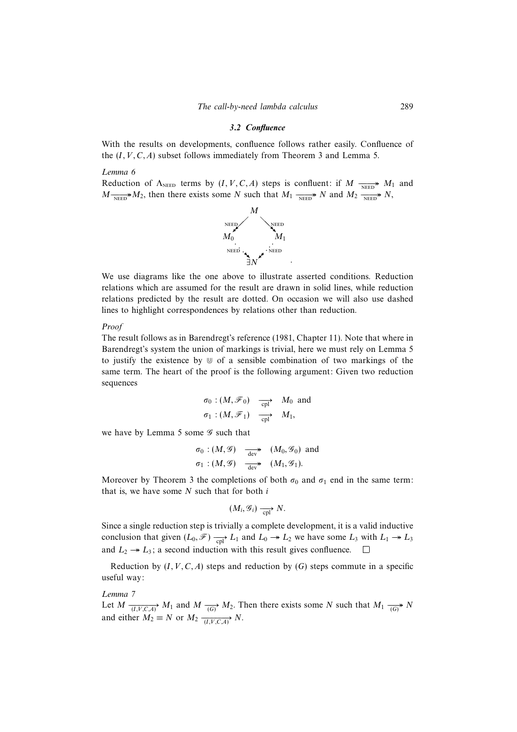### 3.2 Confluence

With the results on developments, confluence follows rather easily. Confluence of the $(I, V, C, A)$ subset follows immediately from Theorem 3 and Lemma 5.

*Lemma 6*

Reduction of $\Lambda_{\text{NEED}}$ terms by $(I, V, C, A)$ steps is confluent: if $M \twoheadrightarrow_{\text{NEED}} M_1$ and $M \twoheadrightarrow_{\text{NEED}} M_2$, then there exists some $N$ such that $M_1 \twoheadrightarrow_{\text{NEED}} N$ and $M_2 \twoheadrightarrow_{\text{NEED}} N$,

$$\begin{array}{ccccc} & & M & & \\ & \swarrow_{\text{NEED}} & & \searrow^{\text{NEED}} & \\ M_0 & & & & M_1 \\ & \searrow_{\text{NEED}} & & \swarrow_{\text{NEED}} & \\ & & \exists N & & \end{array}.$$

We use diagrams like the one above to illustrate asserted conditions. Reduction relations which are assumed for the result are drawn in solid lines, while reduction relations predicted by the result are dotted. On occasion we will also use dashed lines to highlight correspondences by relations other than reduction.

*Proof*

The result follows as in Barendregt's reference (1981, Chapter 11). Note that where in Barendregt's system the union of markings is trivial, here we must rely on Lemma 5 to justify the existence by $\Cup$ of a sensible combination of two markings of the same term. The heart of the proof is the following argument: Given two reduction sequences

$$\begin{aligned} \sigma_0 : (M, \mathscr{F}_0) &\xrightarrow[\text{cpl}]{} M_0 \text{ and} \\ \sigma_1 : (M, \mathscr{F}_1) &\xrightarrow[\text{cpl}]{} M_1, \end{aligned}$$

we have by Lemma 5 some $\mathscr{G}$ such that

$$\begin{aligned} \sigma_0 : (M, \mathscr{G}) &\xrightarrow[\text{dev}]{} (M_0, \mathscr{G}_0) \text{ and} \\ \sigma_1 : (M, \mathscr{G}) &\xrightarrow[\text{dev}]{} (M_1, \mathscr{G}_1). \end{aligned}$$

Moreover by Theorem 3 the completions of both $\sigma_0$ and $\sigma_1$ end in the same term: that is, we have some $N$ such that for both $i$

$$(M_i, \mathscr{G}_i) \xrightarrow[\text{cpl}]{} N.$$

Since a single reduction step is trivially a complete development, it is a valid inductive conclusion that given $(L_0, \mathscr{F}) \xrightarrow[\text{cpl}]{} L_1$ and $L_0 \twoheadrightarrow L_2$ we have some $L_3$ with $L_1 \twoheadrightarrow L_3$ and $L_2 \twoheadrightarrow L_3$; a second induction with this result gives confluence. $\square$

Reduction by $(I, V, C, A)$ steps and reduction by $(G)$ steps commute in a specific useful way:

*Lemma 7*

Let $M \xrightarrow[(I,V,C,A)]{} M_1$ and $M \xrightarrow[(G)]{} M_2$. Then there exists some $N$ such that $M_1 \twoheadrightarrow_{(G)} N$ and either $M_2 \equiv N$ or $M_2 \xrightarrow[(I,V,C,A)]{} N$.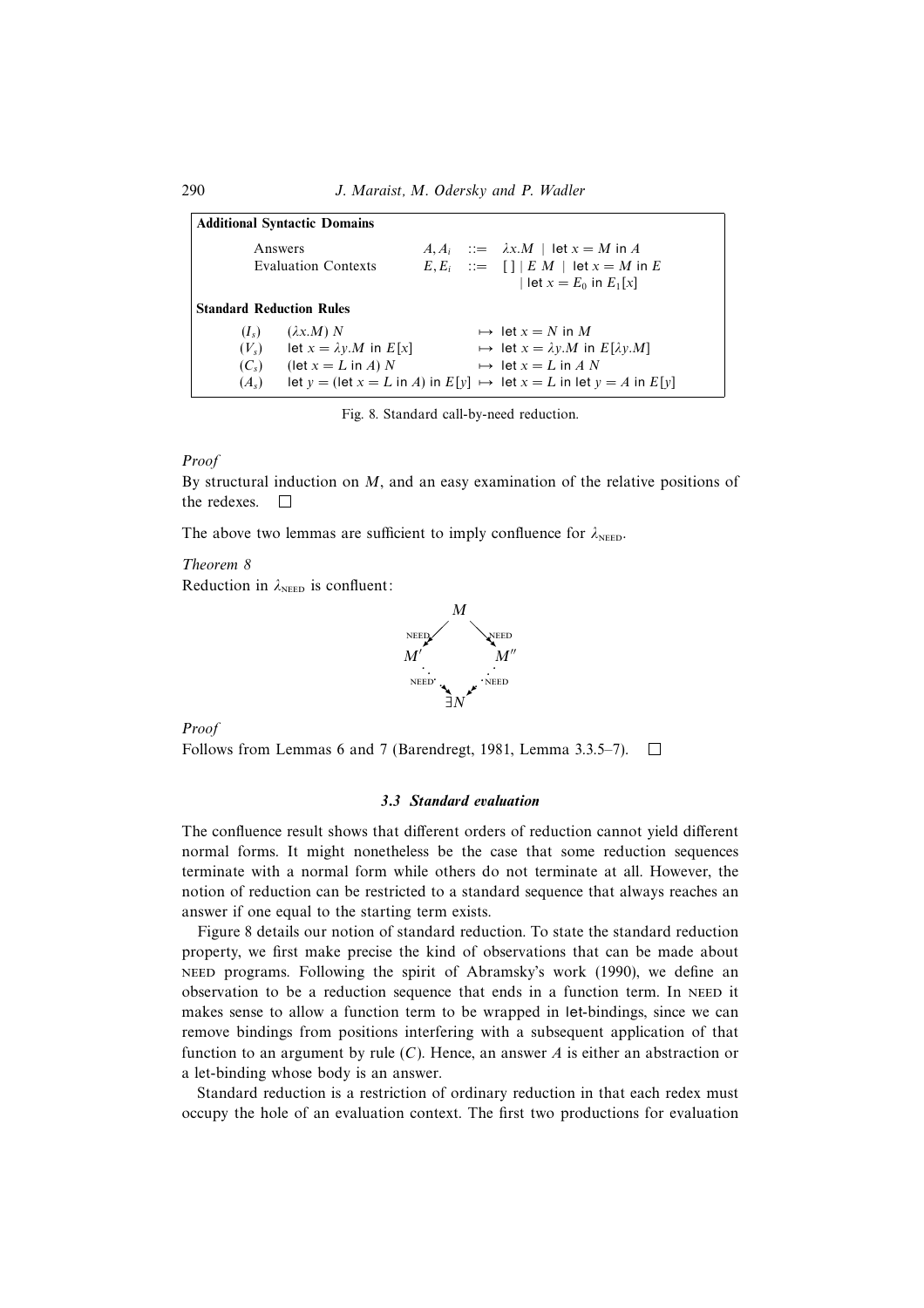**Additional Syntactic Domains**

| | | |
|---|---|---|
| Answers | $A, A_i$ ::= | $\lambda x.M$ \| $\text{let } x = M \text{ in } A$ |
| Evaluation Contexts | $E, E_i$ ::= | $[\,]$ \| $E\ M$ \| $\text{let } x = M \text{ in } E$ \| $\text{let } x = E_0 \text{ in } E_1[x]$ |

**Standard Reduction Rules**

| | | | |
|---|---|---|---|
| $(I_s)$ | $(\lambda x.M)\ N$ | $\mapsto$ | $\text{let } x = N \text{ in } M$ |
| $(V_s)$ | $\text{let } x = \lambda y.M \text{ in } E[x]$ | $\mapsto$ | $\text{let } x = \lambda y.M \text{ in } E[\lambda y.M]$ |
| $(C_s)$ | $(\text{let } x = L \text{ in } A)\ N$ | $\mapsto$ | $\text{let } x = L \text{ in } A\ N$ |
| $(A_s)$ | $\text{let } y = (\text{let } x = L \text{ in } A) \text{ in } E[y]$ | $\mapsto$ | $\text{let } x = L \text{ in let } y = A \text{ in } E[y]$ |

Fig. 8. Standard call-by-need reduction.

*Proof*

By structural induction on $M$, and an easy examination of the relative positions of the redexes. □

The above two lemmas are sufficient to imply confluence for $\lambda_{\text{NEED}}$.

*Theorem 8*

Reduction in $\lambda_{\text{NEED}}$ is confluent:

$$\begin{array}{ccc} & M & \\ {}^{\text{NEED}}\swarrow & & \searrow^{\text{NEED}} \\ M' & & M'' \\ {}_{\text{NEED}}\searrow & & \swarrow_{\text{NEED}} \\ & \exists N & \end{array}$$

*Proof*

Follows from Lemmas 6 and 7 (Barendregt, 1981, Lemma 3.3.5–7). □

### 3.3 Standard evaluation

The confluence result shows that different orders of reduction cannot yield different normal forms. It might nonetheless be the case that some reduction sequences terminate with a normal form while others do not terminate at all. However, the notion of reduction can be restricted to a standard sequence that always reaches an answer if one equal to the starting term exists.

Figure 8 details our notion of standard reduction. To state the standard reduction property, we first make precise the kind of observations that can be made about NEED programs. Following the spirit of Abramsky's work (1990), we define an observation to be a reduction sequence that ends in a function term. In NEED it makes sense to allow a function term to be wrapped in let-bindings, since we can remove bindings from positions interfering with a subsequent application of that function to an argument by rule ($C$). Hence, an answer $A$ is either an abstraction or a let-binding whose body is an answer.

Standard reduction is a restriction of ordinary reduction in that each redex must occupy the hole of an evaluation context. The first two productions for evaluation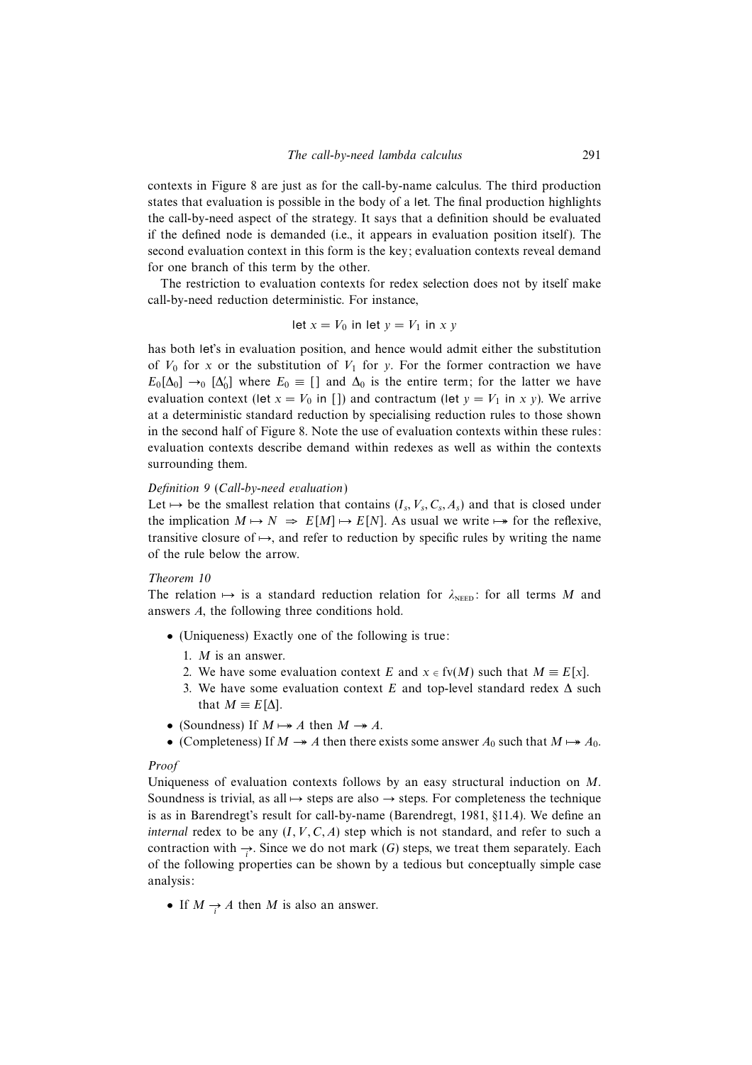contexts in Figure 8 are just as for the call-by-name calculus. The third production states that evaluation is possible in the body of a let. The final production highlights the call-by-need aspect of the strategy. It says that a definition should be evaluated if the defined node is demanded (i.e., it appears in evaluation position itself). The second evaluation context in this form is the key; evaluation contexts reveal demand for one branch of this term by the other.

The restriction to evaluation contexts for redex selection does not by itself make call-by-need reduction deterministic. For instance,

$$\text{let } x = V_0 \text{ in let } y = V_1 \text{ in } x\ y$$

has both let's in evaluation position, and hence would admit either the substitution of $V_0$ for $x$ or the substitution of $V_1$ for $y$. For the former contraction we have $E_0[\Delta_0] \rightarrow_0 [\Delta_0']$ where $E_0 \equiv [\,]$ and $\Delta_0$ is the entire term; for the latter we have evaluation context (let $x = V_0$ in $[\,]$) and contractum (let $y = V_1$ in $x\ y$). We arrive at a deterministic standard reduction by specialising reduction rules to those shown in the second half of Figure 8. Note the use of evaluation contexts within these rules: evaluation contexts describe demand within redexes as well as within the contexts surrounding them.

*Definition 9* (*Call-by-need evaluation*)

Let $\mapsto$ be the smallest relation that contains $(I_s, V_s, C_s, A_s)$ and that is closed under the implication $M \mapsto N \;\Rightarrow\; E[M] \mapsto E[N]$. As usual we write $\mapsto\!\!\!\!\rightarrow$ for the reflexive, transitive closure of $\mapsto$, and refer to reduction by specific rules by writing the name of the rule below the arrow.

*Theorem 10*

The relation $\mapsto$ is a standard reduction relation for $\lambda_{\text{NEED}}$: for all terms $M$ and answers $A$, the following three conditions hold.

- (Uniqueness) Exactly one of the following is true:
  1. $M$ is an answer.
  2. We have some evaluation context $E$ and $x \in \text{fv}(M)$ such that $M \equiv E[x]$.
  3. We have some evaluation context $E$ and top-level standard redex $\Delta$ such that $M \equiv E[\Delta]$.
- (Soundness) If $M \mapsto\!\!\!\!\rightarrow A$ then $M \twoheadrightarrow A$.
- (Completeness) If $M \twoheadrightarrow A$ then there exists some answer $A_0$ such that $M \mapsto\!\!\!\!\rightarrow A_0$.

*Proof*

Uniqueness of evaluation contexts follows by an easy structural induction on $M$. Soundness is trivial, as all $\mapsto$ steps are also $\rightarrow$ steps. For completeness the technique is as in Barendregt's result for call-by-name (Barendregt, 1981, §11.4). We define an *internal* redex to be any $(I, V, C, A)$ step which is not standard, and refer to such a contraction with $\underset{i}{\rightarrow}$. Since we do not mark $(G)$ steps, we treat them separately. Each of the following properties can be shown by a tedious but conceptually simple case analysis:

- If $M \underset{i}{\rightarrow} A$ then $M$ is also an answer.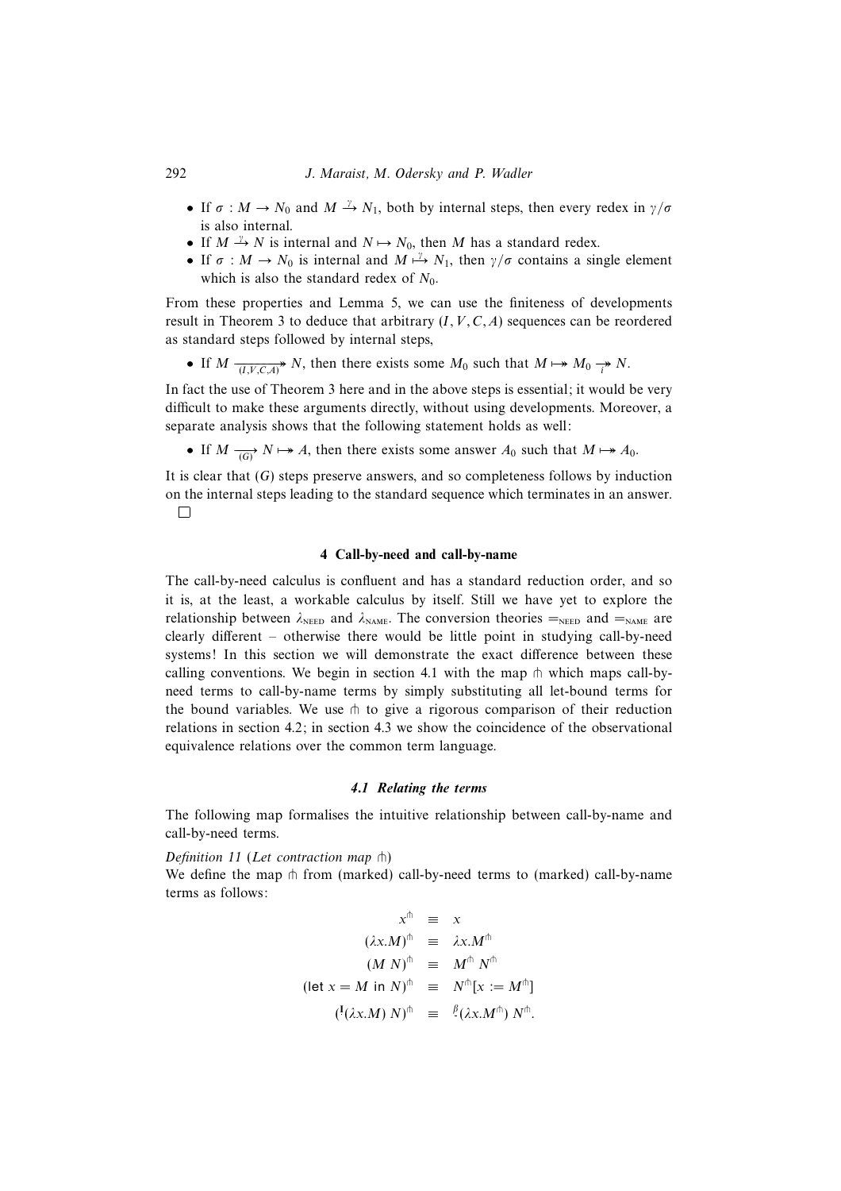- If $\sigma : M \to N_0$ and $M \xrightarrow{\gamma} N_1$, both by internal steps, then every redex in $\gamma/\sigma$ is also internal.
- If $M \xrightarrow{\gamma} N$ is internal and $N \mapsto N_0$, then $M$ has a standard redex.
- If $\sigma : M \to N_0$ is internal and $M \overset{\gamma}{\mapsto} N_1$, then $\gamma/\sigma$ contains a single element which is also the standard redex of $N_0$.

From these properties and Lemma 5, we can use the finiteness of developments result in Theorem 3 to deduce that arbitrary $(I, V, C, A)$ sequences can be reordered as standard steps followed by internal steps,

- If $M \xrightarrow[(I,V,C,A)]{} \!\!\!\!\rightarrow N$, then there exists some $M_0$ such that $M \mapsto\!\!\!\!\rightarrow M_0 \xrightarrow[i]{} \!\!\!\!\rightarrow N$.

In fact the use of Theorem 3 here and in the above steps is essential; it would be very difficult to make these arguments directly, without using developments. Moreover, a separate analysis shows that the following statement holds as well:

- If $M \xrightarrow[(G)]{} \!\!\!\!\rightarrow N \mapsto\!\!\!\!\rightarrow A$, then there exists some answer $A_0$ such that $M \mapsto\!\!\!\!\rightarrow A_0$.

It is clear that $(G)$ steps preserve answers, and so completeness follows by induction on the internal steps leading to the standard sequence which terminates in an answer. □

## 4 Call-by-need and call-by-name

The call-by-need calculus is confluent and has a standard reduction order, and so it is, at the least, a workable calculus by itself. Still we have yet to explore the relationship between $\lambda_{\text{NEED}}$ and $\lambda_{\text{NAME}}$. The conversion theories $=_{\text{NEED}}$ and $=_{\text{NAME}}$ are clearly different – otherwise there would be little point in studying call-by-need systems! In this section we will demonstrate the exact difference between these calling conventions. We begin in section 4.1 with the map $\pitchfork$ which maps call-by-need terms to call-by-name terms by simply substituting all let-bound terms for the bound variables. We use $\pitchfork$ to give a rigorous comparison of their reduction relations in section 4.2; in section 4.3 we show the coincidence of the observational equivalence relations over the common term language.

### 4.1 Relating the terms

The following map formalises the intuitive relationship between call-by-name and call-by-need terms.

*Definition 11* (*Let contraction map* $\pitchfork$)
We define the map $\pitchfork$ from (marked) call-by-need terms to (marked) call-by-name terms as follows:

$$
\begin{aligned}
x^{\pitchfork} &\equiv x \\
(\lambda x.M)^{\pitchfork} &\equiv \lambda x.M^{\pitchfork} \\
(M\ N)^{\pitchfork} &\equiv M^{\pitchfork}\ N^{\pitchfork} \\
(\text{let } x = M \text{ in } N)^{\pitchfork} &\equiv N^{\pitchfork}[x := M^{\pitchfork}] \\
({}^{\mathsf{l}}(\lambda x.M)\ N)^{\pitchfork} &\equiv {}^{\beta}_{\cdot}(\lambda x.M^{\pitchfork})\ N^{\pitchfork}.
\end{aligned}
$$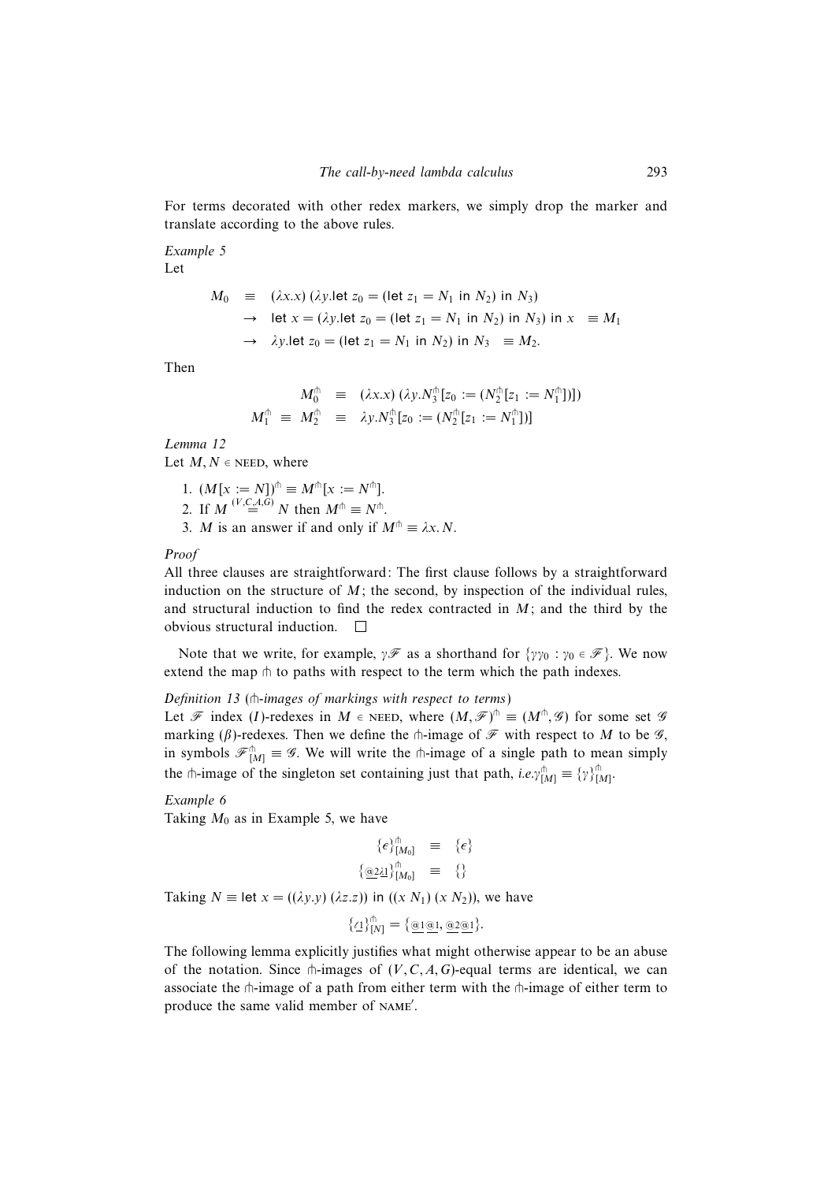For terms decorated with other redex markers, we simply drop the marker and translate according to the above rules.

*Example 5*
Let

$$\begin{aligned}
M_0 &\equiv (\lambda x.x)\,(\lambda y.\mathsf{let}\ z_0 = (\mathsf{let}\ z_1 = N_1\ \mathsf{in}\ N_2)\ \mathsf{in}\ N_3) \\
&\rightarrow \mathsf{let}\ x = (\lambda y.\mathsf{let}\ z_0 = (\mathsf{let}\ z_1 = N_1\ \mathsf{in}\ N_2)\ \mathsf{in}\ N_3)\ \mathsf{in}\ x \quad \equiv M_1 \\
&\rightarrow \lambda y.\mathsf{let}\ z_0 = (\mathsf{let}\ z_1 = N_1\ \mathsf{in}\ N_2)\ \mathsf{in}\ N_3 \quad \equiv M_2.
\end{aligned}$$

Then

$$\begin{aligned}
M_0^{\pitchfork} &\equiv (\lambda x.x)\,(\lambda y.N_3^{\pitchfork}[z_0 := (N_2^{\pitchfork}[z_1 := N_1^{\pitchfork}])]) \\
M_1^{\pitchfork} \equiv M_2^{\pitchfork} &\equiv \lambda y.N_3^{\pitchfork}[z_0 := (N_2^{\pitchfork}[z_1 := N_1^{\pitchfork}])]
\end{aligned}$$

*Lemma 12*
Let $M, N \in \textsc{need}$, where

1. $(M[x := N])^{\pitchfork} \equiv M^{\pitchfork}[x := N^{\pitchfork}]$.
2. If $M \stackrel{(V,C,A,G)}{=} N$ then $M^{\pitchfork} \equiv N^{\pitchfork}$.
3. $M$ is an answer if and only if $M^{\pitchfork} \equiv \lambda x.N$.

*Proof*
All three clauses are straightforward: The first clause follows by a straightforward induction on the structure of $M$; the second, by inspection of the individual rules, and structural induction to find the redex contracted in $M$; and the third by the obvious structural induction. □

Note that we write, for example, $\gamma\mathscr{F}$ as a shorthand for $\{\gamma\gamma_0 : \gamma_0 \in \mathscr{F}\}$. We now extend the map $\pitchfork$ to paths with respect to the term which the path indexes.

*Definition 13* ($\pitchfork$*-images of markings with respect to terms*)
Let $\mathscr{F}$ index $(I)$-redexes in $M \in \textsc{need}$, where $(M, \mathscr{F})^{\pitchfork} \equiv (M^{\pitchfork}, \mathscr{G})$ for some set $\mathscr{G}$ marking $(\beta)$-redexes. Then we define the $\pitchfork$-image of $\mathscr{F}$ with respect to $M$ to be $\mathscr{G}$, in symbols $\mathscr{F}^{\pitchfork}_{[M]} \equiv \mathscr{G}$. We will write the $\pitchfork$-image of a single path to mean simply the $\pitchfork$-image of the singleton set containing just that path, *i.e.* $\gamma^{\pitchfork}_{[M]} \equiv \{\gamma\}^{\pitchfork}_{[M]}$.

*Example 6*
Taking $M_0$ as in Example 5, we have

$$\begin{aligned}
\{\epsilon\}^{\pitchfork}_{[M_0]} &\equiv \{\epsilon\} \\
\{\underline{@2}\underline{\lambda 1}\}^{\pitchfork}_{[M_0]} &\equiv \{\}
\end{aligned}$$

Taking $N \equiv \mathsf{let}\ x = ((\lambda y.y)\,(\lambda z.z))\ \mathsf{in}\ ((x\ N_1)\,(x\ N_2))$, we have

$$\{\underline{\ell 1}\}^{\pitchfork}_{[N]} = \{\underline{@1}\underline{@1}, \underline{@2}\underline{@1}\}.$$

The following lemma explicitly justifies what might otherwise appear to be an abuse of the notation. Since $\pitchfork$-images of $(V, C, A, G)$-equal terms are identical, we can associate the $\pitchfork$-image of a path from either term with the $\pitchfork$-image of either term to produce the same valid member of $\textsc{name}'$.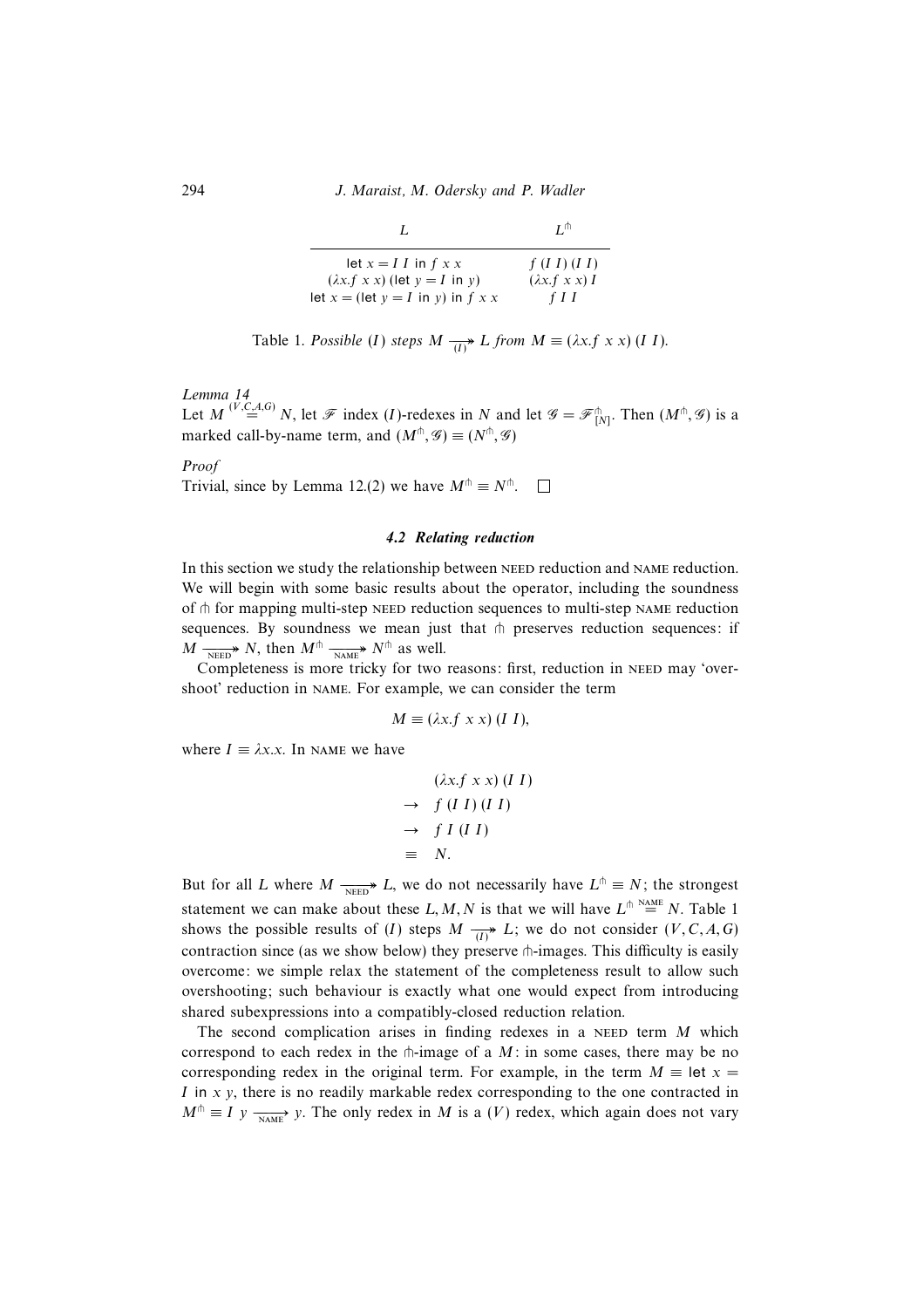| $L$ | $L^{\pitchfork}$ |
| --- | --- |
| $\mathsf{let}\ x = I\ I\ \mathsf{in}\ f\ x\ x$ | $f\ (I\ I)\ (I\ I)$ |
| $(\lambda x.f\ x\ x)\ (\mathsf{let}\ y = I\ \mathsf{in}\ y)$ | $(\lambda x.f\ x\ x)\ I$ |
| $\mathsf{let}\ x = (\mathsf{let}\ y = I\ \mathsf{in}\ y)\ \mathsf{in}\ f\ x\ x$ | $f\ I\ I$ |

Table 1. *Possible* $(I)$ *steps* $M \xrightarrow[(I)]{} L$ *from* $M \equiv (\lambda x.f\ x\ x)\ (I\ I)$.

*Lemma 14*
Let $M \overset{(V,C,A,G)}{\equiv} N$, let $\mathscr{F}$ index $(I)$-redexes in $N$ and let $\mathscr{G} = \mathscr{F}^{\pitchfork}_{[N]}$. Then $(M^{\pitchfork}, \mathscr{G})$ is a marked call-by-name term, and $(M^{\pitchfork}, \mathscr{G}) \equiv (N^{\pitchfork}, \mathscr{G})$

*Proof*
Trivial, since by Lemma 12.(2) we have $M^{\pitchfork} \equiv N^{\pitchfork}$. □

### 4.2 Relating reduction

In this section we study the relationship between NEED reduction and NAME reduction. We will begin with some basic results about the operator, including the soundness of $\pitchfork$ for mapping multi-step NEED reduction sequences to multi-step NAME reduction sequences. By soundness we mean just that $\pitchfork$ preserves reduction sequences: if $M \xrightarrow[\text{NEED}]{} N$, then $M^{\pitchfork} \xrightarrow[\text{NAME}]{} N^{\pitchfork}$ as well.

Completeness is more tricky for two reasons: first, reduction in NEED may 'overshoot' reduction in NAME. For example, we can consider the term

$$M \equiv (\lambda x.f\ x\ x)\ (I\ I),$$

where $I \equiv \lambda x.x$. In NAME we have

$$\begin{aligned} & (\lambda x.f\ x\ x)\ (I\ I) \\ \rightarrow\ & f\ (I\ I)\ (I\ I) \\ \rightarrow\ & f\ I\ (I\ I) \\ \equiv\ & N. \end{aligned}$$

But for all $L$ where $M \xrightarrow[\text{NEED}]{} L$, we do not necessarily have $L^{\pitchfork} \equiv N$; the strongest statement we can make about these $L, M, N$ is that we will have $L^{\pitchfork} \overset{\text{NAME}}{=} N$. Table 1 shows the possible results of $(I)$ steps $M \xrightarrow[(I)]{} L$; we do not consider $(V, C, A, G)$ contraction since (as we show below) they preserve $\pitchfork$-images. This difficulty is easily overcome: we simple relax the statement of the completeness result to allow such overshooting; such behaviour is exactly what one would expect from introducing shared subexpressions into a compatibly-closed reduction relation.

The second complication arises in finding redexes in a NEED term $M$ which correspond to each redex in the $\pitchfork$-image of a $M$: in some cases, there may be no corresponding redex in the original term. For example, in the term $M \equiv \mathsf{let}\ x = I\ \mathsf{in}\ x\ y$, there is no readily markable redex corresponding to the one contracted in $M^{\pitchfork} \equiv I\ y \xrightarrow[\text{NAME}]{} y$. The only redex in $M$ is a $(V)$ redex, which again does not vary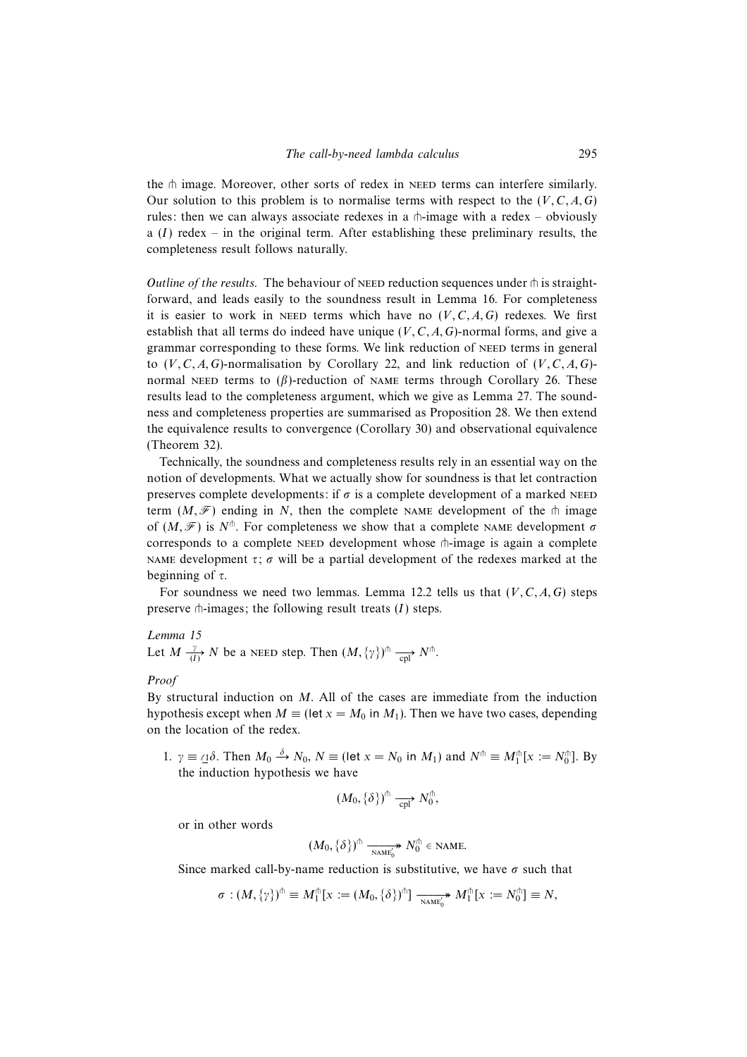the $\pitchfork$ image. Moreover, other sorts of redex in NEED terms can interfere similarly. Our solution to this problem is to normalise terms with respect to the $(V, C, A, G)$ rules: then we can always associate redexes in a $\pitchfork$-image with a redex – obviously a $(I)$ redex – in the original term. After establishing these preliminary results, the completeness result follows naturally.

*Outline of the results.* The behaviour of NEED reduction sequences under $\pitchfork$ is straightforward, and leads easily to the soundness result in Lemma 16. For completeness it is easier to work in NEED terms which have no $(V, C, A, G)$ redexes. We first establish that all terms do indeed have unique $(V, C, A, G)$-normal forms, and give a grammar corresponding to these forms. We link reduction of NEED terms in general to $(V, C, A, G)$-normalisation by Corollary 22, and link reduction of $(V, C, A, G)$-normal NEED terms to $(\beta)$-reduction of NAME terms through Corollary 26. These results lead to the completeness argument, which we give as Lemma 27. The soundness and completeness properties are summarised as Proposition 28. We then extend the equivalence results to convergence (Corollary 30) and observational equivalence (Theorem 32).

Technically, the soundness and completeness results rely in an essential way on the notion of developments. What we actually show for soundness is that let contraction preserves complete developments: if $\sigma$ is a complete development of a marked NEED term $(M, \mathscr{F})$ ending in $N$, then the complete NAME development of the $\pitchfork$ image of $(M, \mathscr{F})$ is $N^{\pitchfork}$. For completeness we show that a complete NAME development $\sigma$ corresponds to a complete NEED development whose $\pitchfork$-image is again a complete NAME development $\tau$; $\sigma$ will be a partial development of the redexes marked at the beginning of $\tau$.

For soundness we need two lemmas. Lemma 12.2 tells us that $(V, C, A, G)$ steps preserve $\pitchfork$-images; the following result treats $(I)$ steps.

*Lemma 15*

Let $M \xrightarrow[(I)]{\gamma} N$ be a NEED step. Then $(M, \{\gamma\})^{\pitchfork} \xrightarrow[\text{cpl}]{} N^{\pitchfork}$.

*Proof*

By structural induction on $M$. All of the cases are immediate from the induction hypothesis except when $M \equiv (\text{let } x = M_0 \text{ in } M_1)$. Then we have two cases, depending on the location of the redex.

1. $\gamma \equiv \underline{\ell 1}\delta$. Then $M_0 \xrightarrow{\delta} N_0$, $N \equiv (\text{let } x = N_0 \text{ in } M_1)$ and $N^{\pitchfork} \equiv M_1^{\pitchfork}[x := N_0^{\pitchfork}]$. By the induction hypothesis we have

$$(M_0, \{\delta\})^{\pitchfork} \xrightarrow[\text{cpl}]{} N_0^{\pitchfork},$$

or in other words

$$(M_0, \{\delta\})^{\pitchfork} \twoheadrightarrow_{\text{NAME}'_0} N_0^{\pitchfork} \in \text{NAME}.$$

Since marked call-by-name reduction is substitutive, we have $\sigma$ such that

$$\sigma : (M, \{\gamma\})^{\pitchfork} \equiv M_1^{\pitchfork}[x := (M_0, \{\delta\})^{\pitchfork}] \twoheadrightarrow_{\text{NAME}'_0} M_1^{\pitchfork}[x := N_0^{\pitchfork}] \equiv N,$$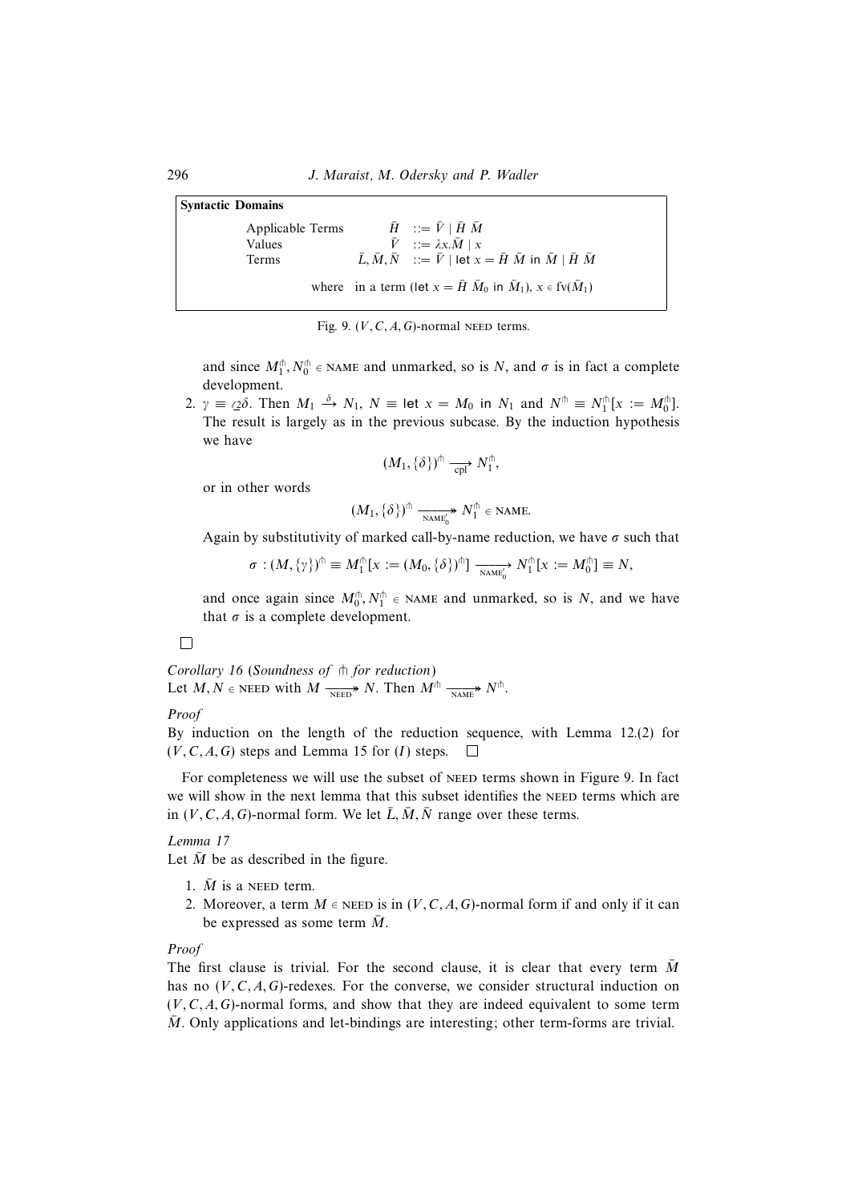**Syntactic Domains**

| | | |
|---|---|---|
| Applicable Terms | $\bar{H}$ | $::= \bar{V} \mid \bar{H}\ \bar{M}$ |
| Values | $\bar{V}$ | $::= \lambda x.\bar{M} \mid x$ |
| Terms | $\bar{L}, \bar{M}, \bar{N}$ | $::= \bar{V} \mid \mathsf{let}\ x = \bar{H}\ \bar{M}\ \mathsf{in}\ \bar{M} \mid \bar{H}\ \bar{M}$ |

where in a term ($\mathsf{let}\ x = \bar{H}\ \bar{M}_0\ \mathsf{in}\ \bar{M}_1$), $x \in \mathrm{fv}(\bar{M}_1)$

Fig. 9. $(V, C, A, G)$-normal NEED terms.

and since $M_1^{\pitchfork}, N_0^{\pitchfork} \in$ NAME and unmarked, so is $N$, and $\sigma$ is in fact a complete development.

2. $\gamma \equiv \not{2}\delta$. Then $M_1 \xrightarrow{\delta} N_1$, $N \equiv \mathsf{let}\ x = M_0\ \mathsf{in}\ N_1$ and $N^{\pitchfork} \equiv N_1^{\pitchfork}[x := M_0^{\pitchfork}]$. The result is largely as in the previous subcase. By the induction hypothesis we have

$$(M_1, \{\delta\})^{\pitchfork} \xrightarrow[\text{cpl}]{} N_1^{\pitchfork},$$

or in other words

$$(M_1, \{\delta\})^{\pitchfork} \xrightarrow[\text{NAME}'_0]{}\!\!\!\!\rightarrow N_1^{\pitchfork} \in \text{NAME}.$$

Again by substitutivity of marked call-by-name reduction, we have $\sigma$ such that

$$\sigma : (M, \{\gamma\})^{\pitchfork} \equiv M_1^{\pitchfork}[x := (M_0, \{\delta\})^{\pitchfork}] \xrightarrow[\text{NAME}'_0]{}\!\!\!\!\rightarrow N_1^{\pitchfork}[x := M_0^{\pitchfork}] \equiv N,$$

and once again since $M_0^{\pitchfork}, N_1^{\pitchfork} \in$ NAME and unmarked, so is $N$, and we have that $\sigma$ is a complete development.

□

*Corollary 16* (*Soundness of* $\pitchfork$ *for reduction*)
Let $M, N \in$ NEED with $M \xrightarrow[\text{NEED}]{}\!\!\!\!\rightarrow N$. Then $M^{\pitchfork} \xrightarrow[\text{NAME}]{}\!\!\!\!\rightarrow N^{\pitchfork}$.

*Proof*
By induction on the length of the reduction sequence, with Lemma 12.(2) for $(V, C, A, G)$ steps and Lemma 15 for $(I)$ steps. □

For completeness we will use the subset of NEED terms shown in Figure 9. In fact we will show in the next lemma that this subset identifies the NEED terms which are in $(V, C, A, G)$-normal form. We let $\bar{L}, \bar{M}, \bar{N}$ range over these terms.

*Lemma 17*
Let $\bar{M}$ be as described in the figure.

1. $\bar{M}$ is a NEED term.
2. Moreover, a term $M \in$ NEED is in $(V, C, A, G)$-normal form if and only if it can be expressed as some term $\bar{M}$.

*Proof*
The first clause is trivial. For the second clause, it is clear that every term $\bar{M}$ has no $(V, C, A, G)$-redexes. For the converse, we consider structural induction on $(V, C, A, G)$-normal forms, and show that they are indeed equivalent to some term $\bar{M}$. Only applications and let-bindings are interesting; other term-forms are trivial.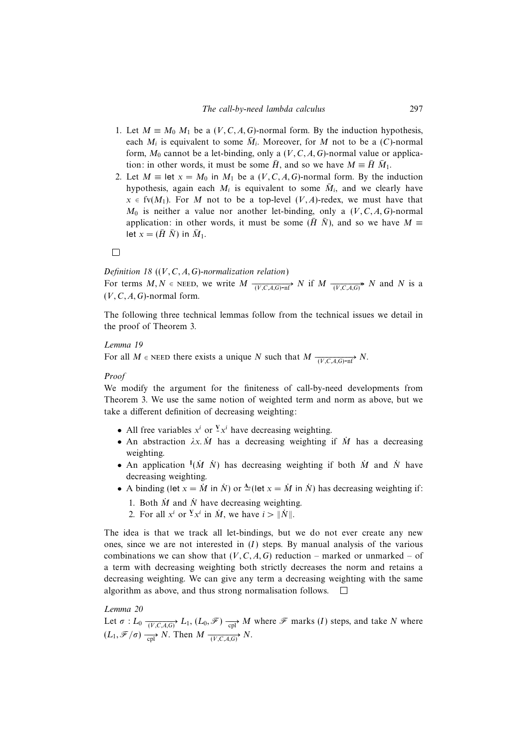1. Let $M \equiv M_0\ M_1$ be a $(V, C, A, G)$-normal form. By the induction hypothesis, each $M_i$ is equivalent to some $\bar{M}_i$. Moreover, for $M$ not to be a $(C)$-normal form, $M_0$ cannot be a let-binding, only a $(V, C, A, G)$-normal value or application: in other words, it must be some $\bar{H}$, and so we have $M \equiv \bar{H}\ \bar{M}_1$.
2. Let $M \equiv \mathsf{let}\ x = M_0\ \mathsf{in}\ M_1$ be a $(V, C, A, G)$-normal form. By the induction hypothesis, again each $M_i$ is equivalent to some $\bar{M}_i$, and we clearly have $x \in \mathrm{fv}(M_1)$. For $M$ not to be a top-level $(V, A)$-redex, we must have that $M_0$ is neither a value nor another let-binding, only a $(V, C, A, G)$-normal application: in other words, it must be some $(\bar{H}\ \bar{N})$, and so we have $M \equiv \mathsf{let}\ x = (\bar{H}\ \bar{N})\ \mathsf{in}\ \bar{M}_1$.

□

*Definition 18* (*$(V, C, A, G)$-normalization relation*)
For terms $M, N \in \textsc{need}$, we write $M \xrightarrow[(V,C,A,G)\text{-nf}]{} N$ if $M \xrightarrow[(V,C,A,G)]{} \!\!\!\!\!\!\rightarrow N$ and $N$ is a $(V, C, A, G)$-normal form.

The following three technical lemmas follow from the technical issues we detail in the proof of Theorem 3.

*Lemma 19*
For all $M \in \textsc{need}$ there exists a unique $N$ such that $M \xrightarrow[(V,C,A,G)\text{-nf}]{} N$.

*Proof*
We modify the argument for the finiteness of call-by-need developments from Theorem 3. We use the same notion of weighted term and norm as above, but we take a different definition of decreasing weighting:

- All free variables $x^i$ or $\underline{{}^{\mathbf{V}}x}^i$ have decreasing weighting.
- An abstraction $\lambda x.\dot{M}$ has a decreasing weighting if $\dot{M}$ has a decreasing weighting.
- An application ${}^{\mathbf{I}}(\dot{M}\ \dot{N})$ has decreasing weighting if both $\dot{M}$ and $\dot{N}$ have decreasing weighting.
- A binding $(\mathsf{let}\ x = \dot{M}\ \mathsf{in}\ \dot{N})$ or $\underline{{}^{\mathbf{A}_n}}(\mathsf{let}\ x = \dot{M}\ \mathsf{in}\ \dot{N})$ has decreasing weighting if:
  1. Both $\dot{M}$ and $\dot{N}$ have decreasing weighting.
  2. For all $x^i$ or $\underline{{}^{\mathbf{V}}x}^i$ in $\dot{M}$, we have $i > \|\dot{N}\|$.

The idea is that we track all let-bindings, but we do not ever create any new ones, since we are not interested in $(I)$ steps. By manual analysis of the various combinations we can show that $(V, C, A, G)$ reduction – marked or unmarked – of a term with decreasing weighting both strictly decreases the norm and retains a decreasing weighting. We can give any term a decreasing weighting with the same algorithm as above, and thus strong normalisation follows. □

*Lemma 20*
Let $\sigma : L_0 \xrightarrow[(V,C,A,G)]{} L_1$, $(L_0, \mathscr{F}) \xrightarrow[\text{cpl}]{} M$ where $\mathscr{F}$ marks $(I)$ steps, and take $N$ where $(L_1, \mathscr{F}/\sigma) \xrightarrow[\text{cpl}]{} N$. Then $M \xrightarrow[(V,C,A,G)]{} N$.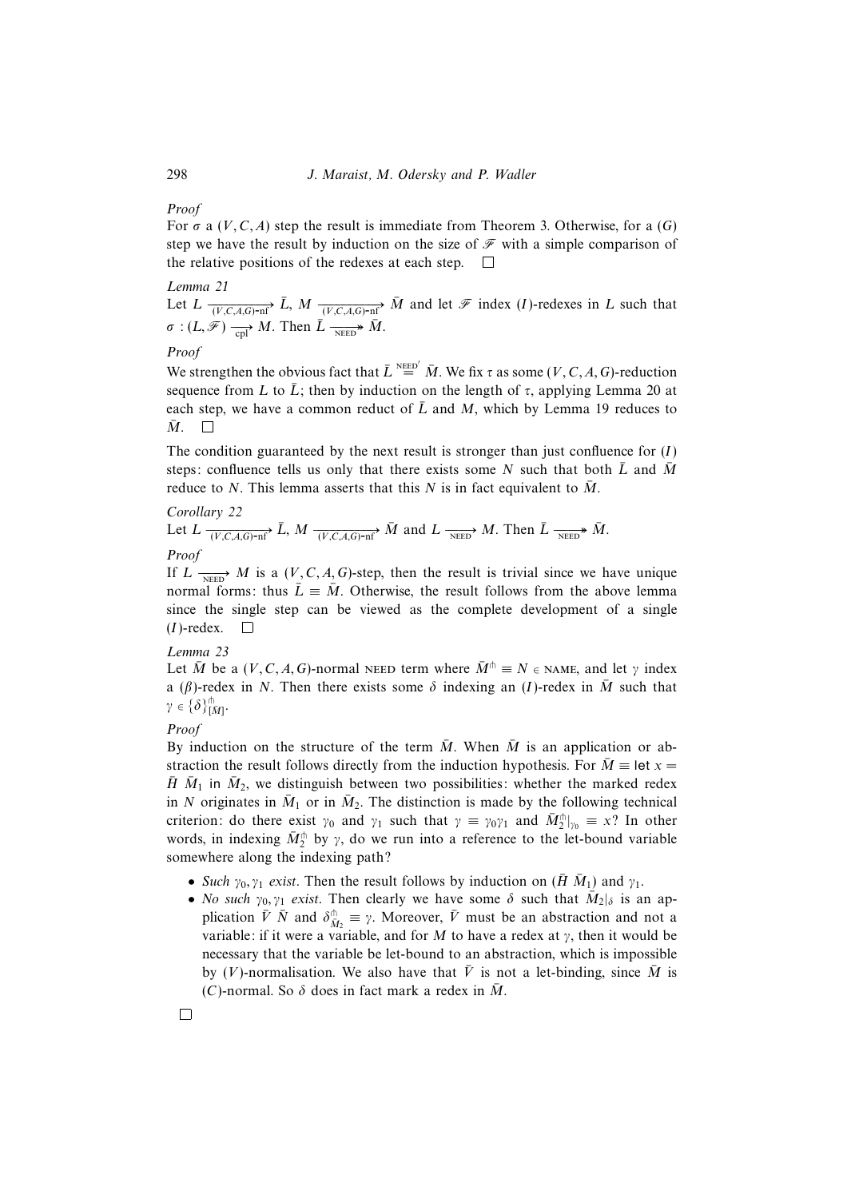*Proof*

For $\sigma$ a $(V, C, A)$ step the result is immediate from Theorem 3. Otherwise, for a $(G)$ step we have the result by induction on the size of $\mathscr{F}$ with a simple comparison of the relative positions of the redexes at each step. $\square$

*Lemma 21*

Let $L \xrightarrow[(V,C,A,G)\text{-nf}]{} \bar{L}$, $M \xrightarrow[(V,C,A,G)\text{-nf}]{} \bar{M}$ and let $\mathscr{F}$ index $(I)$-redexes in $L$ such that $\sigma : (L, \mathscr{F}) \xrightarrow[\text{cpl}]{} M$. Then $\bar{L} \xrightarrow[\text{NEED}]{} \!\!\!\!\rightarrow \bar{M}$.

*Proof*

We strengthen the obvious fact that $\bar{L} \overset{\text{NEED}'}{\equiv} \bar{M}$. We fix $\tau$ as some $(V, C, A, G)$-reduction sequence from $L$ to $\bar{L}$; then by induction on the length of $\tau$, applying Lemma 20 at each step, we have a common reduct of $\bar{L}$ and $M$, which by Lemma 19 reduces to $\bar{M}$. $\square$

The condition guaranteed by the next result is stronger than just confluence for $(I)$ steps: confluence tells us only that there exists some $N$ such that both $\bar{L}$ and $\bar{M}$ reduce to $N$. This lemma asserts that this $N$ is in fact equivalent to $\bar{M}$.

*Corollary 22*

Let $L \xrightarrow[(V,C,A,G)\text{-nf}]{} \bar{L}$, $M \xrightarrow[(V,C,A,G)\text{-nf}]{} \bar{M}$ and $L \xrightarrow[\text{NEED}]{} M$. Then $\bar{L} \xrightarrow[\text{NEED}]{} \!\!\!\!\rightarrow \bar{M}$.

*Proof*

If $L \xrightarrow[\text{NEED}]{} M$ is a $(V, C, A, G)$-step, then the result is trivial since we have unique normal forms: thus $\bar{L} \equiv \bar{M}$. Otherwise, the result follows from the above lemma since the single step can be viewed as the complete development of a single $(I)$-redex. $\square$

*Lemma 23*

Let $\bar{M}$ be a $(V, C, A, G)$-normal NEED term where $\bar{M}^{\pitchfork} \equiv N \in$ NAME, and let $\gamma$ index a $(\beta)$-redex in $N$. Then there exists some $\delta$ indexing an $(I)$-redex in $\bar{M}$ such that $\gamma \in \{\delta\}^{\pitchfork}_{[\bar{M}]}$.

*Proof*

By induction on the structure of the term $\bar{M}$. When $\bar{M}$ is an application or abstraction the result follows directly from the induction hypothesis. For $\bar{M} \equiv \mathsf{let}\ x = \bar{H}\ \bar{M}_1\ \mathsf{in}\ \bar{M}_2$, we distinguish between two possibilities: whether the marked redex in $N$ originates in $\bar{M}_1$ or in $\bar{M}_2$. The distinction is made by the following technical criterion: do there exist $\gamma_0$ and $\gamma_1$ such that $\gamma \equiv \gamma_0\gamma_1$ and $\bar{M}_2^{\pitchfork}|_{\gamma_0} \equiv x$? In other words, in indexing $\bar{M}_2^{\pitchfork}$ by $\gamma$, do we run into a reference to the let-bound variable somewhere along the indexing path?

- *Such* $\gamma_0, \gamma_1$ *exist*. Then the result follows by induction on $(\bar{H}\ \bar{M}_1)$ and $\gamma_1$.
- *No such* $\gamma_0, \gamma_1$ *exist*. Then clearly we have some $\delta$ such that $\bar{M}_2|_\delta$ is an application $\bar{V}\ \bar{N}$ and $\delta^{\pitchfork}_{\bar{M}_2} \equiv \gamma$. Moreover, $\bar{V}$ must be an abstraction and not a variable: if it were a variable, and for $M$ to have a redex at $\gamma$, then it would be necessary that the variable be let-bound to an abstraction, which is impossible by $(V)$-normalisation. We also have that $\bar{V}$ is not a let-binding, since $\bar{M}$ is $(C)$-normal. So $\delta$ does in fact mark a redex in $\bar{M}$.

$\square$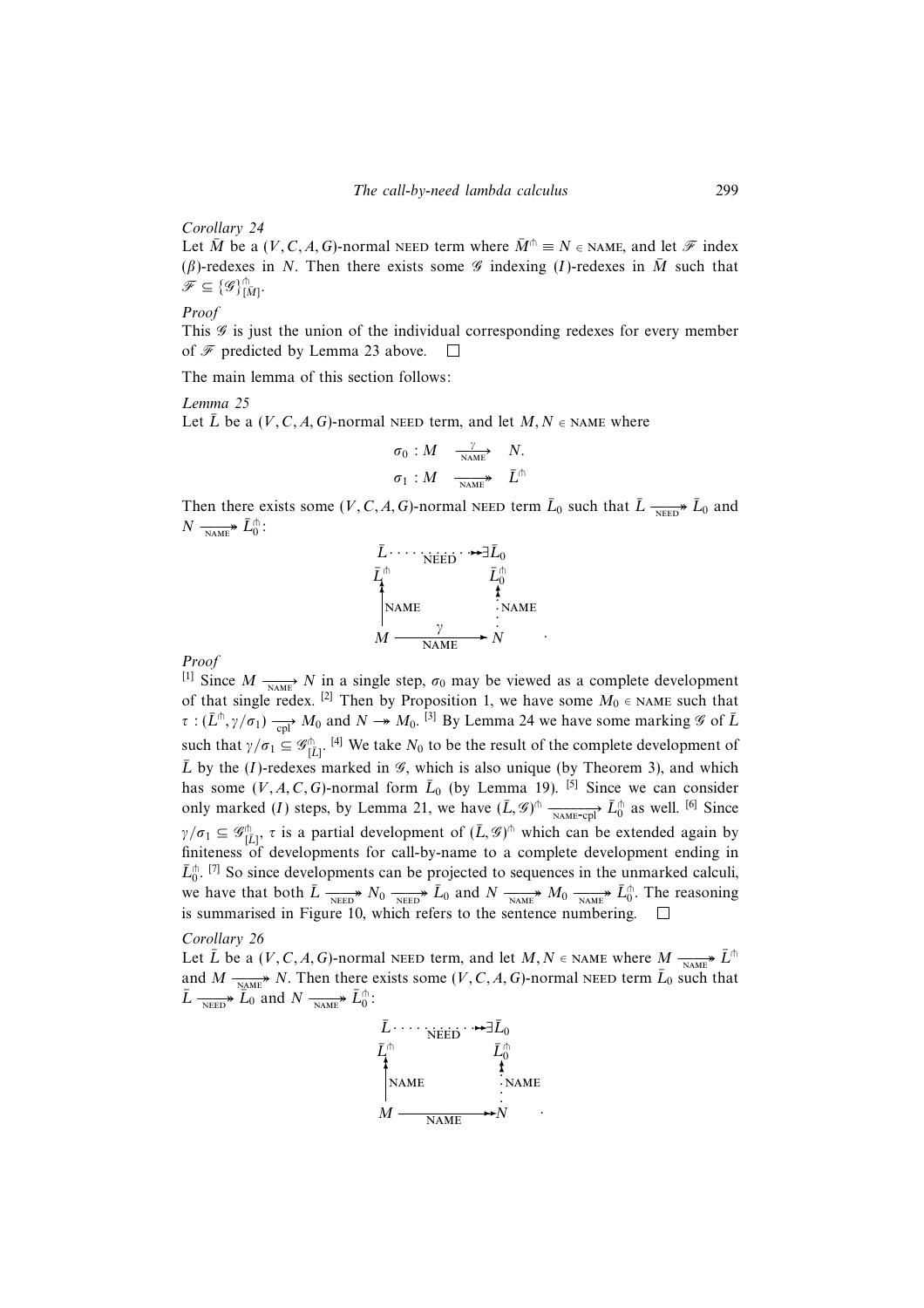*Corollary 24*

Let $\bar{M}$ be a $(V, C, A, G)$-normal NEED term where $\bar{M}^{\pitchfork} \equiv N \in$ NAME, and let $\mathscr{F}$ index ($\beta$)-redexes in $N$. Then there exists some $\mathscr{G}$ indexing ($I$)-redexes in $\bar{M}$ such that $\mathscr{F} \subseteq \{\mathscr{G}\}^{\pitchfork}_{[\bar{M}]}$.

*Proof*

This $\mathscr{G}$ is just the union of the individual corresponding redexes for every member of $\mathscr{F}$ predicted by Lemma 23 above. $\square$

The main lemma of this section follows:

*Lemma 25*

Let $\bar{L}$ be a $(V, C, A, G)$-normal NEED term, and let $M, N \in$ NAME where

$$\sigma_0 : M \xrightarrow[\text{NAME}]{\gamma} N.$$
$$\sigma_1 : M \twoheadrightarrow_{\text{NAME}} \bar{L}^{\pitchfork}$$

Then there exists some $(V, C, A, G)$-normal NEED term $\bar{L}_0$ such that $\bar{L} \twoheadrightarrow_{\text{NEED}} \bar{L}_0$ and $N \twoheadrightarrow_{\text{NAME}} \bar{L}_0^{\pitchfork}$:

$$\begin{array}{ccc} \bar{L} & \cdots\cdots\underset{\text{NEED}}{\twoheadrightarrow} & \exists \bar{L}_0 \\ \bar{L}^{\pitchfork} & & \bar{L}_0^{\pitchfork} \\ \uparrow\!\uparrow \text{NAME} & & \vdots\!\uparrow\!\uparrow \text{NAME} \\ M & \xrightarrow[\text{NAME}]{\gamma} & N \end{array}$$

*Proof*

[1] Since $M \xrightarrow[\text{NAME}]{} N$ in a single step, $\sigma_0$ may be viewed as a complete development of that single redex. [2] Then by Proposition 1, we have some $M_0 \in$ NAME such that $\tau : (\bar{L}^{\pitchfork}, \gamma/\sigma_1) \xrightarrow[\text{cpl}]{} M_0$ and $N \twoheadrightarrow M_0$. [3] By Lemma 24 we have some marking $\mathscr{G}$ of $\bar{L}$ such that $\gamma/\sigma_1 \subseteq \mathscr{G}^{\pitchfork}_{[\bar{L}]}$. [4] We take $N_0$ to be the result of the complete development of $\bar{L}$ by the ($I$)-redexes marked in $\mathscr{G}$, which is also unique (by Theorem 3), and which has some $(V, A, C, G)$-normal form $\bar{L}_0$ (by Lemma 19). [5] Since we can consider only marked ($I$) steps, by Lemma 21, we have $(\bar{L}, \mathscr{G})^{\pitchfork} \xrightarrow[\text{NAME-cpl}]{} \bar{L}_0^{\pitchfork}$ as well. [6] Since $\gamma/\sigma_1 \subseteq \mathscr{G}^{\pitchfork}_{[\bar{L}]}$, $\tau$ is a partial development of $(\bar{L}, \mathscr{G})^{\pitchfork}$ which can be extended again by finiteness of developments for call-by-name to a complete development ending in $\bar{L}_0^{\pitchfork}$. [7] So since developments can be projected to sequences in the unmarked calculi, we have that both $\bar{L} \twoheadrightarrow_{\text{NEED}} N_0 \twoheadrightarrow_{\text{NEED}} \bar{L}_0$ and $N \twoheadrightarrow_{\text{NAME}} M_0 \twoheadrightarrow_{\text{NAME}} \bar{L}_0^{\pitchfork}$. The reasoning is summarised in Figure 10, which refers to the sentence numbering. $\square$

*Corollary 26*

Let $\bar{L}$ be a $(V, C, A, G)$-normal NEED term, and let $M, N \in$ NAME where $M \twoheadrightarrow_{\text{NAME}} \bar{L}^{\pitchfork}$ and $M \twoheadrightarrow_{\text{NAME}} N$. Then there exists some $(V, C, A, G)$-normal NEED term $\bar{L}_0$ such that $\bar{L} \twoheadrightarrow_{\text{NEED}} \bar{L}_0$ and $N \twoheadrightarrow_{\text{NAME}} \bar{L}_0^{\pitchfork}$:

$$\begin{array}{ccc} \bar{L} & \cdots\cdots\underset{\text{NEED}}{\twoheadrightarrow} & \exists \bar{L}_0 \\ \bar{L}^{\pitchfork} & & \bar{L}_0^{\pitchfork} \\ \uparrow\!\uparrow \text{NAME} & & \vdots\!\uparrow\!\uparrow \text{NAME} \\ M & \underset{\text{NAME}}{\twoheadrightarrow} & N \end{array}$$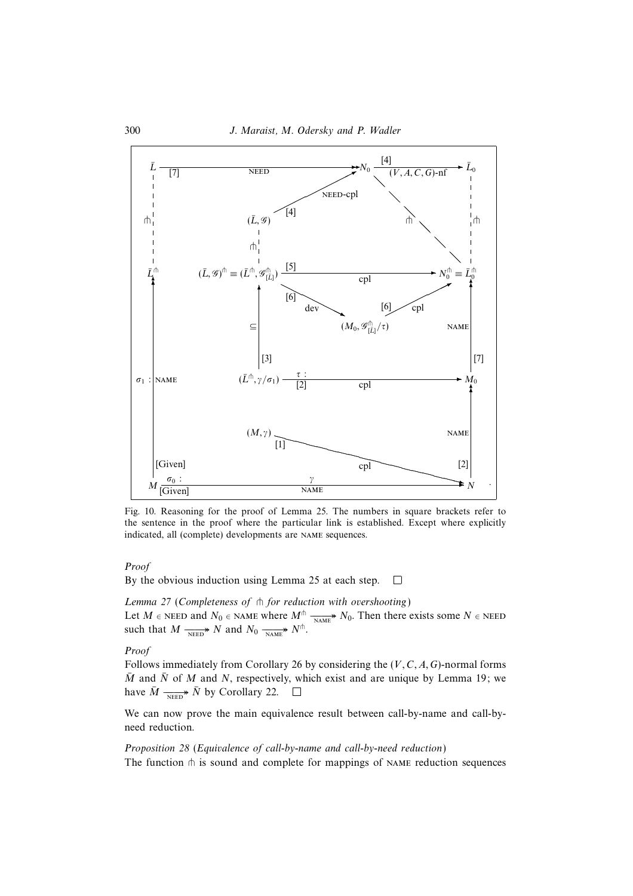Fig. 10. Reasoning for the proof of Lemma 25. The numbers in square brackets refer to the sentence in the proof where the particular link is established. Except where explicitly indicated, all (complete) developments are NAME sequences.

*Proof*

By the obvious induction using Lemma 25 at each step. □

*Lemma 27* (*Completeness of* $\pitchfork$ *for reduction with overshooting*)

Let $M \in$ NEED and $N_0 \in$ NAME where $M^{\pitchfork} \twoheadrightarrow_{\text{NAME}} N_0$. Then there exists some $N \in$ NEED such that $M \twoheadrightarrow_{\text{NEED}} N$ and $N_0 \twoheadrightarrow_{\text{NAME}} N^{\pitchfork}$.

*Proof*

Follows immediately from Corollary 26 by considering the $(V, C, A, G)$-normal forms $\bar{M}$ and $\bar{N}$ of $M$ and $N$, respectively, which exist and are unique by Lemma 19; we have $\bar{M} \twoheadrightarrow_{\text{NEED}} \bar{N}$ by Corollary 22. □

We can now prove the main equivalence result between call-by-name and call-by-need reduction.

*Proposition 28* (*Equivalence of call-by-name and call-by-need reduction*)

The function $\pitchfork$ is sound and complete for mappings of NAME reduction sequences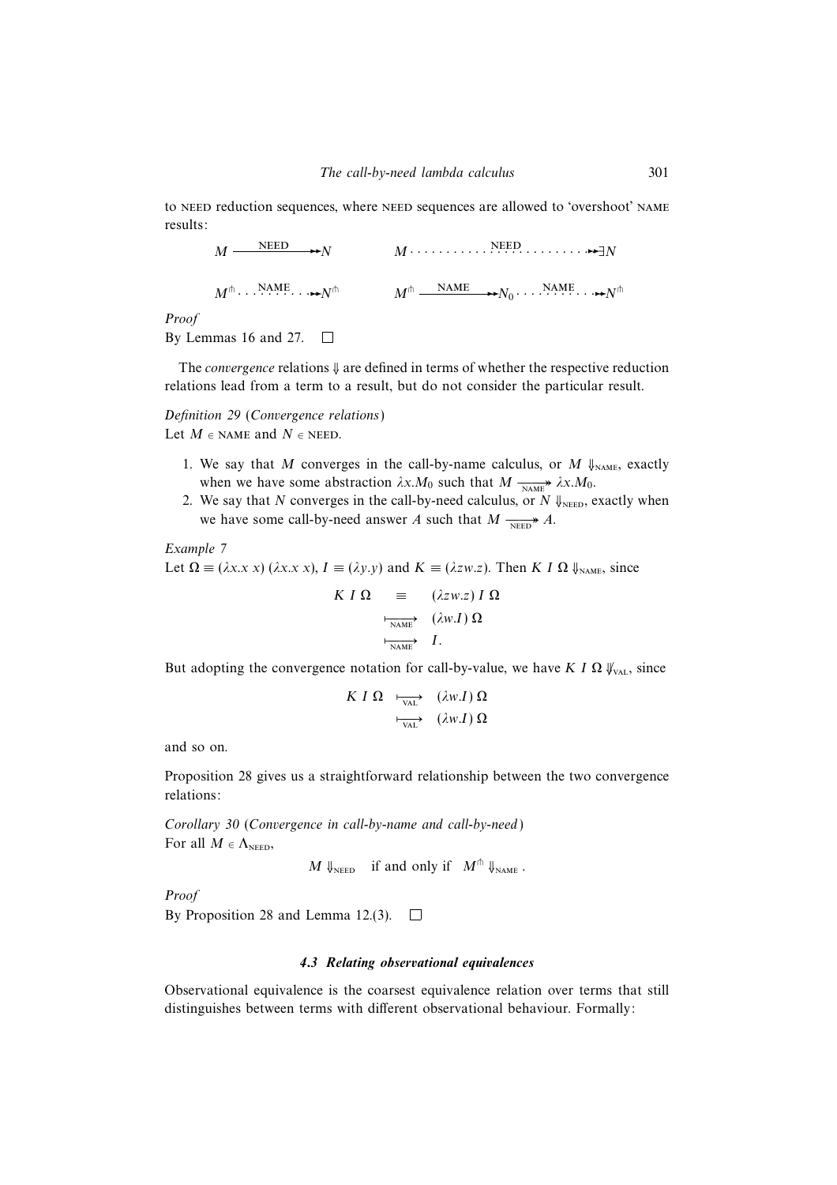to NEED reduction sequences, where NEED sequences are allowed to 'overshoot' NAME results:

$$
\begin{array}{ccc}
M \xrightarrow{\text{NEED}}\!\!\!\rightarrow N & \qquad & M \cdots\cdots\cdots \overset{\text{NEED}}{\cdots} \cdots\cdots\cdots \twoheadrightarrow \exists N \\[2em]
M^{\pitchfork} \cdots \overset{\text{NAME}}{\cdots} \cdots \twoheadrightarrow N^{\pitchfork} & \qquad & M^{\pitchfork} \xrightarrow{\text{NAME}}\!\!\!\rightarrow N_0 \cdots \overset{\text{NAME}}{\cdots} \cdots \twoheadrightarrow N^{\pitchfork}
\end{array}
$$

*Proof*
By Lemmas 16 and 27. □

The *convergence* relations $\Downarrow$ are defined in terms of whether the respective reduction relations lead from a term to a result, but do not consider the particular result.

*Definition 29* (*Convergence relations*)
Let $M \in$ NAME and $N \in$ NEED.

1. We say that $M$ converges in the call-by-name calculus, or $M \Downarrow_{\text{NAME}}$, exactly when we have some abstraction $\lambda x.M_0$ such that $M \xrightarrow[\text{NAME}]{}\!\!\!\twoheadrightarrow \lambda x.M_0$.
2. We say that $N$ converges in the call-by-need calculus, or $N \Downarrow_{\text{NEED}}$, exactly when we have some call-by-need answer $A$ such that $M \xrightarrow[\text{NEED}]{}\!\!\!\twoheadrightarrow A$.

*Example 7*
Let $\Omega \equiv (\lambda x.x\ x)\ (\lambda x.x\ x)$, $I \equiv (\lambda y.y)$ and $K \equiv (\lambda zw.z)$. Then $K\ I\ \Omega \Downarrow_{\text{NAME}}$, since

$$
\begin{array}{rcl}
K\ I\ \Omega & \equiv & (\lambda zw.z)\ I\ \Omega \\
& \underset{\text{NAME}}{\longmapsto} & (\lambda w.I)\ \Omega \\
& \underset{\text{NAME}}{\longmapsto} & I.
\end{array}
$$

But adopting the convergence notation for call-by-value, we have $K\ I\ \Omega \not\Downarrow_{\text{VAL}}$, since

$$
\begin{array}{rcl}
K\ I\ \Omega & \underset{\text{VAL}}{\longmapsto} & (\lambda w.I)\ \Omega \\
& \underset{\text{VAL}}{\longmapsto} & (\lambda w.I)\ \Omega
\end{array}
$$

and so on.

Proposition 28 gives us a straightforward relationship between the two convergence relations:

*Corollary 30* (*Convergence in call-by-name and call-by-need*)
For all $M \in \Lambda_{\text{NEED}}$,

$$
M \Downarrow_{\text{NEED}} \quad \text{if and only if} \quad M^{\pitchfork} \Downarrow_{\text{NAME}}.
$$

*Proof*
By Proposition 28 and Lemma 12.(3). □

### 4.3 Relating observational equivalences

Observational equivalence is the coarsest equivalence relation over terms that still distinguishes between terms with different observational behaviour. Formally: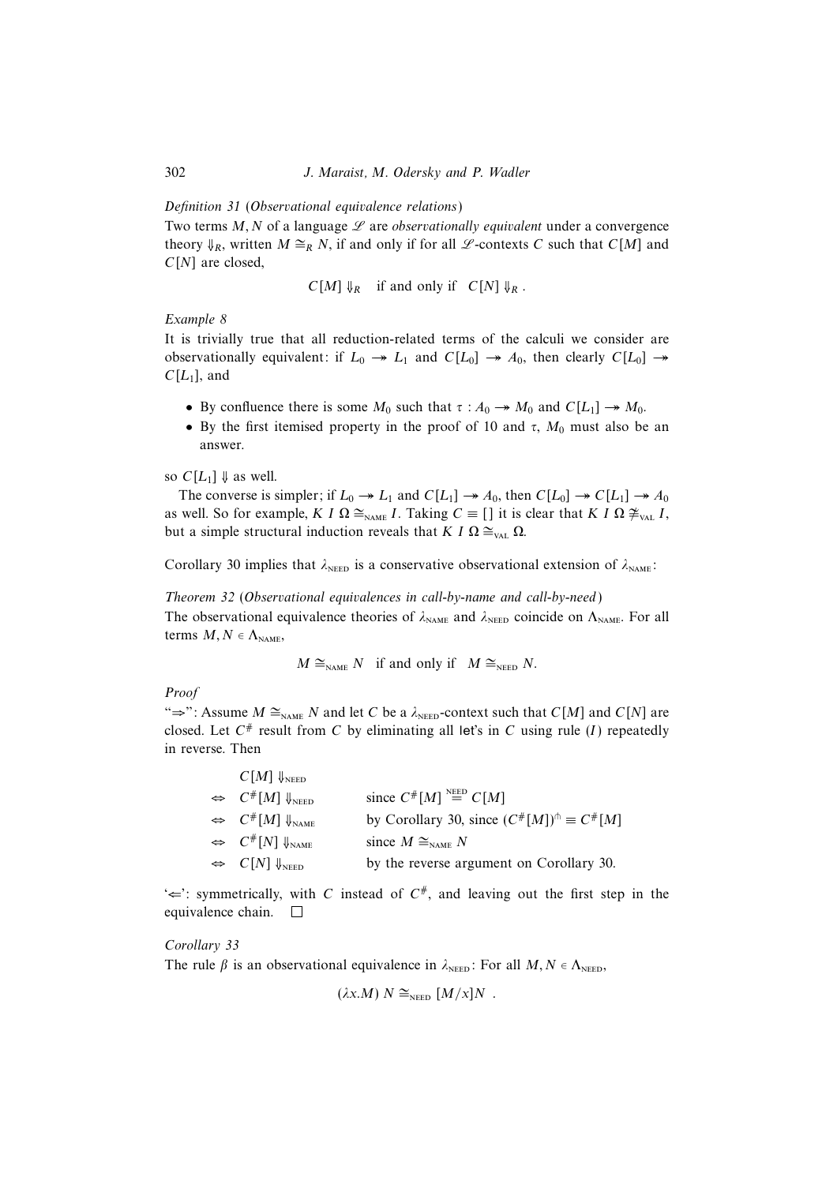*Definition 31* (*Observational equivalence relations*)
Two terms $M, N$ of a language $\mathscr{L}$ are *observationally equivalent* under a convergence theory $\Downarrow_R$, written $M \cong_R N$, if and only if for all $\mathscr{L}$-contexts $C$ such that $C[M]$ and $C[N]$ are closed,

$$C[M] \Downarrow_R \quad \text{if and only if} \quad C[N] \Downarrow_R .$$

*Example 8*
It is trivially true that all reduction-related terms of the calculi we consider are observationally equivalent: if $L_0 \twoheadrightarrow L_1$ and $C[L_0] \twoheadrightarrow A_0$, then clearly $C[L_0] \twoheadrightarrow C[L_1]$, and

- By confluence there is some $M_0$ such that $\tau : A_0 \twoheadrightarrow M_0$ and $C[L_1] \twoheadrightarrow M_0$.
- By the first itemised property in the proof of 10 and $\tau$, $M_0$ must also be an answer.

so $C[L_1] \Downarrow$ as well.

The converse is simpler; if $L_0 \twoheadrightarrow L_1$ and $C[L_1] \twoheadrightarrow A_0$, then $C[L_0] \twoheadrightarrow C[L_1] \twoheadrightarrow A_0$ as well. So for example, $K\ I\ \Omega \cong_{\text{NAME}} I$. Taking $C \equiv [\,]$ it is clear that $K\ I\ \Omega \ncong_{\text{VAL}} I$, but a simple structural induction reveals that $K\ I\ \Omega \cong_{\text{VAL}} \Omega$.

Corollary 30 implies that $\lambda_{\text{NEED}}$ is a conservative observational extension of $\lambda_{\text{NAME}}$:

*Theorem 32* (*Observational equivalences in call-by-name and call-by-need*)
The observational equivalence theories of $\lambda_{\text{NAME}}$ and $\lambda_{\text{NEED}}$ coincide on $\Lambda_{\text{NAME}}$. For all terms $M, N \in \Lambda_{\text{NAME}}$,

$$M \cong_{\text{NAME}} N \quad \text{if and only if} \quad M \cong_{\text{NEED}} N.$$

*Proof*
"$\Rightarrow$": Assume $M \cong_{\text{NAME}} N$ and let $C$ be a $\lambda_{\text{NEED}}$-context such that $C[M]$ and $C[N]$ are closed. Let $C^\#$ result from $C$ by eliminating all let's in $C$ using rule $(I)$ repeatedly in reverse. Then

$$
\begin{array}{lll}
 & C[M] \Downarrow_{\text{NEED}} & \\
\Leftrightarrow & C^\#[M] \Downarrow_{\text{NEED}} & \text{since } C^\#[M] \overset{\text{NEED}}{=} C[M] \\
\Leftrightarrow & C^\#[M] \Downarrow_{\text{NAME}} & \text{by Corollary 30, since } (C^\#[M])^{\pitchfork} \equiv C^\#[M] \\
\Leftrightarrow & C^\#[N] \Downarrow_{\text{NAME}} & \text{since } M \cong_{\text{NAME}} N \\
\Leftrightarrow & C[N] \Downarrow_{\text{NEED}} & \text{by the reverse argument on Corollary 30.}
\end{array}
$$

'$\Leftarrow$': symmetrically, with $C$ instead of $C^\#$, and leaving out the first step in the equivalence chain. $\square$

*Corollary 33*
The rule $\beta$ is an observational equivalence in $\lambda_{\text{NEED}}$: For all $M, N \in \Lambda_{\text{NEED}}$,

$$(\lambda x.M)\ N \cong_{\text{NEED}} [M/x]N\ .$$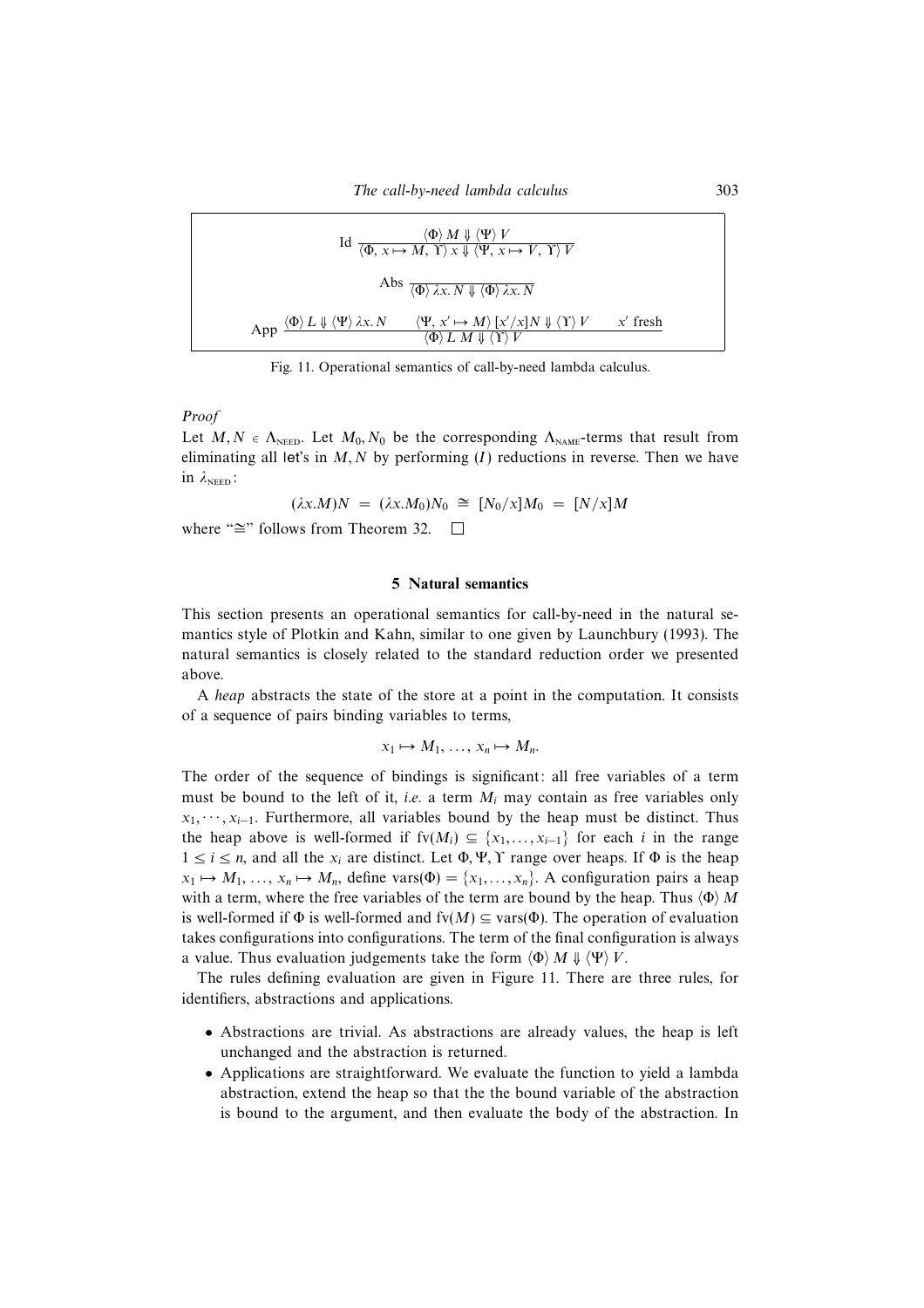$$\text{Id}\ \frac{\langle\Phi\rangle\ M \Downarrow \langle\Psi\rangle\ V}{\langle\Phi,\ x \mapsto M,\ \Upsilon\rangle\ x \Downarrow \langle\Psi,\ x \mapsto V,\ \Upsilon\rangle\ V}$$

$$\text{Abs}\ \frac{}{\langle\Phi\rangle\ \lambda x.\,N \Downarrow \langle\Phi\rangle\ \lambda x.\,N}$$

$$\text{App}\ \frac{\langle\Phi\rangle\ L \Downarrow \langle\Psi\rangle\ \lambda x.\,N \qquad \langle\Psi,\ x' \mapsto M\rangle\ [x'/x]N \Downarrow \langle\Upsilon\rangle\ V \qquad x' \text{ fresh}}{\langle\Phi\rangle\ L\ M \Downarrow \langle\Upsilon\rangle\ V}$$

Fig. 11. Operational semantics of call-by-need lambda calculus.

*Proof*

Let $M, N \in \Lambda_{\text{NEED}}$. Let $M_0, N_0$ be the corresponding $\Lambda_{\text{NAME}}$-terms that result from eliminating all let's in $M, N$ by performing $(I)$ reductions in reverse. Then we have in $\lambda_{\text{NEED}}$:

$$(\lambda x.M)N \;=\; (\lambda x.M_0)N_0 \;\cong\; [N_0/x]M_0 \;=\; [N/x]M$$

where "$\cong$" follows from Theorem 32. $\square$

## 5 Natural semantics

This section presents an operational semantics for call-by-need in the natural semantics style of Plotkin and Kahn, similar to one given by Launchbury (1993). The natural semantics is closely related to the standard reduction order we presented above.

A *heap* abstracts the state of the store at a point in the computation. It consists of a sequence of pairs binding variables to terms,

$$x_1 \mapsto M_1,\ \ldots,\ x_n \mapsto M_n.$$

The order of the sequence of bindings is significant: all free variables of a term must be bound to the left of it, *i.e.* a term $M_i$ may contain as free variables only $x_1, \cdots, x_{i-1}$. Furthermore, all variables bound by the heap must be distinct. Thus the heap above is well-formed if $\text{fv}(M_i) \subseteq \{x_1, \ldots, x_{i-1}\}$ for each $i$ in the range $1 \leq i \leq n$, and all the $x_i$ are distinct. Let $\Phi, \Psi, \Upsilon$ range over heaps. If $\Phi$ is the heap $x_1 \mapsto M_1,\ \ldots,\ x_n \mapsto M_n$, define $\text{vars}(\Phi) = \{x_1, \ldots, x_n\}$. A configuration pairs a heap with a term, where the free variables of the term are bound by the heap. Thus $\langle\Phi\rangle\ M$ is well-formed if $\Phi$ is well-formed and $\text{fv}(M) \subseteq \text{vars}(\Phi)$. The operation of evaluation takes configurations into configurations. The term of the final configuration is always a value. Thus evaluation judgements take the form $\langle\Phi\rangle\ M \Downarrow \langle\Psi\rangle\ V$.

The rules defining evaluation are given in Figure 11. There are three rules, for identifiers, abstractions and applications.

- Abstractions are trivial. As abstractions are already values, the heap is left unchanged and the abstraction is returned.
- Applications are straightforward. We evaluate the function to yield a lambda abstraction, extend the heap so that the the bound variable of the abstraction is bound to the argument, and then evaluate the body of the abstraction. In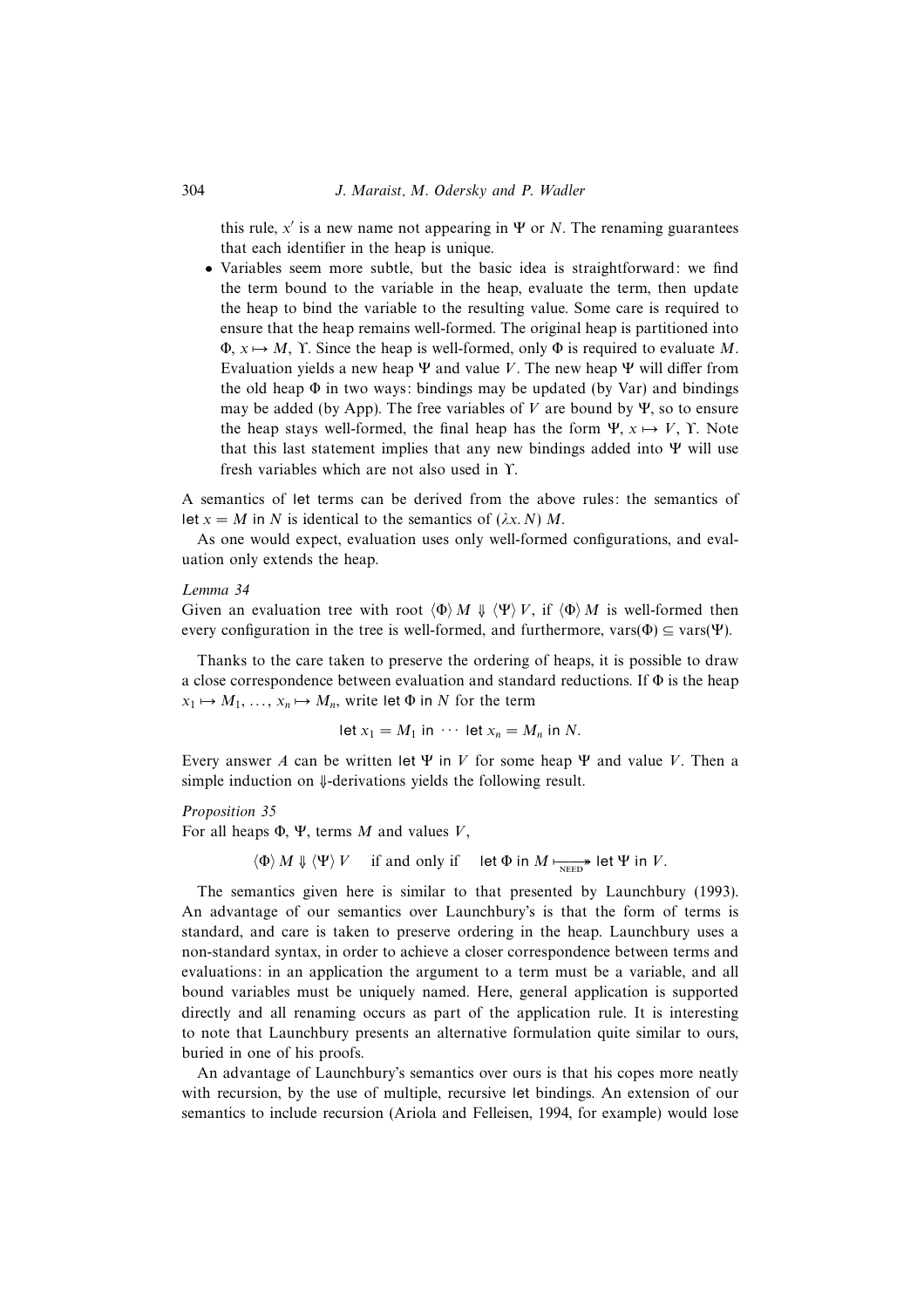this rule, $x'$ is a new name not appearing in $\Psi$ or $N$. The renaming guarantees that each identifier in the heap is unique.

- Variables seem more subtle, but the basic idea is straightforward: we find the term bound to the variable in the heap, evaluate the term, then update the heap to bind the variable to the resulting value. Some care is required to ensure that the heap remains well-formed. The original heap is partitioned into $\Phi$, $x \mapsto M$, $\Upsilon$. Since the heap is well-formed, only $\Phi$ is required to evaluate $M$. Evaluation yields a new heap $\Psi$ and value $V$. The new heap $\Psi$ will differ from the old heap $\Phi$ in two ways: bindings may be updated (by Var) and bindings may be added (by App). The free variables of $V$ are bound by $\Psi$, so to ensure the heap stays well-formed, the final heap has the form $\Psi$, $x \mapsto V$, $\Upsilon$. Note that this last statement implies that any new bindings added into $\Psi$ will use fresh variables which are not also used in $\Upsilon$.

A semantics of let terms can be derived from the above rules: the semantics of $\mathsf{let}\ x = M\ \mathsf{in}\ N$ is identical to the semantics of $(\lambda x.\, N)\, M$.

As one would expect, evaluation uses only well-formed configurations, and evaluation only extends the heap.

*Lemma 34*
Given an evaluation tree with root $\langle\Phi\rangle\, M \Downarrow \langle\Psi\rangle\, V$, if $\langle\Phi\rangle\, M$ is well-formed then every configuration in the tree is well-formed, and furthermore, $\mathrm{vars}(\Phi) \subseteq \mathrm{vars}(\Psi)$.

Thanks to the care taken to preserve the ordering of heaps, it is possible to draw a close correspondence between evaluation and standard reductions. If $\Phi$ is the heap $x_1 \mapsto M_1, \ldots, x_n \mapsto M_n$, write $\mathsf{let}\ \Phi\ \mathsf{in}\ N$ for the term

$$\mathsf{let}\ x_1 = M_1\ \mathsf{in}\ \cdots\ \mathsf{let}\ x_n = M_n\ \mathsf{in}\ N.$$

Every answer $A$ can be written $\mathsf{let}\ \Psi\ \mathsf{in}\ V$ for some heap $\Psi$ and value $V$. Then a simple induction on $\Downarrow$-derivations yields the following result.

*Proposition 35*
For all heaps $\Phi$, $\Psi$, terms $M$ and values $V$,

$$\langle\Phi\rangle\, M \Downarrow \langle\Psi\rangle\, V \quad \text{if and only if} \quad \mathsf{let}\ \Phi\ \mathsf{in}\ M \underset{\text{NEED}}{\longmapsto\!\!\!\!\rightarrow} \mathsf{let}\ \Psi\ \mathsf{in}\ V.$$

The semantics given here is similar to that presented by Launchbury (1993). An advantage of our semantics over Launchbury's is that the form of terms is standard, and care is taken to preserve ordering in the heap. Launchbury uses a non-standard syntax, in order to achieve a closer correspondence between terms and evaluations: in an application the argument to a term must be a variable, and all bound variables must be uniquely named. Here, general application is supported directly and all renaming occurs as part of the application rule. It is interesting to note that Launchbury presents an alternative formulation quite similar to ours, buried in one of his proofs.

An advantage of Launchbury's semantics over ours is that his copes more neatly with recursion, by the use of multiple, recursive let bindings. An extension of our semantics to include recursion (Ariola and Felleisen, 1994, for example) would lose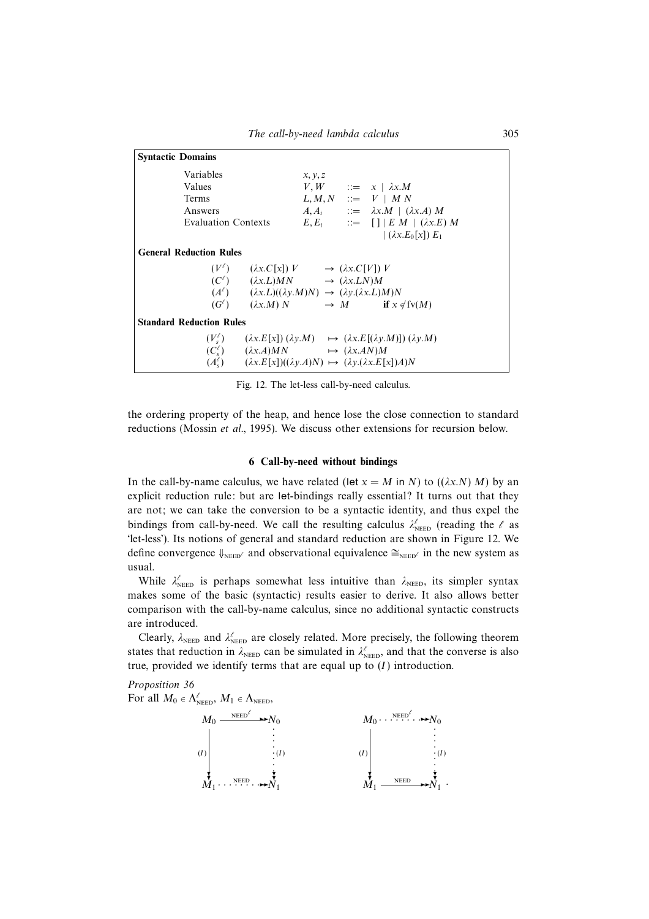**Syntactic Domains**

| | | | |
|---|---|---|---|
| Variables | $x, y, z$ | | |
| Values | $V, W$ | $::=$ | $x \mid \lambda x.M$ |
| Terms | $L, M, N$ | $::=$ | $V \mid M\ N$ |
| Answers | $A, A_i$ | $::=$ | $\lambda x.M \mid (\lambda x.A)\ M$ |
| Evaluation Contexts | $E, E_i$ | $::=$ | $[\,] \mid E\ M \mid (\lambda x.E)\ M \mid (\lambda x.E_0[x])\ E_1$ |

**General Reduction Rules**

$$
\begin{array}{lllll}
(V^\ell) & (\lambda x.C[x])\ V & \to & (\lambda x.C[V])\ V & \\
(C^\ell) & (\lambda x.L)MN & \to & (\lambda x.LN)M & \\
(A^\ell) & (\lambda x.L)((\lambda y.M)N) & \to & (\lambda y.(\lambda x.L)M)N & \\
(G^\ell) & (\lambda x.M)\ N & \to & M & \textbf{if } x \notin \mathrm{fv}(M)
\end{array}
$$

**Standard Reduction Rules**

$$
\begin{array}{llll}
(V^\ell_s) & (\lambda x.E[x])\ (\lambda y.M) & \mapsto & (\lambda x.E[(\lambda y.M)])\ (\lambda y.M) \\
(C^\ell_s) & (\lambda x.A)MN & \mapsto & (\lambda x.AN)M \\
(A^\ell_s) & (\lambda x.E[x])((\lambda y.A)N) & \mapsto & (\lambda y.(\lambda x.E[x])A)N
\end{array}
$$

Fig. 12. The let-less call-by-need calculus.

the ordering property of the heap, and hence lose the close connection to standard reductions (Mossin *et al.*, 1995). We discuss other extensions for recursion below.

## 6 Call-by-need without bindings

In the call-by-name calculus, we have related (let $x = M$ in $N$) to $((\lambda x.N)\ M)$ by an explicit reduction rule: but are let-bindings really essential? It turns out that they are not; we can take the conversion to be a syntactic identity, and thus expel the bindings from call-by-need. We call the resulting calculus $\lambda^\ell_{\text{NEED}}$ (reading the $\ell$ as 'let-less'). Its notions of general and standard reduction are shown in Figure 12. We define convergence $\Downarrow_{\text{NEED}^\ell}$ and observational equivalence $\cong_{\text{NEED}^\ell}$ in the new system as usual.

While $\lambda^\ell_{\text{NEED}}$ is perhaps somewhat less intuitive than $\lambda_{\text{NEED}}$, its simpler syntax makes some of the basic (syntactic) results easier to derive. It also allows better comparison with the call-by-name calculus, since no additional syntactic constructs are introduced.

Clearly, $\lambda_{\text{NEED}}$ and $\lambda^\ell_{\text{NEED}}$ are closely related. More precisely, the following theorem states that reduction in $\lambda_{\text{NEED}}$ can be simulated in $\lambda^\ell_{\text{NEED}}$, and that the converse is also true, provided we identify terms that are equal up to $(I)$ introduction.

*Proposition 36*

For all $M_0 \in \Lambda^\ell_{\text{NEED}}$, $M_1 \in \Lambda_{\text{NEED}}$,

$$
\begin{array}{ccc}
M_0 & \xrightarrow{\ \text{NEED}^\ell\ } & N_0 \\
{\scriptstyle (I)}\downarrow & & \vdots{\scriptstyle (I)} \\
M_1 & \cdots\overset{\text{NEED}}{\cdots}\twoheadrightarrow & N_1
\end{array}
\qquad\qquad
\begin{array}{ccc}
M_0 & \cdots\overset{\text{NEED}^\ell}{\cdots}\twoheadrightarrow & N_0 \\
{\scriptstyle (I)}\downarrow & & \vdots{\scriptstyle (I)} \\
M_1 & \xrightarrow{\ \text{NEED}\ } & N_1
\end{array}
.
$$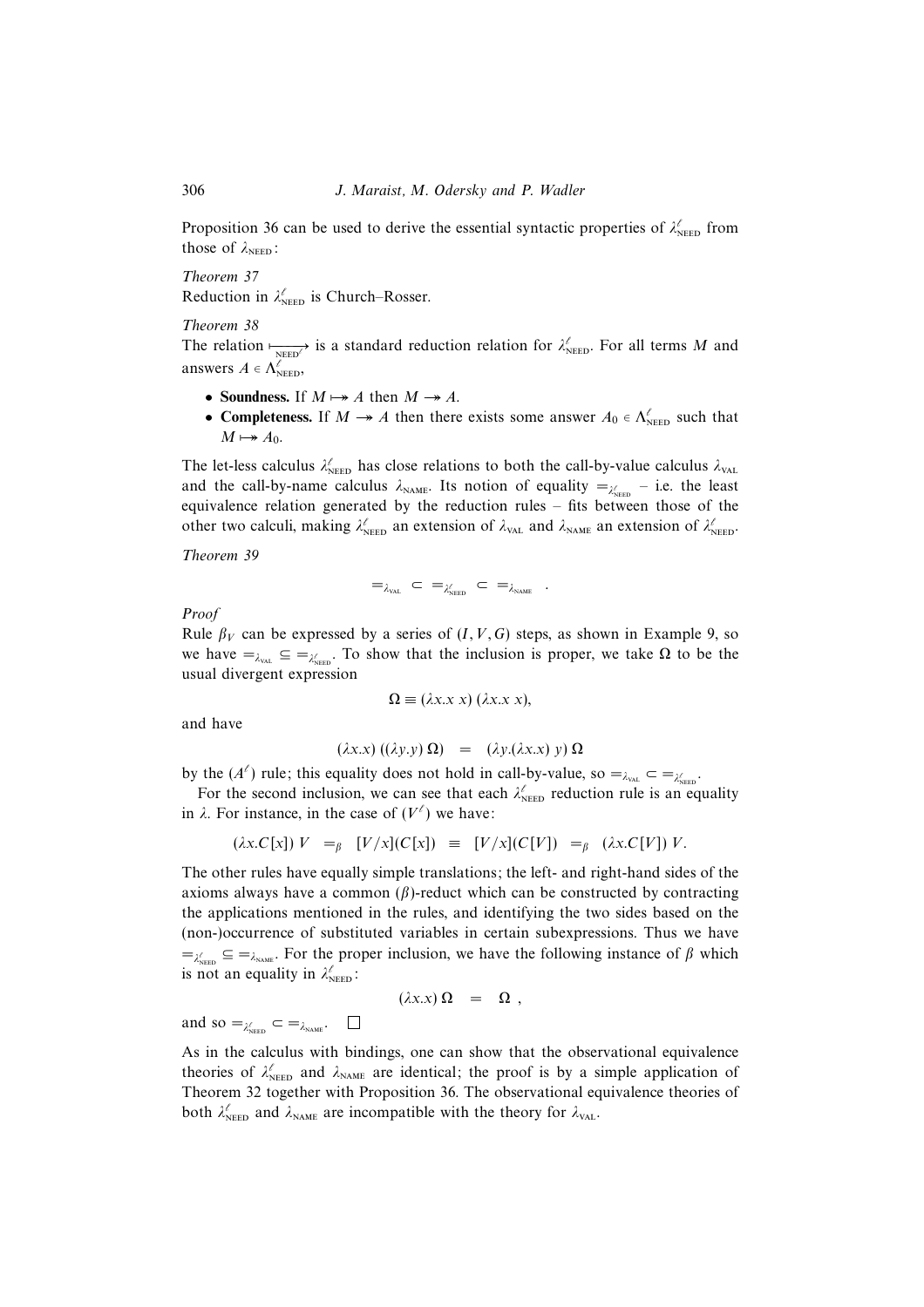Proposition 36 can be used to derive the essential syntactic properties of $\lambda^{\ell}_{\text{NEED}}$ from those of $\lambda_{\text{NEED}}$:

*Theorem 37*
Reduction in $\lambda^{\ell}_{\text{NEED}}$ is Church–Rosser.

*Theorem 38*
The relation $\underset{\text{NEED}^{\ell}}{\longmapsto}$ is a standard reduction relation for $\lambda^{\ell}_{\text{NEED}}$. For all terms $M$ and answers $A \in \Lambda^{\ell}_{\text{NEED}}$,

- **Soundness.** If $M \mapsto\!\!\!\!\!\rightarrow A$ then $M \twoheadrightarrow A$.
- **Completeness.** If $M \twoheadrightarrow A$ then there exists some answer $A_0 \in \Lambda^{\ell}_{\text{NEED}}$ such that $M \mapsto\!\!\!\!\!\rightarrow A_0$.

The let-less calculus $\lambda^{\ell}_{\text{NEED}}$ has close relations to both the call-by-value calculus $\lambda_{\text{VAL}}$ and the call-by-name calculus $\lambda_{\text{NAME}}$. Its notion of equality $=_{\lambda^{\ell}_{\text{NEED}}}$ – i.e. the least equivalence relation generated by the reduction rules – fits between those of the other two calculi, making $\lambda^{\ell}_{\text{NEED}}$ an extension of $\lambda_{\text{VAL}}$ and $\lambda_{\text{NAME}}$ an extension of $\lambda^{\ell}_{\text{NEED}}$.

*Theorem 39*

$$=_{\lambda_{\text{VAL}}} \;\subset\; =_{\lambda^{\ell}_{\text{NEED}}} \;\subset\; =_{\lambda_{\text{NAME}}} \quad .$$

*Proof*
Rule $\beta_V$ can be expressed by a series of $(I, V, G)$ steps, as shown in Example 9, so we have $=_{\lambda_{\text{VAL}}} \subseteq =_{\lambda^{\ell}_{\text{NEED}}}$. To show that the inclusion is proper, we take $\Omega$ to be the usual divergent expression

$$\Omega \equiv (\lambda x.x\ x)\ (\lambda x.x\ x),$$

and have

$$(\lambda x.x)\ ((\lambda y.y)\ \Omega) \quad = \quad (\lambda y.(\lambda x.x)\ y)\ \Omega$$

by the $(A^{\ell})$ rule; this equality does not hold in call-by-value, so $=_{\lambda_{\text{VAL}}} \subset =_{\lambda^{\ell}_{\text{NEED}}}$.

For the second inclusion, we can see that each $\lambda^{\ell}_{\text{NEED}}$ reduction rule is an equality in $\lambda$. For instance, in the case of $(V^{\ell})$ we have:

$$(\lambda x.C[x])\ V \;\;=_{\beta}\;\; [V/x](C[x]) \;\;\equiv\;\; [V/x](C[V]) \;\;=_{\beta}\;\; (\lambda x.C[V])\ V.$$

The other rules have equally simple translations; the left- and right-hand sides of the axioms always have a common $(\beta)$-reduct which can be constructed by contracting the applications mentioned in the rules, and identifying the two sides based on the (non-)occurrence of substituted variables in certain subexpressions. Thus we have $=_{\lambda^{\ell}_{\text{NEED}}} \subseteq =_{\lambda_{\text{NAME}}}$. For the proper inclusion, we have the following instance of $\beta$ which is not an equality in $\lambda^{\ell}_{\text{NEED}}$:

$$(\lambda x.x)\ \Omega \quad = \quad \Omega \ ,$$

and so $=_{\lambda^{\ell}_{\text{NEED}}} \subset =_{\lambda_{\text{NAME}}}$. $\square$

As in the calculus with bindings, one can show that the observational equivalence theories of $\lambda^{\ell}_{\text{NEED}}$ and $\lambda_{\text{NAME}}$ are identical; the proof is by a simple application of Theorem 32 together with Proposition 36. The observational equivalence theories of both $\lambda^{\ell}_{\text{NEED}}$ and $\lambda_{\text{NAME}}$ are incompatible with the theory for $\lambda_{\text{VAL}}$.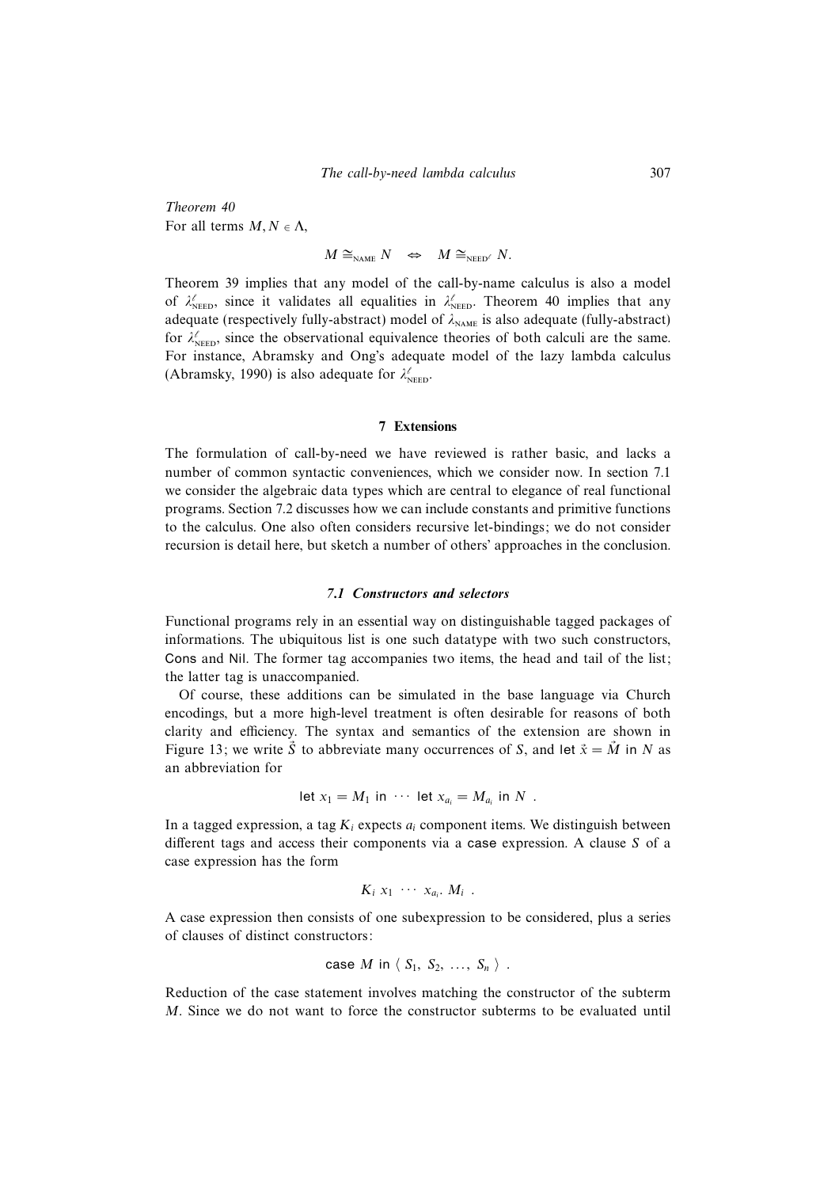*Theorem 40*
For all terms $M, N \in \Lambda$,

$$M \cong_{\text{NAME}} N \quad \Leftrightarrow \quad M \cong_{\text{NEED}^{\ell}} N.$$

Theorem 39 implies that any model of the call-by-name calculus is also a model of $\lambda^{\ell}_{\text{NEED}}$, since it validates all equalities in $\lambda^{\ell}_{\text{NEED}}$. Theorem 40 implies that any adequate (respectively fully-abstract) model of $\lambda_{\text{NAME}}$ is also adequate (fully-abstract) for $\lambda^{\ell}_{\text{NEED}}$, since the observational equivalence theories of both calculi are the same. For instance, Abramsky and Ong's adequate model of the lazy lambda calculus (Abramsky, 1990) is also adequate for $\lambda^{\ell}_{\text{NEED}}$.

## 7 Extensions

The formulation of call-by-need we have reviewed is rather basic, and lacks a number of common syntactic conveniences, which we consider now. In section 7.1 we consider the algebraic data types which are central to elegance of real functional programs. Section 7.2 discusses how we can include constants and primitive functions to the calculus. One also often considers recursive let-bindings; we do not consider recursion is detail here, but sketch a number of others' approaches in the conclusion.

### *7.1 Constructors and selectors*

Functional programs rely in an essential way on distinguishable tagged packages of informations. The ubiquitous list is one such datatype with two such constructors, Cons and Nil. The former tag accompanies two items, the head and tail of the list; the latter tag is unaccompanied.

Of course, these additions can be simulated in the base language via Church encodings, but a more high-level treatment is often desirable for reasons of both clarity and efficiency. The syntax and semantics of the extension are shown in Figure 13; we write $\vec{S}$ to abbreviate many occurrences of $S$, and let $\vec{x} = \vec{M}$ in $N$ as an abbreviation for

$$\text{let } x_1 = M_1 \text{ in } \cdots \text{ let } x_{a_i} = M_{a_i} \text{ in } N \enspace .$$

In a tagged expression, a tag $K_i$ expects $a_i$ component items. We distinguish between different tags and access their components via a case expression. A clause $S$ of a case expression has the form

$$K_i \; x_1 \; \cdots \; x_{a_i}. \; M_i \enspace .$$

A case expression then consists of one subexpression to be considered, plus a series of clauses of distinct constructors:

$$\text{case } M \text{ in } \langle \, S_1, \; S_2, \; \ldots, \; S_n \, \rangle \enspace .$$

Reduction of the case statement involves matching the constructor of the subterm $M$. Since we do not want to force the constructor subterms to be evaluated until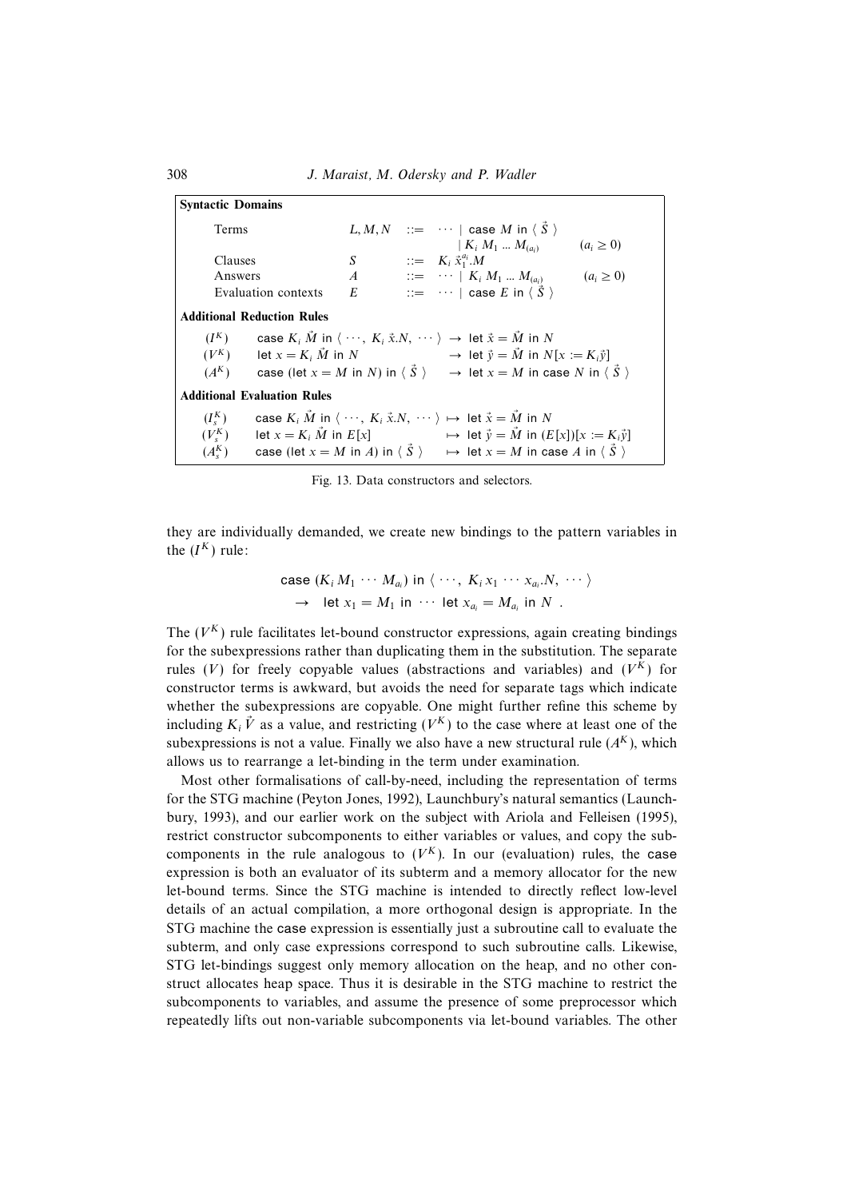**Syntactic Domains**

| | | | |
|---|---|---|---|
| Terms | $L, M, N$ | $::= \cdots \mid \mathsf{case}\ M\ \mathsf{in}\ \langle\ \vec{S}\ \rangle$ | |
| | | $\mid K_i\ M_1 \ldots M_{(a_i)}$ | $(a_i \geq 0)$ |
| Clauses | $S$ | $::= K_i\ \vec{x}_1^{a_i}.M$ | |
| Answers | $A$ | $::= \cdots \mid K_i\ M_1 \ldots M_{(a_i)}$ | $(a_i \geq 0)$ |
| Evaluation contexts | $E$ | $::= \cdots \mid \mathsf{case}\ E\ \mathsf{in}\ \langle\ \vec{S}\ \rangle$ | |

**Additional Reduction Rules**

| | | |
|---|---|---|
| $(I^K)$ | $\mathsf{case}\ K_i\ \vec{M}\ \mathsf{in}\ \langle \cdots, K_i\ \vec{x}.N, \cdots \rangle$ | $\rightarrow \mathsf{let}\ \vec{x} = \vec{M}\ \mathsf{in}\ N$ |
| $(V^K)$ | $\mathsf{let}\ x = K_i\ \vec{M}\ \mathsf{in}\ N$ | $\rightarrow \mathsf{let}\ \vec{y} = \vec{M}\ \mathsf{in}\ N[x := K_i \vec{y}]$ |
| $(A^K)$ | $\mathsf{case}\ (\mathsf{let}\ x = M\ \mathsf{in}\ N)\ \mathsf{in}\ \langle\ \vec{S}\ \rangle$ | $\rightarrow \mathsf{let}\ x = M\ \mathsf{in}\ \mathsf{case}\ N\ \mathsf{in}\ \langle\ \vec{S}\ \rangle$ |

**Additional Evaluation Rules**

| | | |
|---|---|---|
| $(I^K_s)$ | $\mathsf{case}\ K_i\ \vec{M}\ \mathsf{in}\ \langle \cdots, K_i\ \vec{x}.N, \cdots \rangle$ | $\mapsto \mathsf{let}\ \vec{x} = \vec{M}\ \mathsf{in}\ N$ |
| $(V^K_s)$ | $\mathsf{let}\ x = K_i\ \vec{M}\ \mathsf{in}\ E[x]$ | $\mapsto \mathsf{let}\ \vec{y} = \vec{M}\ \mathsf{in}\ (E[x])[x := K_i \vec{y}]$ |
| $(A^K_s)$ | $\mathsf{case}\ (\mathsf{let}\ x = M\ \mathsf{in}\ A)\ \mathsf{in}\ \langle\ \vec{S}\ \rangle$ | $\mapsto \mathsf{let}\ x = M\ \mathsf{in}\ \mathsf{case}\ A\ \mathsf{in}\ \langle\ \vec{S}\ \rangle$ |

Fig. 13. Data constructors and selectors.

they are individually demanded, we create new bindings to the pattern variables in the $(I^K)$ rule:

$$\begin{array}{l} \mathsf{case}\ (K_i\, M_1 \cdots M_{a_i})\ \mathsf{in}\ \langle\ \cdots,\ K_i\, x_1 \cdots x_{a_i}.N,\ \cdots\ \rangle \\ \quad \rightarrow\ \ \mathsf{let}\ x_1 = M_1\ \mathsf{in}\ \cdots\ \mathsf{let}\ x_{a_i} = M_{a_i}\ \mathsf{in}\ N\ . \end{array}$$

The $(V^K)$ rule facilitates let-bound constructor expressions, again creating bindings for the subexpressions rather than duplicating them in the substitution. The separate rules $(V)$ for freely copyable values (abstractions and variables) and $(V^K)$ for constructor terms is awkward, but avoids the need for separate tags which indicate whether the subexpressions are copyable. One might further refine this scheme by including $K_i\,\vec{V}$ as a value, and restricting $(V^K)$ to the case where at least one of the subexpressions is not a value. Finally we also have a new structural rule $(A^K)$, which allows us to rearrange a let-binding in the term under examination.

Most other formalisations of call-by-need, including the representation of terms for the STG machine (Peyton Jones, 1992), Launchbury's natural semantics (Launchbury, 1993), and our earlier work on the subject with Ariola and Felleisen (1995), restrict constructor subcomponents to either variables or values, and copy the subcomponents in the rule analogous to $(V^K)$. In our (evaluation) rules, the case expression is both an evaluator of its subterm and a memory allocator for the new let-bound terms. Since the STG machine is intended to directly reflect low-level details of an actual compilation, a more orthogonal design is appropriate. In the STG machine the case expression is essentially just a subroutine call to evaluate the subterm, and only case expressions correspond to such subroutine calls. Likewise, STG let-bindings suggest only memory allocation on the heap, and no other construct allocates heap space. Thus it is desirable in the STG machine to restrict the subcomponents to variables, and assume the presence of some preprocessor which repeatedly lifts out non-variable subcomponents via let-bound variables. The other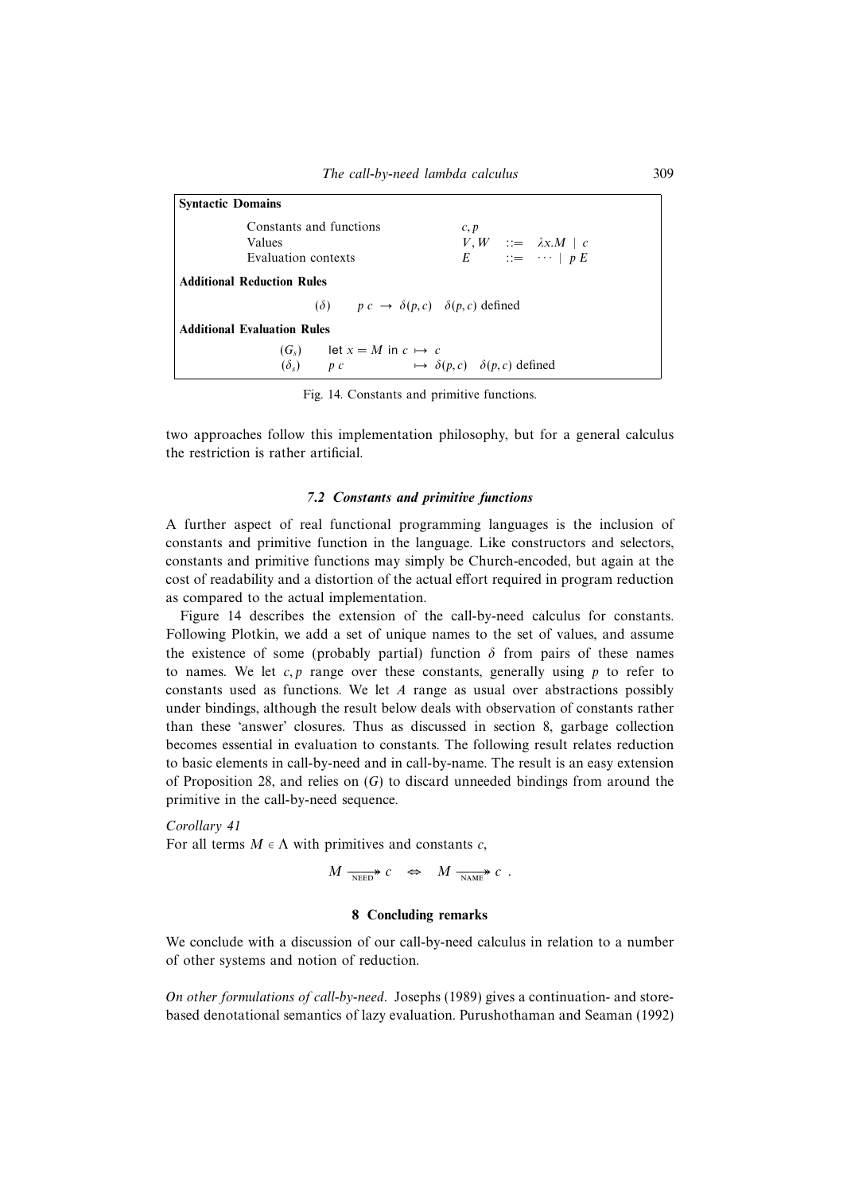**Syntactic Domains**

| | | | |
|---|---|---|---|
| Constants and functions | $c, p$ | | |
| Values | $V, W$ | $::=$ | $\lambda x.M \mid c$ |
| Evaluation contexts | $E$ | $::=$ | $\cdots \mid p\, E$ |

**Additional Reduction Rules**

$$(\delta) \qquad p\ c \ \rightarrow\ \delta(p, c) \quad \delta(p, c) \text{ defined}$$

**Additional Evaluation Rules**

$$(G_s) \qquad \mathsf{let}\ x = M\ \mathsf{in}\ c \ \mapsto\ c$$

$$(\delta_s) \qquad p\ c \ \mapsto\ \delta(p, c) \quad \delta(p, c) \text{ defined}$$

Fig. 14. Constants and primitive functions.

two approaches follow this implementation philosophy, but for a general calculus the restriction is rather artificial.

### 7.2 Constants and primitive functions

A further aspect of real functional programming languages is the inclusion of constants and primitive function in the language. Like constructors and selectors, constants and primitive functions may simply be Church-encoded, but again at the cost of readability and a distortion of the actual effort required in program reduction as compared to the actual implementation.

Figure 14 describes the extension of the call-by-need calculus for constants. Following Plotkin, we add a set of unique names to the set of values, and assume the existence of some (probably partial) function $\delta$ from pairs of these names to names. We let $c, p$ range over these constants, generally using $p$ to refer to constants used as functions. We let $A$ range as usual over abstractions possibly under bindings, although the result below deals with observation of constants rather than these 'answer' closures. Thus as discussed in section 8, garbage collection becomes essential in evaluation to constants. The following result relates reduction to basic elements in call-by-need and in call-by-name. The result is an easy extension of Proposition 28, and relies on $(G)$ to discard unneeded bindings from around the primitive in the call-by-need sequence.

*Corollary 41*
For all terms $M \in \Lambda$ with primitives and constants $c$,

$$M \xrightarrow[\text{NEED}]{} \!\!\!\!\rightarrow c \quad \Leftrightarrow \quad M \xrightarrow[\text{NAME}]{} \!\!\!\!\rightarrow c\ .$$

## 8 Concluding remarks

We conclude with a discussion of our call-by-need calculus in relation to a number of other systems and notion of reduction.

*On other formulations of call-by-need.* Josephs (1989) gives a continuation- and store-based denotational semantics of lazy evaluation. Purushothaman and Seaman (1992)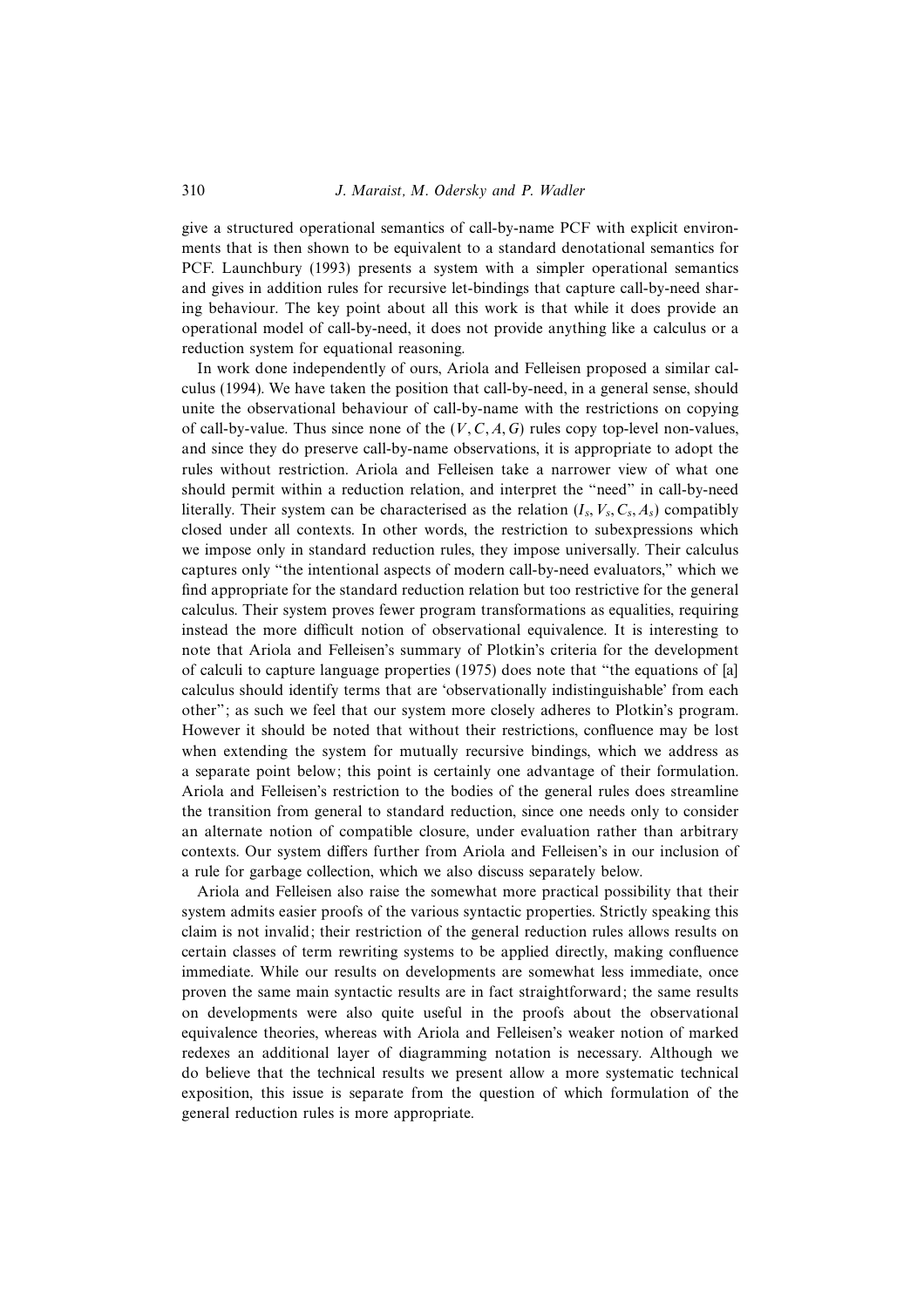give a structured operational semantics of call-by-name PCF with explicit environments that is then shown to be equivalent to a standard denotational semantics for PCF. Launchbury (1993) presents a system with a simpler operational semantics and gives in addition rules for recursive let-bindings that capture call-by-need sharing behaviour. The key point about all this work is that while it does provide an operational model of call-by-need, it does not provide anything like a calculus or a reduction system for equational reasoning.

In work done independently of ours, Ariola and Felleisen proposed a similar calculus (1994). We have taken the position that call-by-need, in a general sense, should unite the observational behaviour of call-by-name with the restrictions on copying of call-by-value. Thus since none of the $(V, C, A, G)$ rules copy top-level non-values, and since they do preserve call-by-name observations, it is appropriate to adopt the rules without restriction. Ariola and Felleisen take a narrower view of what one should permit within a reduction relation, and interpret the "need" in call-by-need literally. Their system can be characterised as the relation $(I_s, V_s, C_s, A_s)$ compatibly closed under all contexts. In other words, the restriction to subexpressions which we impose only in standard reduction rules, they impose universally. Their calculus captures only "the intentional aspects of modern call-by-need evaluators," which we find appropriate for the standard reduction relation but too restrictive for the general calculus. Their system proves fewer program transformations as equalities, requiring instead the more difficult notion of observational equivalence. It is interesting to note that Ariola and Felleisen's summary of Plotkin's criteria for the development of calculi to capture language properties (1975) does note that "the equations of [a] calculus should identify terms that are 'observationally indistinguishable' from each other"; as such we feel that our system more closely adheres to Plotkin's program. However it should be noted that without their restrictions, confluence may be lost when extending the system for mutually recursive bindings, which we address as a separate point below; this point is certainly one advantage of their formulation. Ariola and Felleisen's restriction to the bodies of the general rules does streamline the transition from general to standard reduction, since one needs only to consider an alternate notion of compatible closure, under evaluation rather than arbitrary contexts. Our system differs further from Ariola and Felleisen's in our inclusion of a rule for garbage collection, which we also discuss separately below.

Ariola and Felleisen also raise the somewhat more practical possibility that their system admits easier proofs of the various syntactic properties. Strictly speaking this claim is not invalid; their restriction of the general reduction rules allows results on certain classes of term rewriting systems to be applied directly, making confluence immediate. While our results on developments are somewhat less immediate, once proven the same main syntactic results are in fact straightforward; the same results on developments were also quite useful in the proofs about the observational equivalence theories, whereas with Ariola and Felleisen's weaker notion of marked redexes an additional layer of diagramming notation is necessary. Although we do believe that the technical results we present allow a more systematic technical exposition, this issue is separate from the question of which formulation of the general reduction rules is more appropriate.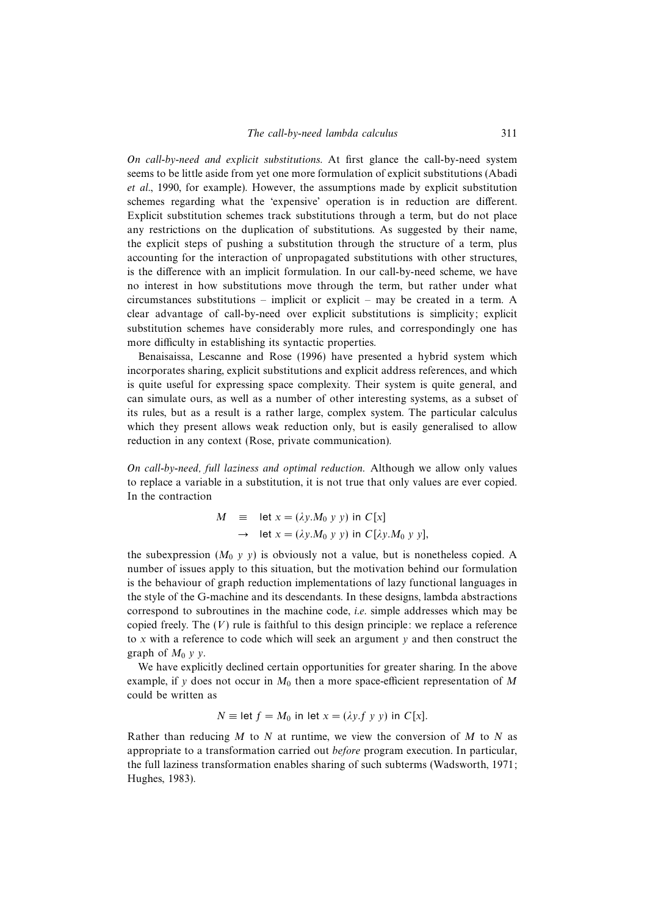*On call-by-need and explicit substitutions.* At first glance the call-by-need system seems to be little aside from yet one more formulation of explicit substitutions (Abadi *et al.*, 1990, for example). However, the assumptions made by explicit substitution schemes regarding what the 'expensive' operation is in reduction are different. Explicit substitution schemes track substitutions through a term, but do not place any restrictions on the duplication of substitutions. As suggested by their name, the explicit steps of pushing a substitution through the structure of a term, plus accounting for the interaction of unpropagated substitutions with other structures, is the difference with an implicit formulation. In our call-by-need scheme, we have no interest in how substitutions move through the term, but rather under what circumstances substitutions – implicit or explicit – may be created in a term. A clear advantage of call-by-need over explicit substitutions is simplicity; explicit substitution schemes have considerably more rules, and correspondingly one has more difficulty in establishing its syntactic properties.

Benaisaissa, Lescanne and Rose (1996) have presented a hybrid system which incorporates sharing, explicit substitutions and explicit address references, and which is quite useful for expressing space complexity. Their system is quite general, and can simulate ours, as well as a number of other interesting systems, as a subset of its rules, but as a result is a rather large, complex system. The particular calculus which they present allows weak reduction only, but is easily generalised to allow reduction in any context (Rose, private communication).

*On call-by-need, full laziness and optimal reduction.* Although we allow only values to replace a variable in a substitution, it is not true that only values are ever copied. In the contraction

$$
\begin{aligned}
M \quad &\equiv \quad \mathsf{let}\ x = (\lambda y.M_0\ y\ y)\ \mathsf{in}\ C[x] \\
&\rightarrow \quad \mathsf{let}\ x = (\lambda y.M_0\ y\ y)\ \mathsf{in}\ C[\lambda y.M_0\ y\ y],
\end{aligned}
$$

the subexpression $(M_0\ y\ y)$ is obviously not a value, but is nonetheless copied. A number of issues apply to this situation, but the motivation behind our formulation is the behaviour of graph reduction implementations of lazy functional languages in the style of the G-machine and its descendants. In these designs, lambda abstractions correspond to subroutines in the machine code, *i.e.* simple addresses which may be copied freely. The $(V)$ rule is faithful to this design principle: we replace a reference to $x$ with a reference to code which will seek an argument $y$ and then construct the graph of $M_0\ y\ y$.

We have explicitly declined certain opportunities for greater sharing. In the above example, if $y$ does not occur in $M_0$ then a more space-efficient representation of $M$ could be written as

$$
N \equiv \mathsf{let}\ f = M_0\ \mathsf{in}\ \mathsf{let}\ x = (\lambda y.f\ y\ y)\ \mathsf{in}\ C[x].
$$

Rather than reducing $M$ to $N$ at runtime, we view the conversion of $M$ to $N$ as appropriate to a transformation carried out *before* program execution. In particular, the full laziness transformation enables sharing of such subterms (Wadsworth, 1971; Hughes, 1983).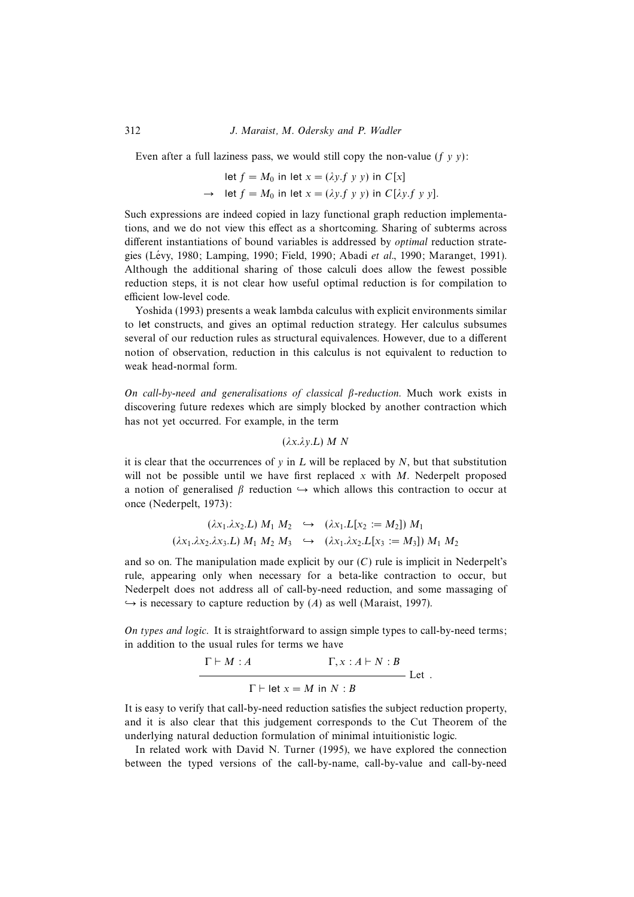Even after a full laziness pass, we would still copy the non-value $(f\ y\ y)$:

$$
\begin{aligned}
& \textsf{let } f = M_0 \textsf{ in let } x = (\lambda y.f\ y\ y) \textsf{ in } C[x] \\
\rightarrow\ & \textsf{let } f = M_0 \textsf{ in let } x = (\lambda y.f\ y\ y) \textsf{ in } C[\lambda y.f\ y\ y].
\end{aligned}
$$

Such expressions are indeed copied in lazy functional graph reduction implementations, and we do not view this effect as a shortcoming. Sharing of subterms across different instantiations of bound variables is addressed by *optimal* reduction strategies (Lévy, 1980; Lamping, 1990; Field, 1990; Abadi *et al.*, 1990; Maranget, 1991). Although the additional sharing of those calculi does allow the fewest possible reduction steps, it is not clear how useful optimal reduction is for compilation to efficient low-level code.

Yoshida (1993) presents a weak lambda calculus with explicit environments similar to let constructs, and gives an optimal reduction strategy. Her calculus subsumes several of our reduction rules as structural equivalences. However, due to a different notion of observation, reduction in this calculus is not equivalent to reduction to weak head-normal form.

*On call-by-need and generalisations of classical $\beta$-reduction.* Much work exists in discovering future redexes which are simply blocked by another contraction which has not yet occurred. For example, in the term

$$(\lambda x.\lambda y.L)\ M\ N$$

it is clear that the occurrences of $y$ in $L$ will be replaced by $N$, but that substitution will not be possible until we have first replaced $x$ with $M$. Nederpelt proposed a notion of generalised $\beta$ reduction $\hookrightarrow$ which allows this contraction to occur at once (Nederpelt, 1973):

$$
\begin{aligned}
(\lambda x_1.\lambda x_2.L)\ M_1\ M_2 &\hookrightarrow (\lambda x_1.L[x_2 := M_2])\ M_1 \\
(\lambda x_1.\lambda x_2.\lambda x_3.L)\ M_1\ M_2\ M_3 &\hookrightarrow (\lambda x_1.\lambda x_2.L[x_3 := M_3])\ M_1\ M_2
\end{aligned}
$$

and so on. The manipulation made explicit by our $(C)$ rule is implicit in Nederpelt's rule, appearing only when necessary for a beta-like contraction to occur, but Nederpelt does not address all of call-by-need reduction, and some massaging of $\hookrightarrow$ is necessary to capture reduction by $(A)$ as well (Maraist, 1997).

*On types and logic.* It is straightforward to assign simple types to call-by-need terms; in addition to the usual rules for terms we have

$$\frac{\Gamma \vdash M : A \qquad \Gamma, x : A \vdash N : B}{\Gamma \vdash \textsf{let } x = M \textsf{ in } N : B}\ \text{Let}\ .$$

It is easy to verify that call-by-need reduction satisfies the subject reduction property, and it is also clear that this judgement corresponds to the Cut Theorem of the underlying natural deduction formulation of minimal intuitionistic logic.

In related work with David N. Turner (1995), we have explored the connection between the typed versions of the call-by-name, call-by-value and call-by-need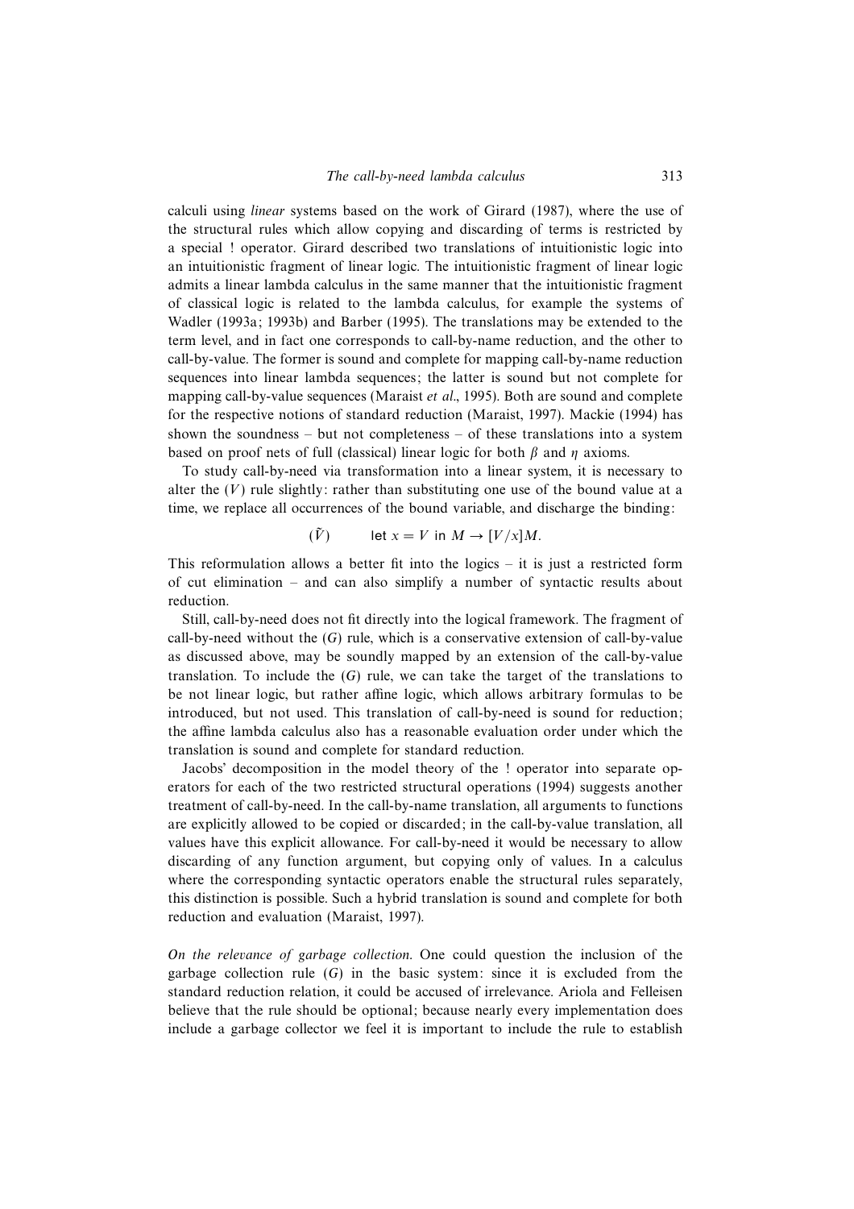calculi using *linear* systems based on the work of Girard (1987), where the use of the structural rules which allow copying and discarding of terms is restricted by a special ! operator. Girard described two translations of intuitionistic logic into an intuitionistic fragment of linear logic. The intuitionistic fragment of linear logic admits a linear lambda calculus in the same manner that the intuitionistic fragment of classical logic is related to the lambda calculus, for example the systems of Wadler (1993a; 1993b) and Barber (1995). The translations may be extended to the term level, and in fact one corresponds to call-by-name reduction, and the other to call-by-value. The former is sound and complete for mapping call-by-name reduction sequences into linear lambda sequences; the latter is sound but not complete for mapping call-by-value sequences (Maraist *et al*., 1995). Both are sound and complete for the respective notions of standard reduction (Maraist, 1997). Mackie (1994) has shown the soundness – but not completeness – of these translations into a system based on proof nets of full (classical) linear logic for both $\beta$ and $\eta$ axioms.

To study call-by-need via transformation into a linear system, it is necessary to alter the $(V)$ rule slightly: rather than substituting one use of the bound value at a time, we replace all occurrences of the bound variable, and discharge the binding:

$$(\tilde{V}) \qquad \mathsf{let}\ x = V\ \mathsf{in}\ M \rightarrow [V/x]M.$$

This reformulation allows a better fit into the logics – it is just a restricted form of cut elimination – and can also simplify a number of syntactic results about reduction.

Still, call-by-need does not fit directly into the logical framework. The fragment of call-by-need without the $(G)$ rule, which is a conservative extension of call-by-value as discussed above, may be soundly mapped by an extension of the call-by-value translation. To include the $(G)$ rule, we can take the target of the translations to be not linear logic, but rather affine logic, which allows arbitrary formulas to be introduced, but not used. This translation of call-by-need is sound for reduction; the affine lambda calculus also has a reasonable evaluation order under which the translation is sound and complete for standard reduction.

Jacobs' decomposition in the model theory of the ! operator into separate operators for each of the two restricted structural operations (1994) suggests another treatment of call-by-need. In the call-by-name translation, all arguments to functions are explicitly allowed to be copied or discarded; in the call-by-value translation, all values have this explicit allowance. For call-by-need it would be necessary to allow discarding of any function argument, but copying only of values. In a calculus where the corresponding syntactic operators enable the structural rules separately, this distinction is possible. Such a hybrid translation is sound and complete for both reduction and evaluation (Maraist, 1997).

*On the relevance of garbage collection.* One could question the inclusion of the garbage collection rule $(G)$ in the basic system: since it is excluded from the standard reduction relation, it could be accused of irrelevance. Ariola and Felleisen believe that the rule should be optional; because nearly every implementation does include a garbage collector we feel it is important to include the rule to establish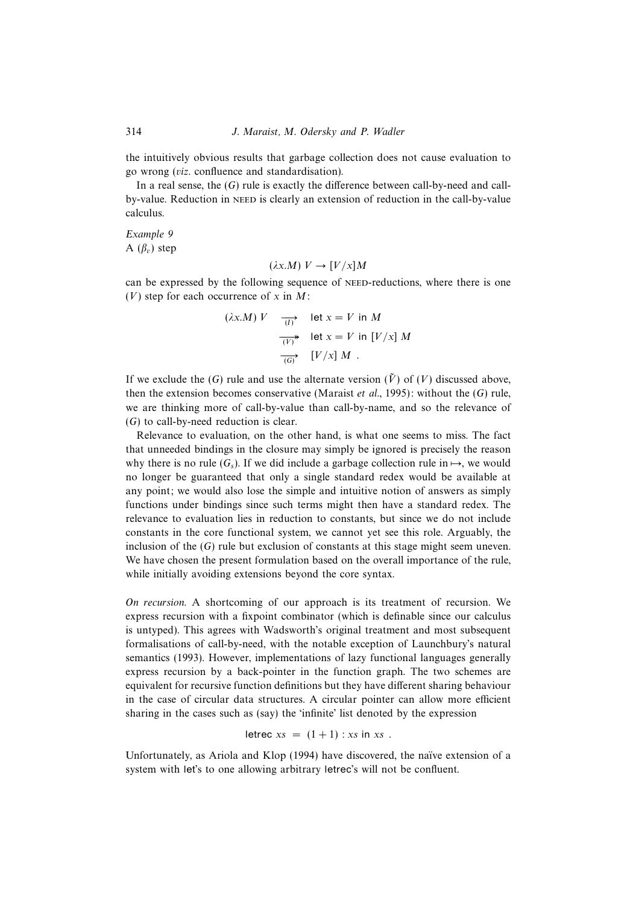the intuitively obvious results that garbage collection does not cause evaluation to go wrong (*viz.* confluence and standardisation).

In a real sense, the $(G)$ rule is exactly the difference between call-by-need and call-by-value. Reduction in NEED is clearly an extension of reduction in the call-by-value calculus.

*Example 9*
A $(\beta_v)$ step

$$(\lambda x.M)\ V \rightarrow [V/x]M$$

can be expressed by the following sequence of NEED-reductions, where there is one $(V)$ step for each occurrence of $x$ in $M$:

$$\begin{aligned}
(\lambda x.M)\ V \quad & \xrightarrow[(I)]{} \quad \mathsf{let}\ x = V\ \mathsf{in}\ M \\
& \xrightarrow[(V)]{} \!\!\!\!\rightarrow \quad \mathsf{let}\ x = V\ \mathsf{in}\ [V/x]\ M \\
& \xrightarrow[(G)]{} \quad [V/x]\ M\ .
\end{aligned}$$

If we exclude the $(G)$ rule and use the alternate version $(\tilde{V})$ of $(V)$ discussed above, then the extension becomes conservative (Maraist *et al.*, 1995): without the $(G)$ rule, we are thinking more of call-by-value than call-by-name, and so the relevance of $(G)$ to call-by-need reduction is clear.

Relevance to evaluation, on the other hand, is what one seems to miss. The fact that unneeded bindings in the closure may simply be ignored is precisely the reason why there is no rule $(G_s)$. If we did include a garbage collection rule in $\mapsto$, we would no longer be guaranteed that only a single standard redex would be available at any point; we would also lose the simple and intuitive notion of answers as simply functions under bindings since such terms might then have a standard redex. The relevance to evaluation lies in reduction to constants, but since we do not include constants in the core functional system, we cannot yet see this role. Arguably, the inclusion of the $(G)$ rule but exclusion of constants at this stage might seem uneven. We have chosen the present formulation based on the overall importance of the rule, while initially avoiding extensions beyond the core syntax.

*On recursion.* A shortcoming of our approach is its treatment of recursion. We express recursion with a fixpoint combinator (which is definable since our calculus is untyped). This agrees with Wadsworth's original treatment and most subsequent formalisations of call-by-need, with the notable exception of Launchbury's natural semantics (1993). However, implementations of lazy functional languages generally express recursion by a back-pointer in the function graph. The two schemes are equivalent for recursive function definitions but they have different sharing behaviour in the case of circular data structures. A circular pointer can allow more efficient sharing in the cases such as (say) the 'infinite' list denoted by the expression

$$\mathsf{letrec}\ xs\ =\ (1+1) : xs\ \mathsf{in}\ xs\ .$$

Unfortunately, as Ariola and Klop (1994) have discovered, the naïve extension of a system with let's to one allowing arbitrary letrec's will not be confluent.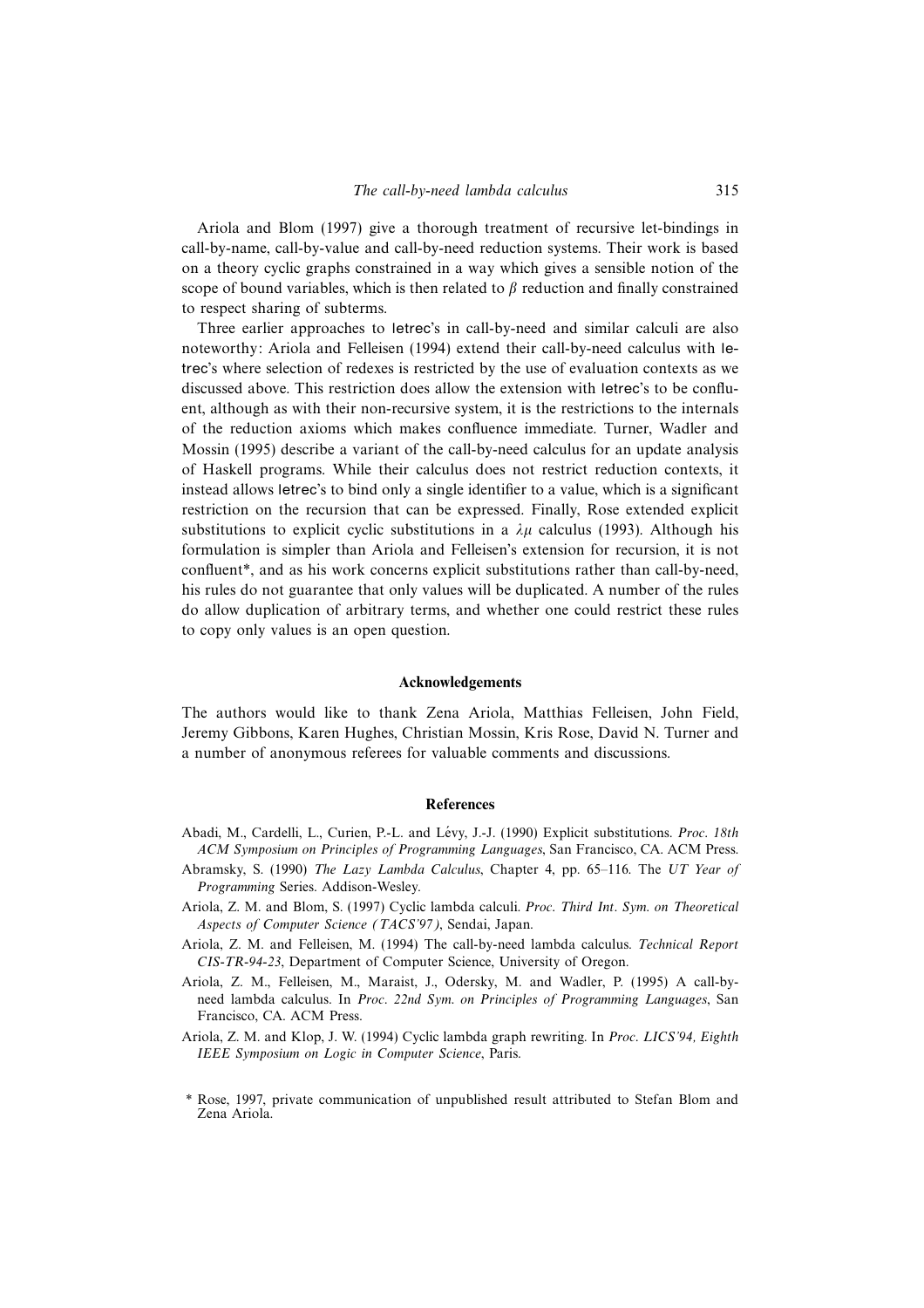Ariola and Blom (1997) give a thorough treatment of recursive let-bindings in call-by-name, call-by-value and call-by-need reduction systems. Their work is based on a theory cyclic graphs constrained in a way which gives a sensible notion of the scope of bound variables, which is then related to $\beta$ reduction and finally constrained to respect sharing of subterms.

Three earlier approaches to letrec's in call-by-need and similar calculi are also noteworthy: Ariola and Felleisen (1994) extend their call-by-need calculus with letrec's where selection of redexes is restricted by the use of evaluation contexts as we discussed above. This restriction does allow the extension with letrec's to be confluent, although as with their non-recursive system, it is the restrictions to the internals of the reduction axioms which makes confluence immediate. Turner, Wadler and Mossin (1995) describe a variant of the call-by-need calculus for an update analysis of Haskell programs. While their calculus does not restrict reduction contexts, it instead allows letrec's to bind only a single identifier to a value, which is a significant restriction on the recursion that can be expressed. Finally, Rose extended explicit substitutions to explicit cyclic substitutions in a $\lambda\mu$ calculus (1993). Although his formulation is simpler than Ariola and Felleisen's extension for recursion, it is not confluent*, and as his work concerns explicit substitutions rather than call-by-need, his rules do not guarantee that only values will be duplicated. A number of the rules do allow duplication of arbitrary terms, and whether one could restrict these rules to copy only values is an open question.

## Acknowledgements

The authors would like to thank Zena Ariola, Matthias Felleisen, John Field, Jeremy Gibbons, Karen Hughes, Christian Mossin, Kris Rose, David N. Turner and a number of anonymous referees for valuable comments and discussions.

## References

Abadi, M., Cardelli, L., Curien, P.-L. and Lévy, J.-J. (1990) Explicit substitutions. *Proc. 18th ACM Symposium on Principles of Programming Languages*, San Francisco, CA. ACM Press.

Abramsky, S. (1990) *The Lazy Lambda Calculus*, Chapter 4, pp. 65–116. The *UT Year of Programming* Series. Addison-Wesley.

Ariola, Z. M. and Blom, S. (1997) Cyclic lambda calculi. *Proc. Third Int. Sym. on Theoretical Aspects of Computer Science (TACS'97)*, Sendai, Japan.

Ariola, Z. M. and Felleisen, M. (1994) The call-by-need lambda calculus. *Technical Report CIS-TR-94-23*, Department of Computer Science, University of Oregon.

Ariola, Z. M., Felleisen, M., Maraist, J., Odersky, M. and Wadler, P. (1995) A call-by-need lambda calculus. In *Proc. 22nd Sym. on Principles of Programming Languages*, San Francisco, CA. ACM Press.

Ariola, Z. M. and Klop, J. W. (1994) Cyclic lambda graph rewriting. In *Proc. LICS'94, Eighth IEEE Symposium on Logic in Computer Science*, Paris.

\* Rose, 1997, private communication of unpublished result attributed to Stefan Blom and Zena Ariola.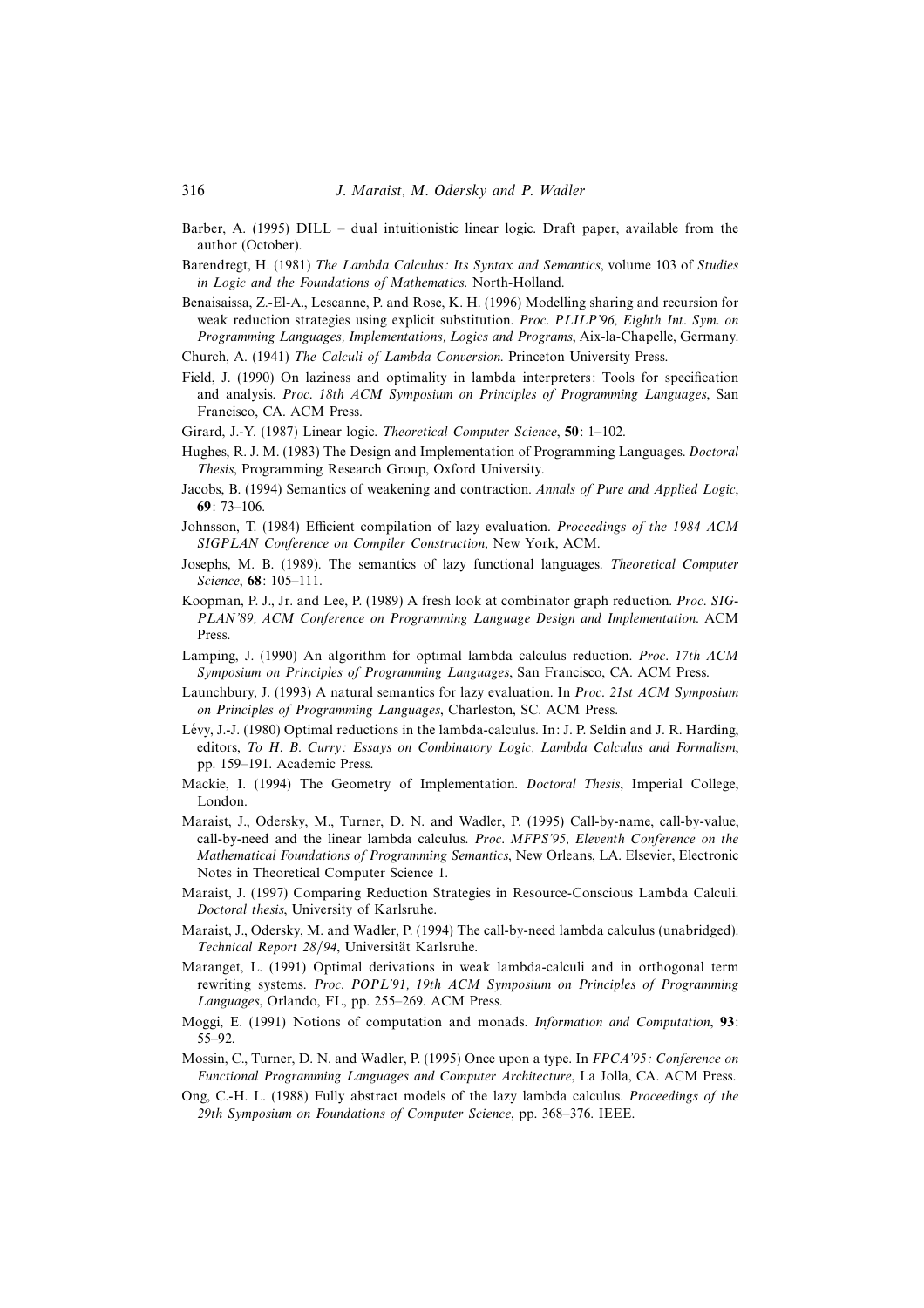Barber, A. (1995) DILL – dual intuitionistic linear logic. Draft paper, available from the author (October).

Barendregt, H. (1981) *The Lambda Calculus: Its Syntax and Semantics*, volume 103 of *Studies in Logic and the Foundations of Mathematics*. North-Holland.

Benaisaissa, Z.-El-A., Lescanne, P. and Rose, K. H. (1996) Modelling sharing and recursion for weak reduction strategies using explicit substitution. *Proc. PLILP'96, Eighth Int. Sym. on Programming Languages, Implementations, Logics and Programs*, Aix-la-Chapelle, Germany.

Church, A. (1941) *The Calculi of Lambda Conversion*. Princeton University Press.

Field, J. (1990) On laziness and optimality in lambda interpreters: Tools for specification and analysis. *Proc. 18th ACM Symposium on Principles of Programming Languages*, San Francisco, CA. ACM Press.

Girard, J.-Y. (1987) Linear logic. *Theoretical Computer Science*, **50**: 1–102.

Hughes, R. J. M. (1983) The Design and Implementation of Programming Languages. *Doctoral Thesis*, Programming Research Group, Oxford University.

Jacobs, B. (1994) Semantics of weakening and contraction. *Annals of Pure and Applied Logic*, **69**: 73–106.

Johnsson, T. (1984) Efficient compilation of lazy evaluation. *Proceedings of the 1984 ACM SIGPLAN Conference on Compiler Construction*, New York, ACM.

Josephs, M. B. (1989). The semantics of lazy functional languages. *Theoretical Computer Science*, **68**: 105–111.

Koopman, P. J., Jr. and Lee, P. (1989) A fresh look at combinator graph reduction. *Proc. SIGPLAN'89, ACM Conference on Programming Language Design and Implementation*. ACM Press.

Lamping, J. (1990) An algorithm for optimal lambda calculus reduction. *Proc. 17th ACM Symposium on Principles of Programming Languages*, San Francisco, CA. ACM Press.

Launchbury, J. (1993) A natural semantics for lazy evaluation. In *Proc. 21st ACM Symposium on Principles of Programming Languages*, Charleston, SC. ACM Press.

Lévy, J.-J. (1980) Optimal reductions in the lambda-calculus. In: J. P. Seldin and J. R. Harding, editors, *To H. B. Curry: Essays on Combinatory Logic, Lambda Calculus and Formalism*, pp. 159–191. Academic Press.

Mackie, I. (1994) The Geometry of Implementation. *Doctoral Thesis*, Imperial College, London.

Maraist, J., Odersky, M., Turner, D. N. and Wadler, P. (1995) Call-by-name, call-by-value, call-by-need and the linear lambda calculus. *Proc. MFPS'95, Eleventh Conference on the Mathematical Foundations of Programming Semantics*, New Orleans, LA. Elsevier, Electronic Notes in Theoretical Computer Science 1.

Maraist, J. (1997) Comparing Reduction Strategies in Resource-Conscious Lambda Calculi. *Doctoral thesis*, University of Karlsruhe.

Maraist, J., Odersky, M. and Wadler, P. (1994) The call-by-need lambda calculus (unabridged). *Technical Report 28/94*, Universität Karlsruhe.

Maranget, L. (1991) Optimal derivations in weak lambda-calculi and in orthogonal term rewriting systems. *Proc. POPL'91, 19th ACM Symposium on Principles of Programming Languages*, Orlando, FL, pp. 255–269. ACM Press.

Moggi, E. (1991) Notions of computation and monads. *Information and Computation*, **93**: 55–92.

Mossin, C., Turner, D. N. and Wadler, P. (1995) Once upon a type. In *FPCA'95: Conference on Functional Programming Languages and Computer Architecture*, La Jolla, CA. ACM Press.

Ong, C.-H. L. (1988) Fully abstract models of the lazy lambda calculus. *Proceedings of the 29th Symposium on Foundations of Computer Science*, pp. 368–376. IEEE.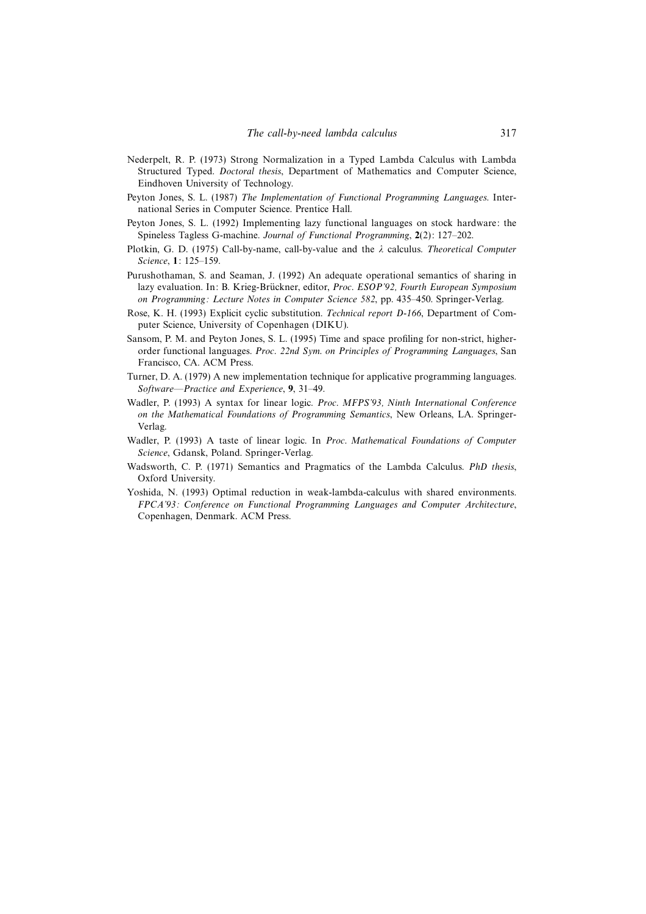Nederpelt, R. P. (1973) Strong Normalization in a Typed Lambda Calculus with Lambda Structured Typed. *Doctoral thesis*, Department of Mathematics and Computer Science, Eindhoven University of Technology.

Peyton Jones, S. L. (1987) *The Implementation of Functional Programming Languages*. International Series in Computer Science. Prentice Hall.

Peyton Jones, S. L. (1992) Implementing lazy functional languages on stock hardware: the Spineless Tagless G-machine. *Journal of Functional Programming*, **2**(2): 127–202.

Plotkin, G. D. (1975) Call-by-name, call-by-value and the $\lambda$ calculus. *Theoretical Computer Science*, **1**: 125–159.

Purushothaman, S. and Seaman, J. (1992) An adequate operational semantics of sharing in lazy evaluation. In: B. Krieg-Brückner, editor, *Proc. ESOP'92, Fourth European Symposium on Programming: Lecture Notes in Computer Science 582*, pp. 435–450. Springer-Verlag.

Rose, K. H. (1993) Explicit cyclic substitution. *Technical report D-166*, Department of Computer Science, University of Copenhagen (DIKU).

Sansom, P. M. and Peyton Jones, S. L. (1995) Time and space profiling for non-strict, higher-order functional languages. *Proc. 22nd Sym. on Principles of Programming Languages*, San Francisco, CA. ACM Press.

Turner, D. A. (1979) A new implementation technique for applicative programming languages. *Software—Practice and Experience*, **9**, 31–49.

Wadler, P. (1993) A syntax for linear logic. *Proc. MFPS'93, Ninth International Conference on the Mathematical Foundations of Programming Semantics*, New Orleans, LA. Springer-Verlag.

Wadler, P. (1993) A taste of linear logic. In *Proc. Mathematical Foundations of Computer Science*, Gdansk, Poland. Springer-Verlag.

Wadsworth, C. P. (1971) Semantics and Pragmatics of the Lambda Calculus. *PhD thesis*, Oxford University.

Yoshida, N. (1993) Optimal reduction in weak-lambda-calculus with shared environments. *FPCA'93: Conference on Functional Programming Languages and Computer Architecture*, Copenhagen, Denmark. ACM Press.